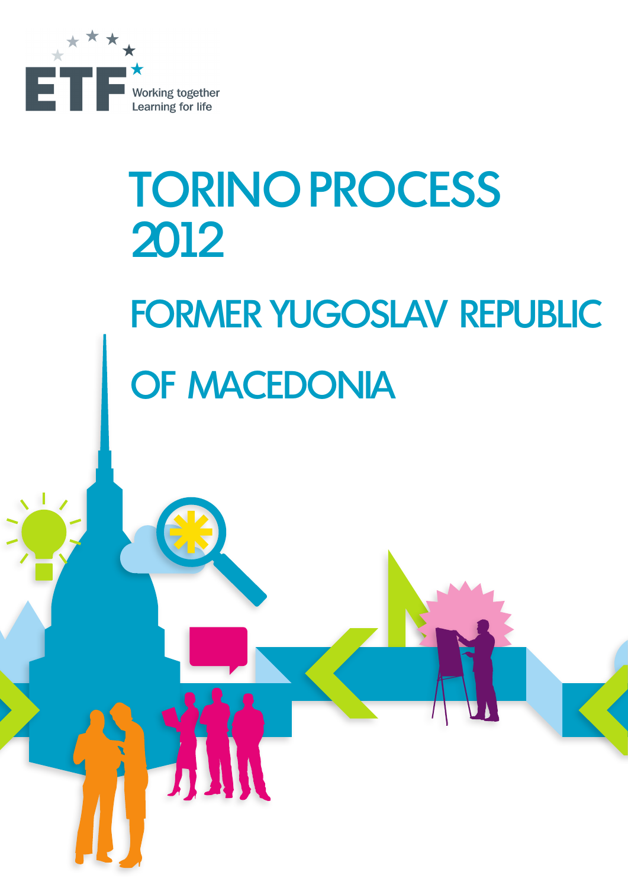ETF

Working together
Learning for life

# TORINO PROCESS 2012

## FORMER YUGOSLAV REPUBLIC OF MACEDONIA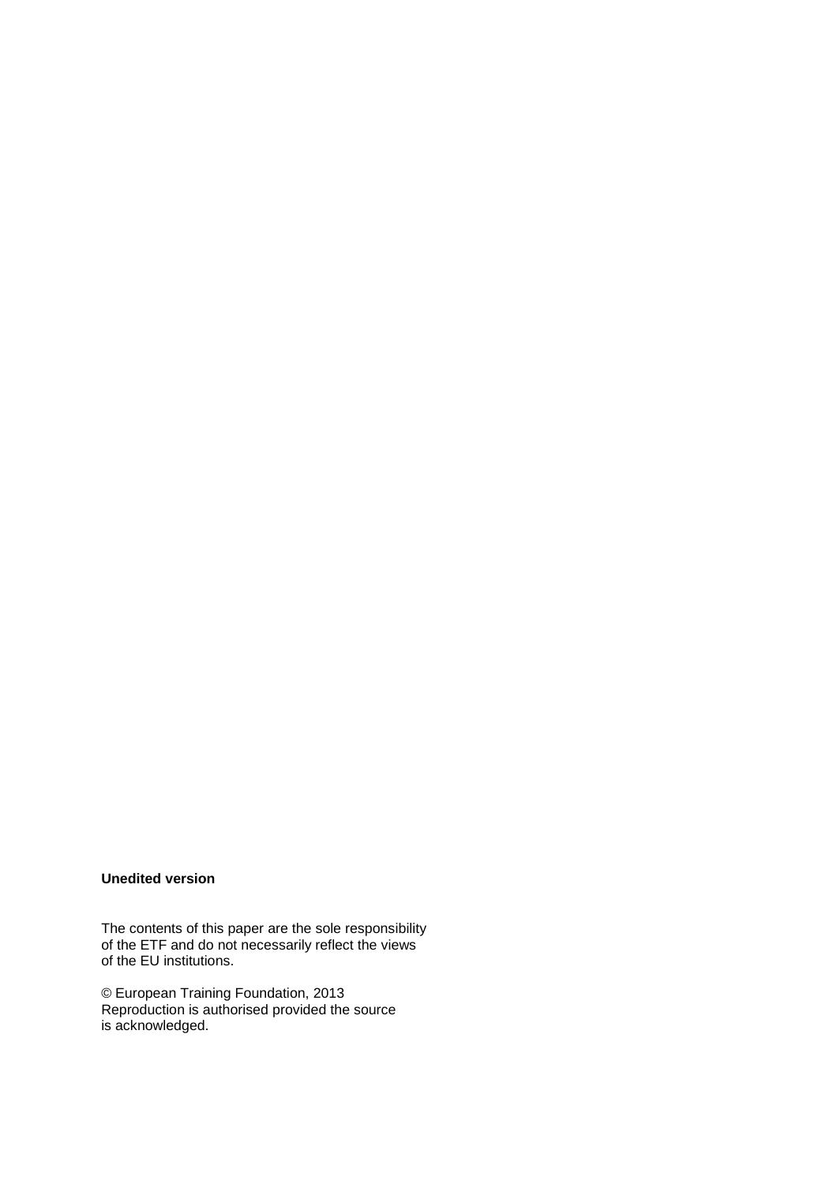**Unedited version**

The contents of this paper are the sole responsibility of the ETF and do not necessarily reflect the views of the EU institutions.

© European Training Foundation, 2013
Reproduction is authorised provided the source is acknowledged.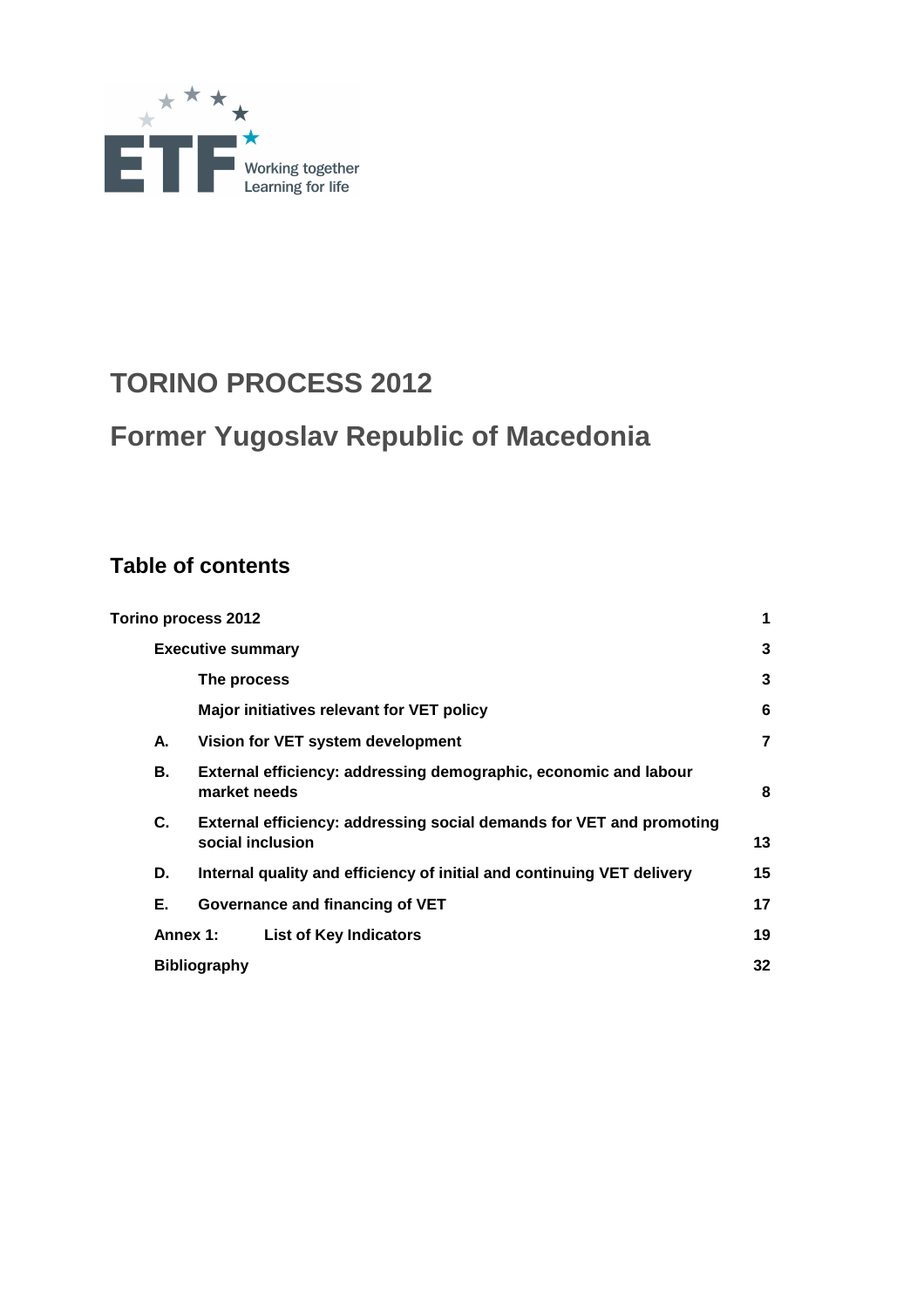# TORINO PROCESS 2012

# Former Yugoslav Republic of Macedonia

## Table of contents

| | | |
|---|---|---|
| **Torino process 2012** | | **1** |
| **Executive summary** | | **3** |
| | **The process** | **3** |
| | **Major initiatives relevant for VET policy** | **6** |
| **A.** | **Vision for VET system development** | **7** |
| **B.** | **External efficiency: addressing demographic, economic and labour market needs** | **8** |
| **C.** | **External efficiency: addressing social demands for VET and promoting social inclusion** | **13** |
| **D.** | **Internal quality and efficiency of initial and continuing VET delivery** | **15** |
| **E.** | **Governance and financing of VET** | **17** |
| **Annex 1:** | **List of Key Indicators** | **19** |
| **Bibliography** | | **32** |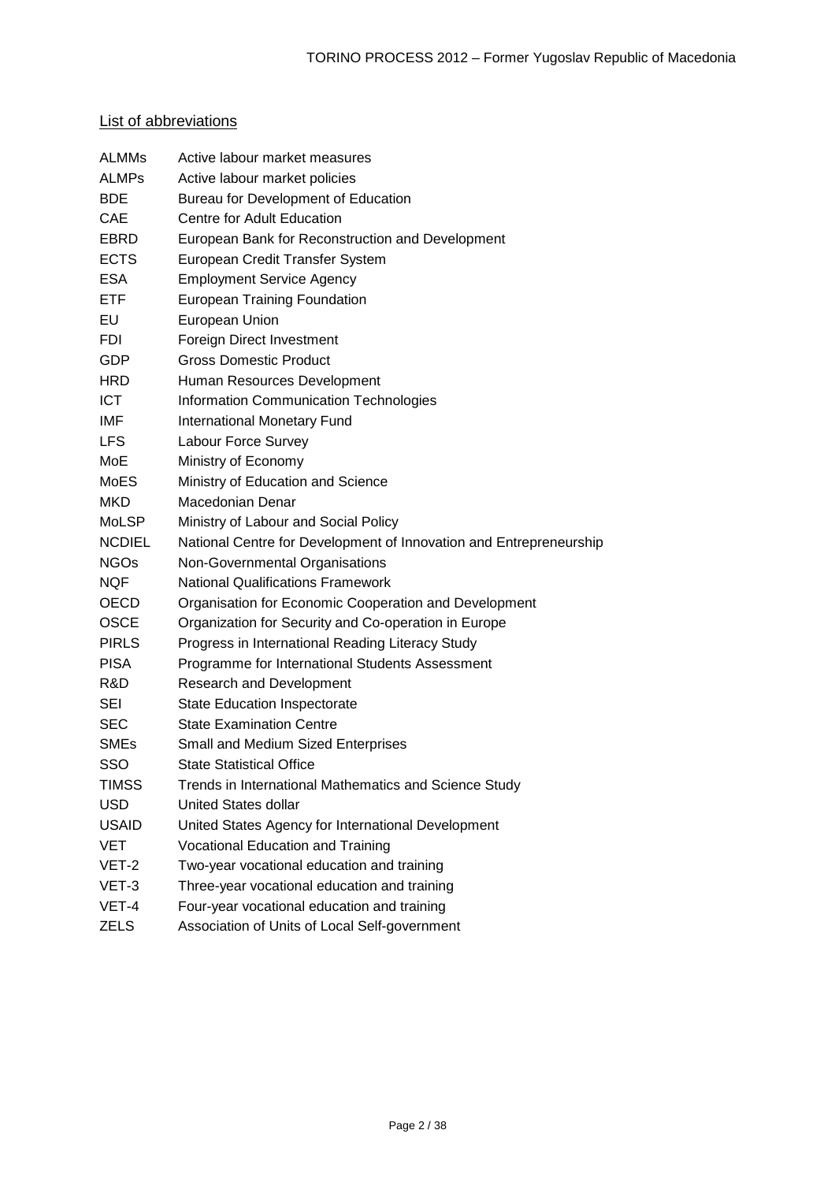List of abbreviations

| | |
|---|---|
| ALMMs | Active labour market measures |
| ALMPs | Active labour market policies |
| BDE | Bureau for Development of Education |
| CAE | Centre for Adult Education |
| EBRD | European Bank for Reconstruction and Development |
| ECTS | European Credit Transfer System |
| ESA | Employment Service Agency |
| ETF | European Training Foundation |
| EU | European Union |
| FDI | Foreign Direct Investment |
| GDP | Gross Domestic Product |
| HRD | Human Resources Development |
| ICT | Information Communication Technologies |
| IMF | International Monetary Fund |
| LFS | Labour Force Survey |
| MoE | Ministry of Economy |
| MoES | Ministry of Education and Science |
| MKD | Macedonian Denar |
| MoLSP | Ministry of Labour and Social Policy |
| NCDIEL | National Centre for Development of Innovation and Entrepreneurship |
| NGOs | Non-Governmental Organisations |
| NQF | National Qualifications Framework |
| OECD | Organisation for Economic Cooperation and Development |
| OSCE | Organization for Security and Co-operation in Europe |
| PIRLS | Progress in International Reading Literacy Study |
| PISA | Programme for International Students Assessment |
| R&D | Research and Development |
| SEI | State Education Inspectorate |
| SEC | State Examination Centre |
| SMEs | Small and Medium Sized Enterprises |
| SSO | State Statistical Office |
| TIMSS | Trends in International Mathematics and Science Study |
| USD | United States dollar |
| USAID | United States Agency for International Development |
| VET | Vocational Education and Training |
| VET-2 | Two-year vocational education and training |
| VET-3 | Three-year vocational education and training |
| VET-4 | Four-year vocational education and training |
| ZELS | Association of Units of Local Self-government |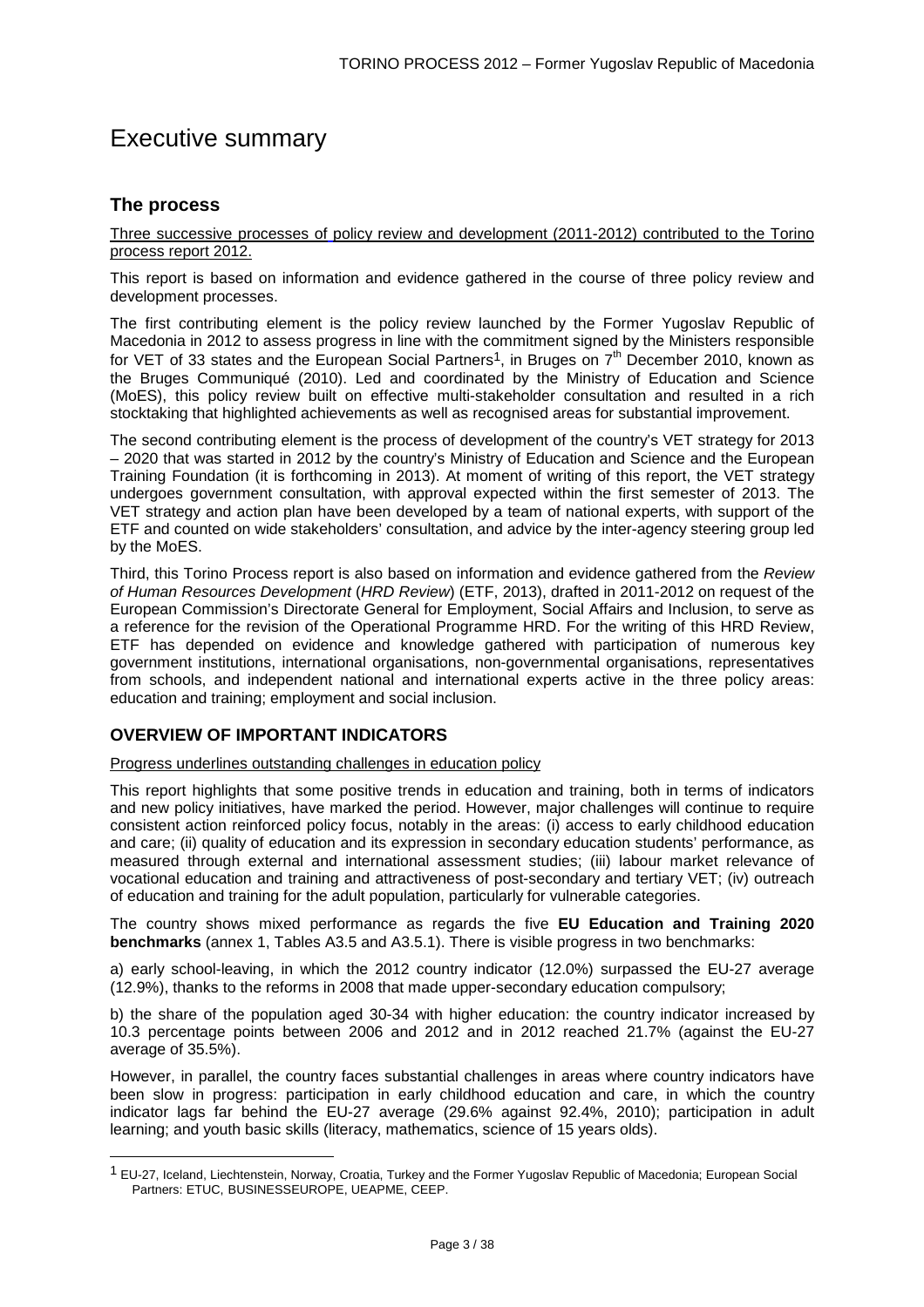# Executive summary

## The process

Three successive processes of policy review and development (2011-2012) contributed to the Torino process report 2012.

This report is based on information and evidence gathered in the course of three policy review and development processes.

The first contributing element is the policy review launched by the Former Yugoslav Republic of Macedonia in 2012 to assess progress in line with the commitment signed by the Ministers responsible for VET of 33 states and the European Social Partners[1], in Bruges on 7th December 2010, known as the Bruges Communiqué (2010). Led and coordinated by the Ministry of Education and Science (MoES), this policy review built on effective multi-stakeholder consultation and resulted in a rich stocktaking that highlighted achievements as well as recognised areas for substantial improvement.

The second contributing element is the process of development of the country's VET strategy for 2013 – 2020 that was started in 2012 by the country's Ministry of Education and Science and the European Training Foundation (it is forthcoming in 2013). At moment of writing of this report, the VET strategy undergoes government consultation, with approval expected within the first semester of 2013. The VET strategy and action plan have been developed by a team of national experts, with support of the ETF and counted on wide stakeholders' consultation, and advice by the inter-agency steering group led by the MoES.

Third, this Torino Process report is also based on information and evidence gathered from the *Review of Human Resources Development* (*HRD Review*) (ETF, 2013), drafted in 2011-2012 on request of the European Commission's Directorate General for Employment, Social Affairs and Inclusion, to serve as a reference for the revision of the Operational Programme HRD. For the writing of this HRD Review, ETF has depended on evidence and knowledge gathered with participation of numerous key government institutions, international organisations, non-governmental organisations, representatives from schools, and independent national and international experts active in the three policy areas: education and training; employment and social inclusion.

## OVERVIEW OF IMPORTANT INDICATORS

Progress underlines outstanding challenges in education policy

This report highlights that some positive trends in education and training, both in terms of indicators and new policy initiatives, have marked the period. However, major challenges will continue to require consistent action reinforced policy focus, notably in the areas: (i) access to early childhood education and care; (ii) quality of education and its expression in secondary education students' performance, as measured through external and international assessment studies; (iii) labour market relevance of vocational education and training and attractiveness of post-secondary and tertiary VET; (iv) outreach of education and training for the adult population, particularly for vulnerable categories.

The country shows mixed performance as regards the five **EU Education and Training 2020 benchmarks** (annex 1, Tables A3.5 and A3.5.1). There is visible progress in two benchmarks:

a) early school-leaving, in which the 2012 country indicator (12.0%) surpassed the EU-27 average (12.9%), thanks to the reforms in 2008 that made upper-secondary education compulsory;

b) the share of the population aged 30-34 with higher education: the country indicator increased by 10.3 percentage points between 2006 and 2012 and in 2012 reached 21.7% (against the EU-27 average of 35.5%).

However, in parallel, the country faces substantial challenges in areas where country indicators have been slow in progress: participation in early childhood education and care, in which the country indicator lags far behind the EU-27 average (29.6% against 92.4%, 2010); participation in adult learning; and youth basic skills (literacy, mathematics, science of 15 years olds).

[1] EU-27, Iceland, Liechtenstein, Norway, Croatia, Turkey and the Former Yugoslav Republic of Macedonia; European Social Partners: ETUC, BUSINESSEUROPE, UEAPME, CEEP.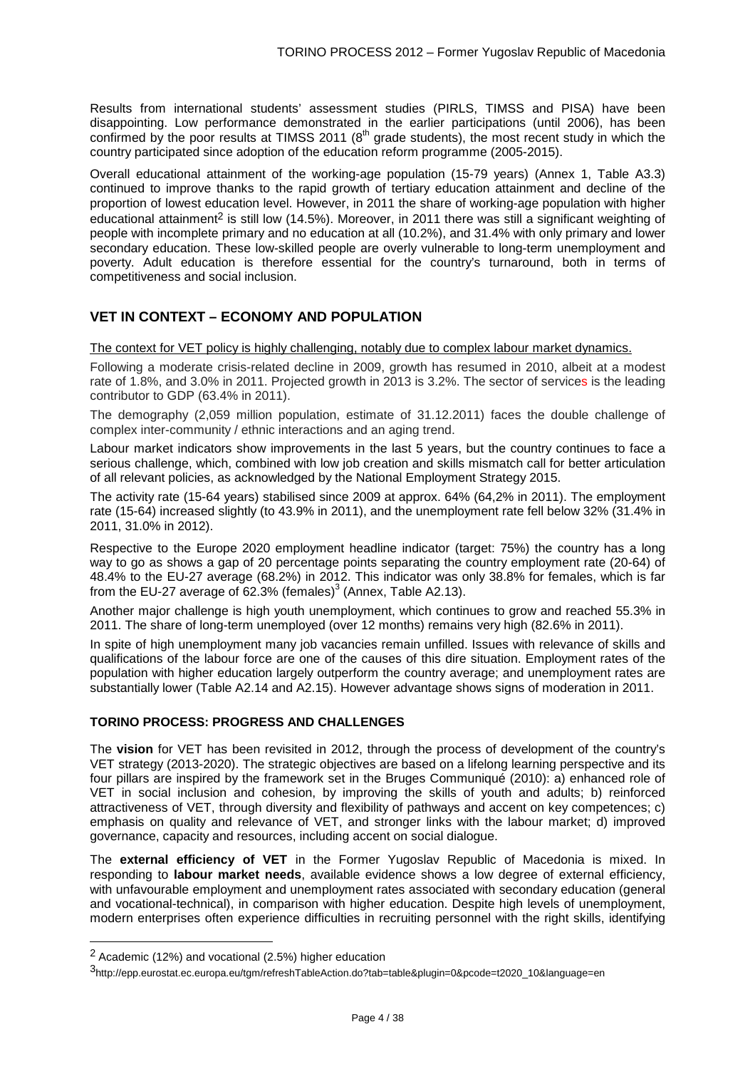Results from international students' assessment studies (PIRLS, TIMSS and PISA) have been disappointing. Low performance demonstrated in the earlier participations (until 2006), has been confirmed by the poor results at TIMSS 2011 (8th grade students), the most recent study in which the country participated since adoption of the education reform programme (2005-2015).

Overall educational attainment of the working-age population (15-79 years) (Annex 1, Table A3.3) continued to improve thanks to the rapid growth of tertiary education attainment and decline of the proportion of lowest education level. However, in 2011 the share of working-age population with higher educational attainment[2] is still low (14.5%). Moreover, in 2011 there was still a significant weighting of people with incomplete primary and no education at all (10.2%), and 31.4% with only primary and lower secondary education. These low-skilled people are overly vulnerable to long-term unemployment and poverty. Adult education is therefore essential for the country's turnaround, both in terms of competitiveness and social inclusion.

## VET IN CONTEXT – ECONOMY AND POPULATION

The context for VET policy is highly challenging, notably due to complex labour market dynamics.

Following a moderate crisis-related decline in 2009, growth has resumed in 2010, albeit at a modest rate of 1.8%, and 3.0% in 2011. Projected growth in 2013 is 3.2%. The sector of services is the leading contributor to GDP (63.4% in 2011).

The demography (2,059 million population, estimate of 31.12.2011) faces the double challenge of complex inter-community / ethnic interactions and an aging trend.

Labour market indicators show improvements in the last 5 years, but the country continues to face a serious challenge, which, combined with low job creation and skills mismatch call for better articulation of all relevant policies, as acknowledged by the National Employment Strategy 2015.

The activity rate (15-64 years) stabilised since 2009 at approx. 64% (64,2% in 2011). The employment rate (15-64) increased slightly (to 43.9% in 2011), and the unemployment rate fell below 32% (31.4% in 2011, 31.0% in 2012).

Respective to the Europe 2020 employment headline indicator (target: 75%) the country has a long way to go as shows a gap of 20 percentage points separating the country employment rate (20-64) of 48.4% to the EU-27 average (68.2%) in 2012. This indicator was only 38.8% for females, which is far from the EU-27 average of 62.3% (females)[3] (Annex, Table A2.13).

Another major challenge is high youth unemployment, which continues to grow and reached 55.3% in 2011. The share of long-term unemployed (over 12 months) remains very high (82.6% in 2011).

In spite of high unemployment many job vacancies remain unfilled. Issues with relevance of skills and qualifications of the labour force are one of the causes of this dire situation. Employment rates of the population with higher education largely outperform the country average; and unemployment rates are substantially lower (Table A2.14 and A2.15). However advantage shows signs of moderation in 2011.

### TORINO PROCESS: PROGRESS AND CHALLENGES

The **vision** for VET has been revisited in 2012, through the process of development of the country's VET strategy (2013-2020). The strategic objectives are based on a lifelong learning perspective and its four pillars are inspired by the framework set in the Bruges Communiqué (2010): a) enhanced role of VET in social inclusion and cohesion, by improving the skills of youth and adults; b) reinforced attractiveness of VET, through diversity and flexibility of pathways and accent on key competences; c) emphasis on quality and relevance of VET, and stronger links with the labour market; d) improved governance, capacity and resources, including accent on social dialogue.

The **external efficiency of VET** in the Former Yugoslav Republic of Macedonia is mixed. In responding to **labour market needs**, available evidence shows a low degree of external efficiency, with unfavourable employment and unemployment rates associated with secondary education (general and vocational-technical), in comparison with higher education. Despite high levels of unemployment, modern enterprises often experience difficulties in recruiting personnel with the right skills, identifying

[2] Academic (12%) and vocational (2.5%) higher education

[3] http://epp.eurostat.ec.europa.eu/tgm/refreshTableAction.do?tab=table&plugin=0&pcode=t2020_10&language=en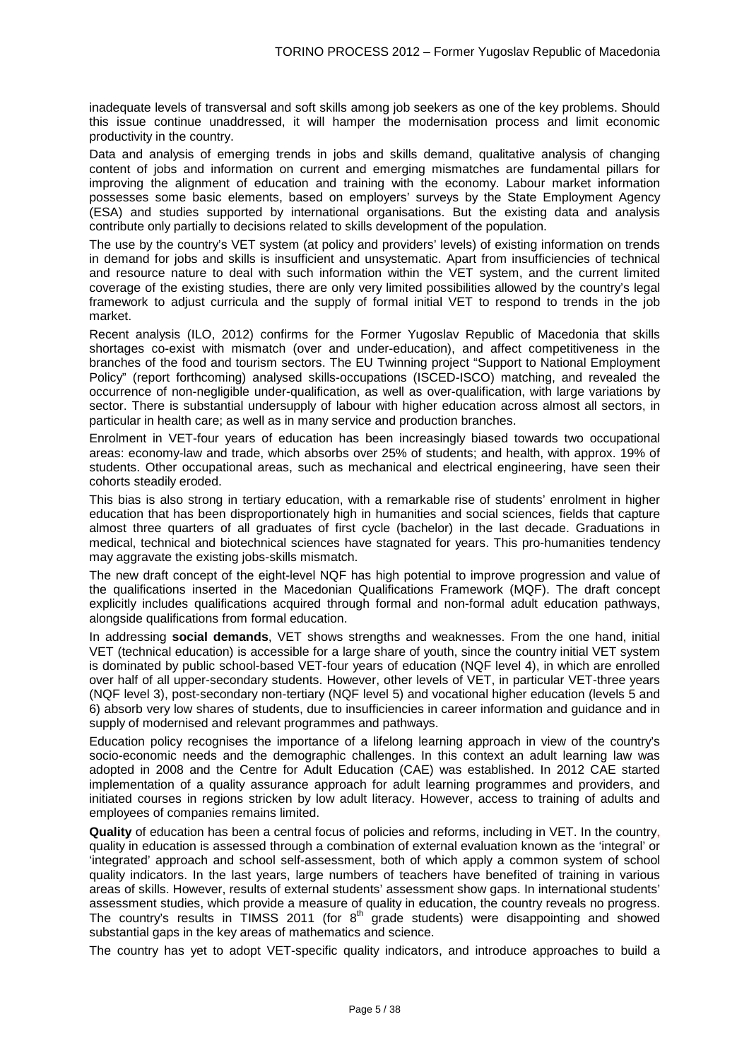inadequate levels of transversal and soft skills among job seekers as one of the key problems. Should this issue continue unaddressed, it will hamper the modernisation process and limit economic productivity in the country.

Data and analysis of emerging trends in jobs and skills demand, qualitative analysis of changing content of jobs and information on current and emerging mismatches are fundamental pillars for improving the alignment of education and training with the economy. Labour market information possesses some basic elements, based on employers' surveys by the State Employment Agency (ESA) and studies supported by international organisations. But the existing data and analysis contribute only partially to decisions related to skills development of the population.

The use by the country's VET system (at policy and providers' levels) of existing information on trends in demand for jobs and skills is insufficient and unsystematic. Apart from insufficiencies of technical and resource nature to deal with such information within the VET system, and the current limited coverage of the existing studies, there are only very limited possibilities allowed by the country's legal framework to adjust curricula and the supply of formal initial VET to respond to trends in the job market.

Recent analysis (ILO, 2012) confirms for the Former Yugoslav Republic of Macedonia that skills shortages co-exist with mismatch (over and under-education), and affect competitiveness in the branches of the food and tourism sectors. The EU Twinning project "Support to National Employment Policy" (report forthcoming) analysed skills-occupations (ISCED-ISCO) matching, and revealed the occurrence of non-negligible under-qualification, as well as over-qualification, with large variations by sector. There is substantial undersupply of labour with higher education across almost all sectors, in particular in health care; as well as in many service and production branches.

Enrolment in VET-four years of education has been increasingly biased towards two occupational areas: economy-law and trade, which absorbs over 25% of students; and health, with approx. 19% of students. Other occupational areas, such as mechanical and electrical engineering, have seen their cohorts steadily eroded.

This bias is also strong in tertiary education, with a remarkable rise of students' enrolment in higher education that has been disproportionately high in humanities and social sciences, fields that capture almost three quarters of all graduates of first cycle (bachelor) in the last decade. Graduations in medical, technical and biotechnical sciences have stagnated for years. This pro-humanities tendency may aggravate the existing jobs-skills mismatch.

The new draft concept of the eight-level NQF has high potential to improve progression and value of the qualifications inserted in the Macedonian Qualifications Framework (MQF). The draft concept explicitly includes qualifications acquired through formal and non-formal adult education pathways, alongside qualifications from formal education.

In addressing **social demands**, VET shows strengths and weaknesses. From the one hand, initial VET (technical education) is accessible for a large share of youth, since the country initial VET system is dominated by public school-based VET-four years of education (NQF level 4), in which are enrolled over half of all upper-secondary students. However, other levels of VET, in particular VET-three years (NQF level 3), post-secondary non-tertiary (NQF level 5) and vocational higher education (levels 5 and 6) absorb very low shares of students, due to insufficiencies in career information and guidance and in supply of modernised and relevant programmes and pathways.

Education policy recognises the importance of a lifelong learning approach in view of the country's socio-economic needs and the demographic challenges. In this context an adult learning law was adopted in 2008 and the Centre for Adult Education (CAE) was established. In 2012 CAE started implementation of a quality assurance approach for adult learning programmes and providers, and initiated courses in regions stricken by low adult literacy. However, access to training of adults and employees of companies remains limited.

**Quality** of education has been a central focus of policies and reforms, including in VET. In the country, quality in education is assessed through a combination of external evaluation known as the 'integral' or 'integrated' approach and school self-assessment, both of which apply a common system of school quality indicators. In the last years, large numbers of teachers have benefited of training in various areas of skills. However, results of external students' assessment show gaps. In international students' assessment studies, which provide a measure of quality in education, the country reveals no progress. The country's results in TIMSS 2011 (for 8th grade students) were disappointing and showed substantial gaps in the key areas of mathematics and science.

The country has yet to adopt VET-specific quality indicators, and introduce approaches to build a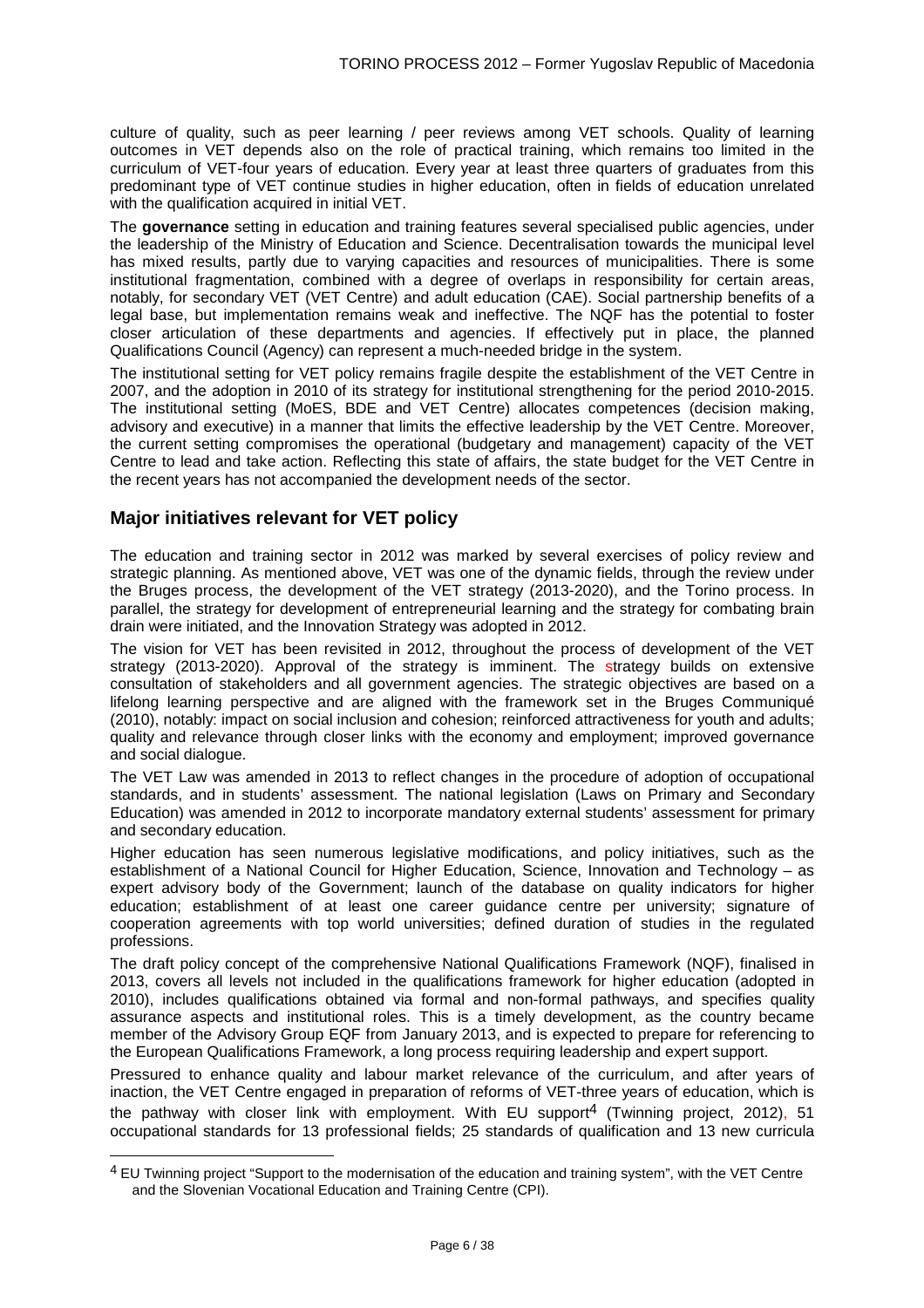culture of quality, such as peer learning / peer reviews among VET schools. Quality of learning outcomes in VET depends also on the role of practical training, which remains too limited in the curriculum of VET-four years of education. Every year at least three quarters of graduates from this predominant type of VET continue studies in higher education, often in fields of education unrelated with the qualification acquired in initial VET.

The **governance** setting in education and training features several specialised public agencies, under the leadership of the Ministry of Education and Science. Decentralisation towards the municipal level has mixed results, partly due to varying capacities and resources of municipalities. There is some institutional fragmentation, combined with a degree of overlaps in responsibility for certain areas, notably, for secondary VET (VET Centre) and adult education (CAE). Social partnership benefits of a legal base, but implementation remains weak and ineffective. The NQF has the potential to foster closer articulation of these departments and agencies. If effectively put in place, the planned Qualifications Council (Agency) can represent a much-needed bridge in the system.

The institutional setting for VET policy remains fragile despite the establishment of the VET Centre in 2007, and the adoption in 2010 of its strategy for institutional strengthening for the period 2010-2015. The institutional setting (MoES, BDE and VET Centre) allocates competences (decision making, advisory and executive) in a manner that limits the effective leadership by the VET Centre. Moreover, the current setting compromises the operational (budgetary and management) capacity of the VET Centre to lead and take action. Reflecting this state of affairs, the state budget for the VET Centre in the recent years has not accompanied the development needs of the sector.

## Major initiatives relevant for VET policy

The education and training sector in 2012 was marked by several exercises of policy review and strategic planning. As mentioned above, VET was one of the dynamic fields, through the review under the Bruges process, the development of the VET strategy (2013-2020), and the Torino process. In parallel, the strategy for development of entrepreneurial learning and the strategy for combating brain drain were initiated, and the Innovation Strategy was adopted in 2012.

The vision for VET has been revisited in 2012, throughout the process of development of the VET strategy (2013-2020). Approval of the strategy is imminent. The strategy builds on extensive consultation of stakeholders and all government agencies. The strategic objectives are based on a lifelong learning perspective and are aligned with the framework set in the Bruges Communiqué (2010), notably: impact on social inclusion and cohesion; reinforced attractiveness for youth and adults; quality and relevance through closer links with the economy and employment; improved governance and social dialogue.

The VET Law was amended in 2013 to reflect changes in the procedure of adoption of occupational standards, and in students' assessment. The national legislation (Laws on Primary and Secondary Education) was amended in 2012 to incorporate mandatory external students' assessment for primary and secondary education.

Higher education has seen numerous legislative modifications, and policy initiatives, such as the establishment of a National Council for Higher Education, Science, Innovation and Technology – as expert advisory body of the Government; launch of the database on quality indicators for higher education; establishment of at least one career guidance centre per university; signature of cooperation agreements with top world universities; defined duration of studies in the regulated professions.

The draft policy concept of the comprehensive National Qualifications Framework (NQF), finalised in 2013, covers all levels not included in the qualifications framework for higher education (adopted in 2010), includes qualifications obtained via formal and non-formal pathways, and specifies quality assurance aspects and institutional roles. This is a timely development, as the country became member of the Advisory Group EQF from January 2013, and is expected to prepare for referencing to the European Qualifications Framework, a long process requiring leadership and expert support.

Pressured to enhance quality and labour market relevance of the curriculum, and after years of inaction, the VET Centre engaged in preparation of reforms of VET-three years of education, which is the pathway with closer link with employment. With EU support[4] (Twinning project, 2012), 51 occupational standards for 13 professional fields; 25 standards of qualification and 13 new curricula

[4] EU Twinning project "Support to the modernisation of the education and training system", with the VET Centre and the Slovenian Vocational Education and Training Centre (CPI).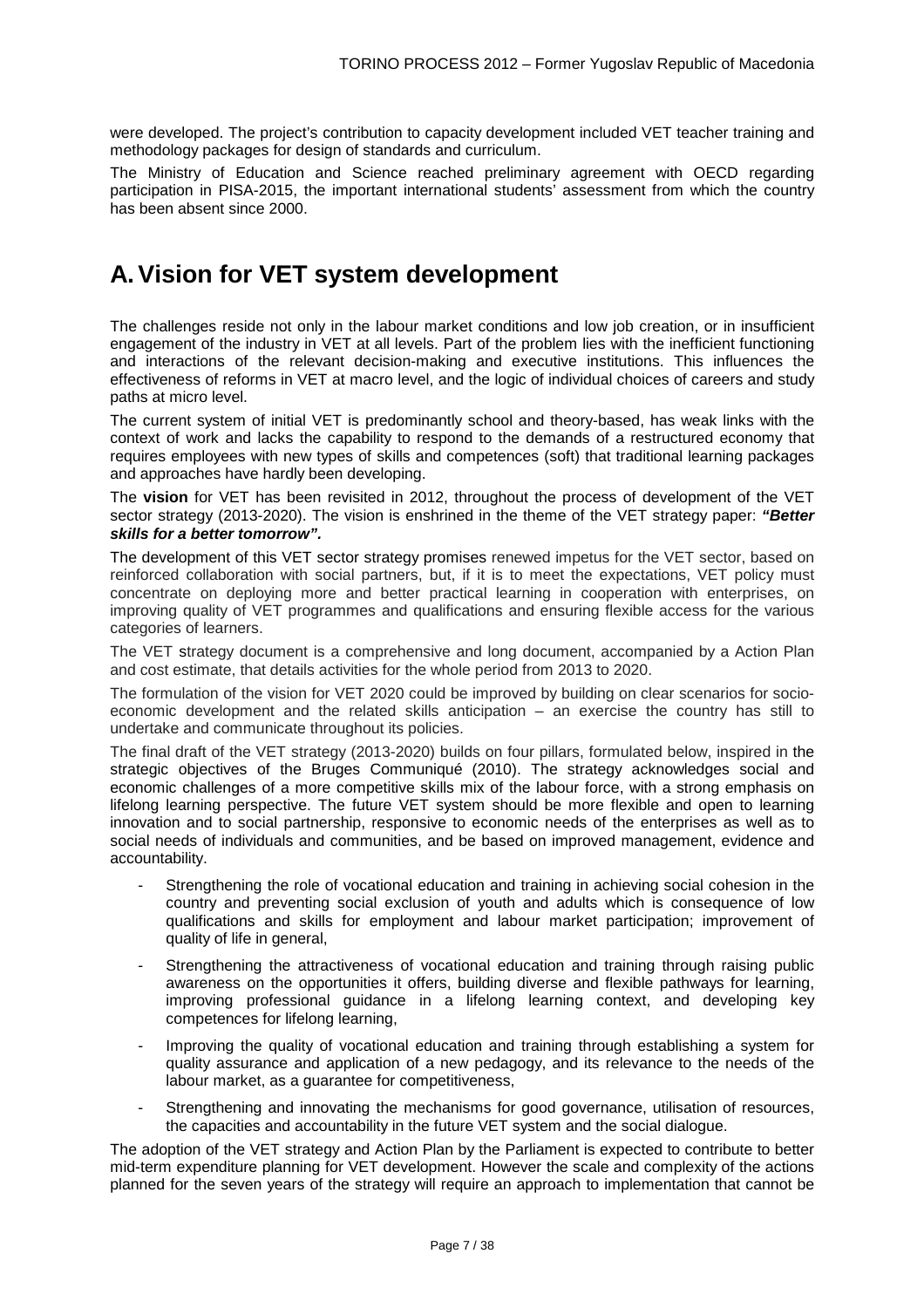were developed. The project's contribution to capacity development included VET teacher training and methodology packages for design of standards and curriculum.

The Ministry of Education and Science reached preliminary agreement with OECD regarding participation in PISA-2015, the important international students' assessment from which the country has been absent since 2000.

# A. Vision for VET system development

The challenges reside not only in the labour market conditions and low job creation, or in insufficient engagement of the industry in VET at all levels. Part of the problem lies with the inefficient functioning and interactions of the relevant decision-making and executive institutions. This influences the effectiveness of reforms in VET at macro level, and the logic of individual choices of careers and study paths at micro level.

The current system of initial VET is predominantly school and theory-based, has weak links with the context of work and lacks the capability to respond to the demands of a restructured economy that requires employees with new types of skills and competences (soft) that traditional learning packages and approaches have hardly been developing.

The **vision** for VET has been revisited in 2012, throughout the process of development of the VET sector strategy (2013-2020). The vision is enshrined in the theme of the VET strategy paper: ***"Better skills for a better tomorrow".***

The development of this VET sector strategy promises renewed impetus for the VET sector, based on reinforced collaboration with social partners, but, if it is to meet the expectations, VET policy must concentrate on deploying more and better practical learning in cooperation with enterprises, on improving quality of VET programmes and qualifications and ensuring flexible access for the various categories of learners.

The VET strategy document is a comprehensive and long document, accompanied by a Action Plan and cost estimate, that details activities for the whole period from 2013 to 2020.

The formulation of the vision for VET 2020 could be improved by building on clear scenarios for socio-economic development and the related skills anticipation – an exercise the country has still to undertake and communicate throughout its policies.

The final draft of the VET strategy (2013-2020) builds on four pillars, formulated below, inspired in the strategic objectives of the Bruges Communiqué (2010). The strategy acknowledges social and economic challenges of a more competitive skills mix of the labour force, with a strong emphasis on lifelong learning perspective. The future VET system should be more flexible and open to learning innovation and to social partnership, responsive to economic needs of the enterprises as well as to social needs of individuals and communities, and be based on improved management, evidence and accountability.

- Strengthening the role of vocational education and training in achieving social cohesion in the country and preventing social exclusion of youth and adults which is consequence of low qualifications and skills for employment and labour market participation; improvement of quality of life in general,
- Strengthening the attractiveness of vocational education and training through raising public awareness on the opportunities it offers, building diverse and flexible pathways for learning, improving professional guidance in a lifelong learning context, and developing key competences for lifelong learning,
- Improving the quality of vocational education and training through establishing a system for quality assurance and application of a new pedagogy, and its relevance to the needs of the labour market, as a guarantee for competitiveness,
- Strengthening and innovating the mechanisms for good governance, utilisation of resources, the capacities and accountability in the future VET system and the social dialogue.

The adoption of the VET strategy and Action Plan by the Parliament is expected to contribute to better mid-term expenditure planning for VET development. However the scale and complexity of the actions planned for the seven years of the strategy will require an approach to implementation that cannot be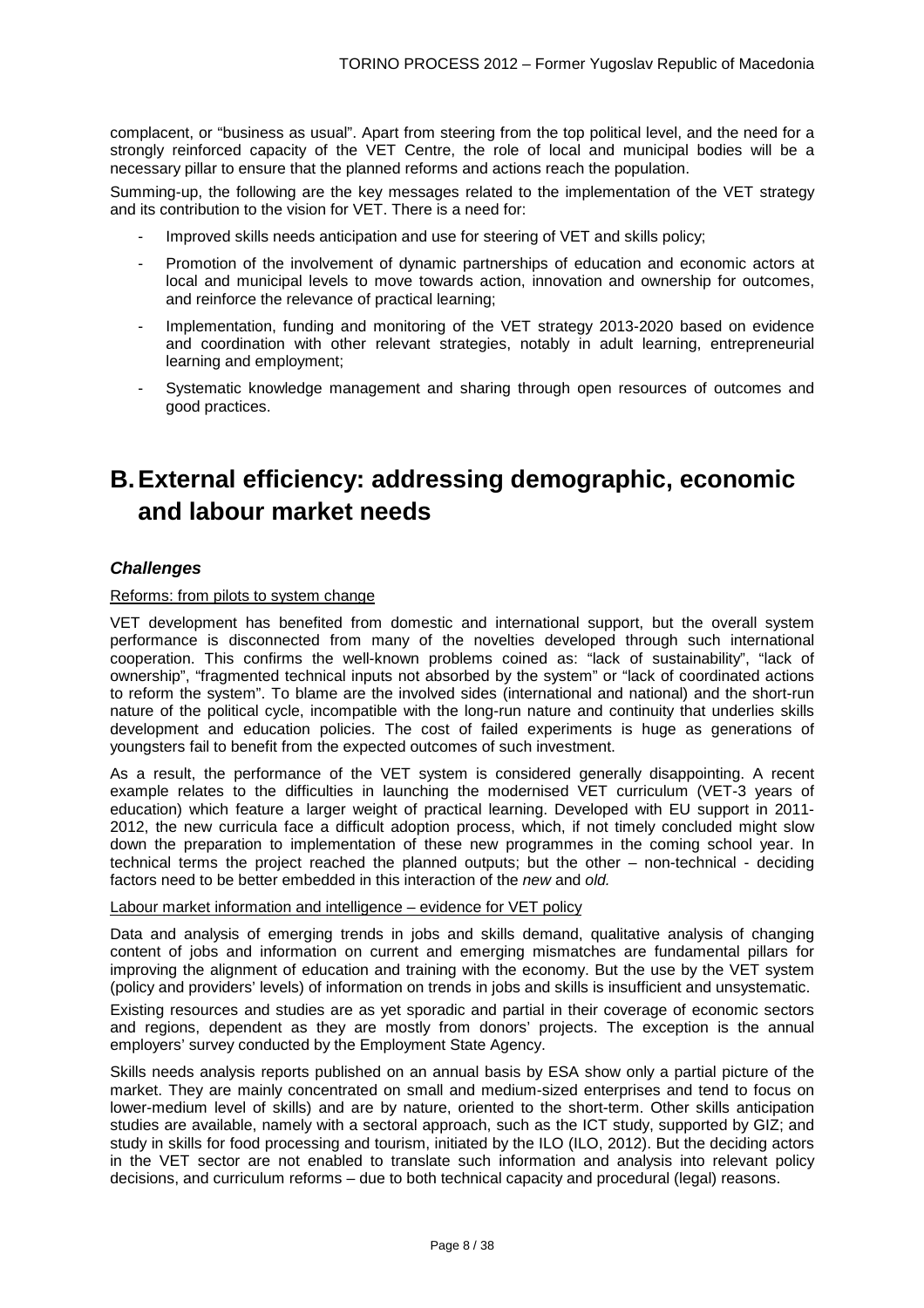complacent, or "business as usual". Apart from steering from the top political level, and the need for a strongly reinforced capacity of the VET Centre, the role of local and municipal bodies will be a necessary pillar to ensure that the planned reforms and actions reach the population.

Summing-up, the following are the key messages related to the implementation of the VET strategy and its contribution to the vision for VET. There is a need for:

- Improved skills needs anticipation and use for steering of VET and skills policy;
- Promotion of the involvement of dynamic partnerships of education and economic actors at local and municipal levels to move towards action, innovation and ownership for outcomes, and reinforce the relevance of practical learning;
- Implementation, funding and monitoring of the VET strategy 2013-2020 based on evidence and coordination with other relevant strategies, notably in adult learning, entrepreneurial learning and employment;
- Systematic knowledge management and sharing through open resources of outcomes and good practices.

# B. External efficiency: addressing demographic, economic and labour market needs

### *Challenges*

Reforms: from pilots to system change

VET development has benefited from domestic and international support, but the overall system performance is disconnected from many of the novelties developed through such international cooperation. This confirms the well-known problems coined as: "lack of sustainability", "lack of ownership", "fragmented technical inputs not absorbed by the system" or "lack of coordinated actions to reform the system". To blame are the involved sides (international and national) and the short-run nature of the political cycle, incompatible with the long-run nature and continuity that underlies skills development and education policies. The cost of failed experiments is huge as generations of youngsters fail to benefit from the expected outcomes of such investment.

As a result, the performance of the VET system is considered generally disappointing. A recent example relates to the difficulties in launching the modernised VET curriculum (VET-3 years of education) which feature a larger weight of practical learning. Developed with EU support in 2011-2012, the new curricula face a difficult adoption process, which, if not timely concluded might slow down the preparation to implementation of these new programmes in the coming school year. In technical terms the project reached the planned outputs; but the other – non-technical - deciding factors need to be better embedded in this interaction of the *new* and *old.*

Labour market information and intelligence – evidence for VET policy

Data and analysis of emerging trends in jobs and skills demand, qualitative analysis of changing content of jobs and information on current and emerging mismatches are fundamental pillars for improving the alignment of education and training with the economy. But the use by the VET system (policy and providers' levels) of information on trends in jobs and skills is insufficient and unsystematic.

Existing resources and studies are as yet sporadic and partial in their coverage of economic sectors and regions, dependent as they are mostly from donors' projects. The exception is the annual employers' survey conducted by the Employment State Agency.

Skills needs analysis reports published on an annual basis by ESA show only a partial picture of the market. They are mainly concentrated on small and medium-sized enterprises and tend to focus on lower-medium level of skills) and are by nature, oriented to the short-term. Other skills anticipation studies are available, namely with a sectoral approach, such as the ICT study, supported by GIZ; and study in skills for food processing and tourism, initiated by the ILO (ILO, 2012). But the deciding actors in the VET sector are not enabled to translate such information and analysis into relevant policy decisions, and curriculum reforms – due to both technical capacity and procedural (legal) reasons.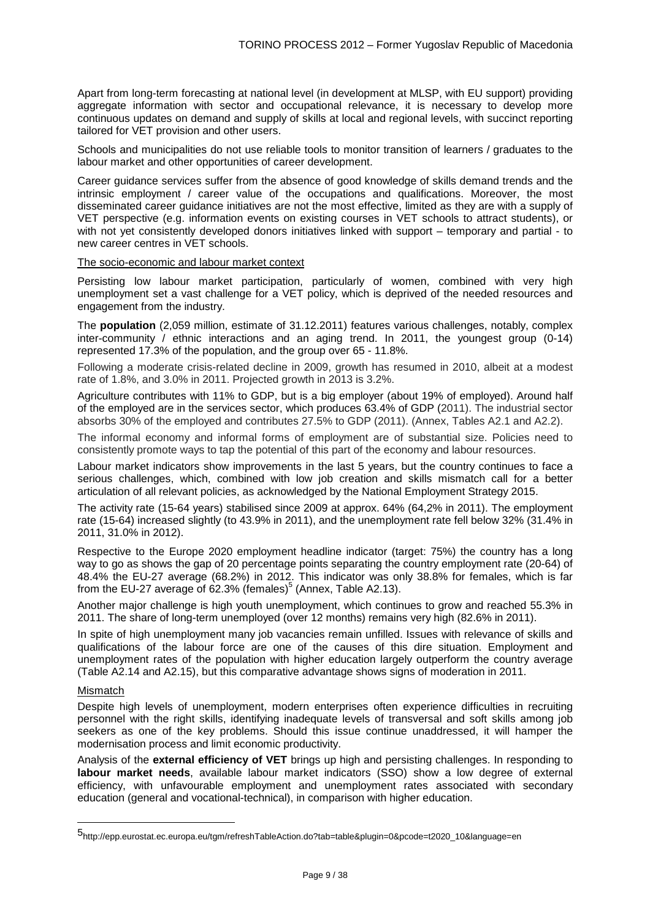Apart from long-term forecasting at national level (in development at MLSP, with EU support) providing aggregate information with sector and occupational relevance, it is necessary to develop more continuous updates on demand and supply of skills at local and regional levels, with succinct reporting tailored for VET provision and other users.

Schools and municipalities do not use reliable tools to monitor transition of learners / graduates to the labour market and other opportunities of career development.

Career guidance services suffer from the absence of good knowledge of skills demand trends and the intrinsic employment / career value of the occupations and qualifications. Moreover, the most disseminated career guidance initiatives are not the most effective, limited as they are with a supply of VET perspective (e.g. information events on existing courses in VET schools to attract students), or with not yet consistently developed donors initiatives linked with support – temporary and partial - to new career centres in VET schools.

The socio-economic and labour market context

Persisting low labour market participation, particularly of women, combined with very high unemployment set a vast challenge for a VET policy, which is deprived of the needed resources and engagement from the industry.

The **population** (2,059 million, estimate of 31.12.2011) features various challenges, notably, complex inter-community / ethnic interactions and an aging trend. In 2011, the youngest group (0-14) represented 17.3% of the population, and the group over 65 - 11.8%.

Following a moderate crisis-related decline in 2009, growth has resumed in 2010, albeit at a modest rate of 1.8%, and 3.0% in 2011. Projected growth in 2013 is 3.2%.

Agriculture contributes with 11% to GDP, but is a big employer (about 19% of employed). Around half of the employed are in the services sector, which produces 63.4% of GDP (2011). The industrial sector absorbs 30% of the employed and contributes 27.5% to GDP (2011). (Annex, Tables A2.1 and A2.2).

The informal economy and informal forms of employment are of substantial size. Policies need to consistently promote ways to tap the potential of this part of the economy and labour resources.

Labour market indicators show improvements in the last 5 years, but the country continues to face a serious challenges, which, combined with low job creation and skills mismatch call for a better articulation of all relevant policies, as acknowledged by the National Employment Strategy 2015.

The activity rate (15-64 years) stabilised since 2009 at approx. 64% (64,2% in 2011). The employment rate (15-64) increased slightly (to 43.9% in 2011), and the unemployment rate fell below 32% (31.4% in 2011, 31.0% in 2012).

Respective to the Europe 2020 employment headline indicator (target: 75%) the country has a long way to go as shows the gap of 20 percentage points separating the country employment rate (20-64) of 48.4% the EU-27 average (68.2%) in 2012. This indicator was only 38.8% for females, which is far from the EU-27 average of 62.3% (females)[5] (Annex, Table A2.13).

Another major challenge is high youth unemployment, which continues to grow and reached 55.3% in 2011. The share of long-term unemployed (over 12 months) remains very high (82.6% in 2011).

In spite of high unemployment many job vacancies remain unfilled. Issues with relevance of skills and qualifications of the labour force are one of the causes of this dire situation. Employment and unemployment rates of the population with higher education largely outperform the country average (Table A2.14 and A2.15), but this comparative advantage shows signs of moderation in 2011.

Mismatch

Despite high levels of unemployment, modern enterprises often experience difficulties in recruiting personnel with the right skills, identifying inadequate levels of transversal and soft skills among job seekers as one of the key problems. Should this issue continue unaddressed, it will hamper the modernisation process and limit economic productivity.

Analysis of the **external efficiency of VET** brings up high and persisting challenges. In responding to **labour market needs**, available labour market indicators (SSO) show a low degree of external efficiency, with unfavourable employment and unemployment rates associated with secondary education (general and vocational-technical), in comparison with higher education.

[5] http://epp.eurostat.ec.europa.eu/tgm/refreshTableAction.do?tab=table&plugin=0&pcode=t2020_10&language=en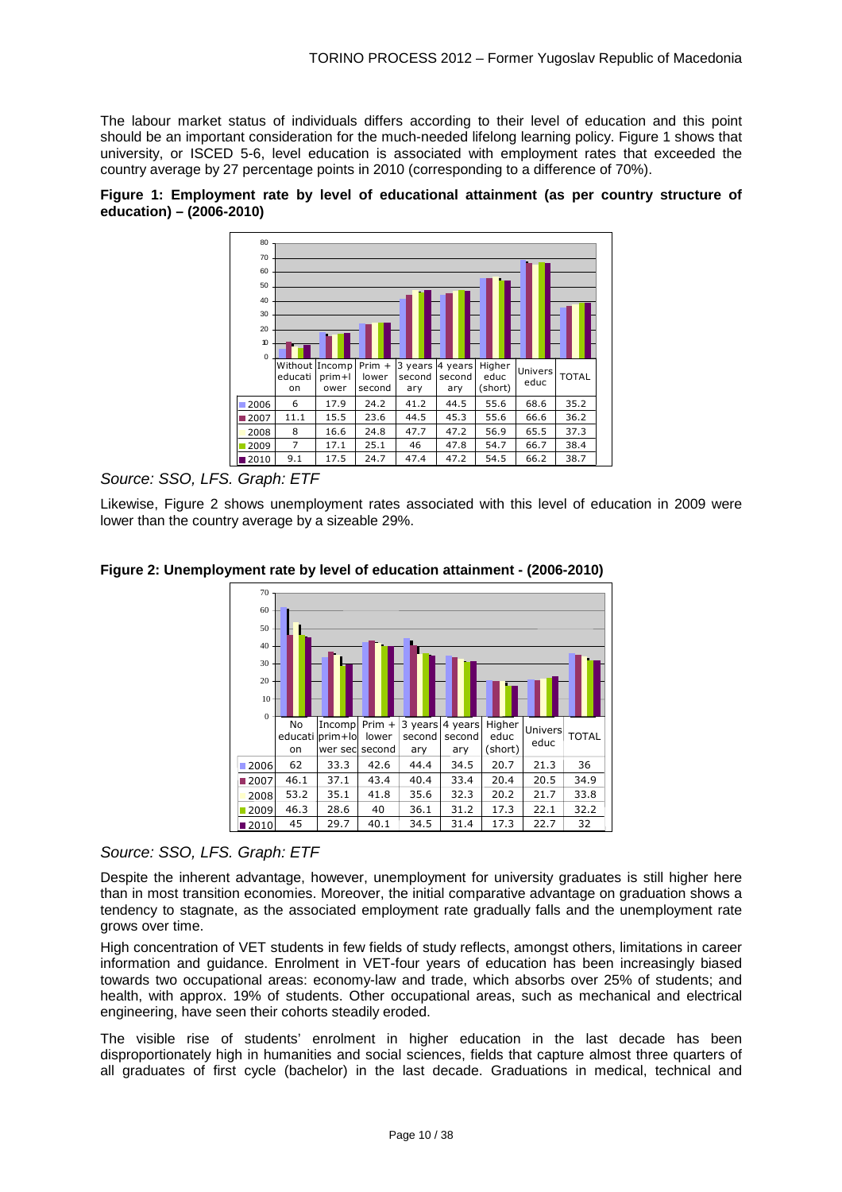The labour market status of individuals differs according to their level of education and this point should be an important consideration for the much-needed lifelong learning policy. Figure 1 shows that university, or ISCED 5-6, level education is associated with employment rates that exceeded the country average by 27 percentage points in 2010 (corresponding to a difference of 70%).

**Figure 1: Employment rate by level of educational attainment (as per country structure of education) – (2006-2010)**

80
70
60
50
40
30
20
10
0

| | Without education | Incomp prim+lower | Prim + lower second | 3 years secondary | 4 years secondary | Higher educ (short) | Univers educ | TOTAL |
|---|---|---|---|---|---|---|---|---|
| 2006 | 6 | 17.9 | 24.2 | 41.2 | 44.5 | 55.6 | 68.6 | 35.2 |
| 2007 | 11.1 | 15.5 | 23.6 | 44.5 | 45.3 | 55.6 | 66.6 | 36.2 |
| 2008 | 8 | 16.6 | 24.8 | 47.7 | 47.2 | 56.9 | 65.5 | 37.3 |
| 2009 | 7 | 17.1 | 25.1 | 46 | 47.8 | 54.7 | 66.7 | 38.4 |
| 2010 | 9.1 | 17.5 | 24.7 | 47.4 | 47.2 | 54.5 | 66.2 | 38.7 |

*Source: SSO, LFS. Graph: ETF*

Likewise, Figure 2 shows unemployment rates associated with this level of education in 2009 were lower than the country average by a sizeable 29%.

**Figure 2: Unemployment rate by level of education attainment - (2006-2010)**

70
60
50
40
30
20
10
0

| | No education | Incomp prim+lower sec | Prim + lower second | 3 years secondary | 4 years secondary | Higher educ (short) | Univers educ | TOTAL |
|---|---|---|---|---|---|---|---|---|
| 2006 | 62 | 33.3 | 42.6 | 44.4 | 34.5 | 20.7 | 21.3 | 36 |
| 2007 | 46.1 | 37.1 | 43.4 | 40.4 | 33.4 | 20.4 | 20.5 | 34.9 |
| 2008 | 53.2 | 35.1 | 41.8 | 35.6 | 32.3 | 20.2 | 21.7 | 33.8 |
| 2009 | 46.3 | 28.6 | 40 | 36.1 | 31.2 | 17.3 | 22.1 | 32.2 |
| 2010 | 45 | 29.7 | 40.1 | 34.5 | 31.4 | 17.3 | 22.7 | 32 |

*Source: SSO, LFS. Graph: ETF*

Despite the inherent advantage, however, unemployment for university graduates is still higher here than in most transition economies. Moreover, the initial comparative advantage on graduation shows a tendency to stagnate, as the associated employment rate gradually falls and the unemployment rate grows over time.

High concentration of VET students in few fields of study reflects, amongst others, limitations in career information and guidance. Enrolment in VET-four years of education has been increasingly biased towards two occupational areas: economy-law and trade, which absorbs over 25% of students; and health, with approx. 19% of students. Other occupational areas, such as mechanical and electrical engineering, have seen their cohorts steadily eroded.

The visible rise of students' enrolment in higher education in the last decade has been disproportionately high in humanities and social sciences, fields that capture almost three quarters of all graduates of first cycle (bachelor) in the last decade. Graduations in medical, technical and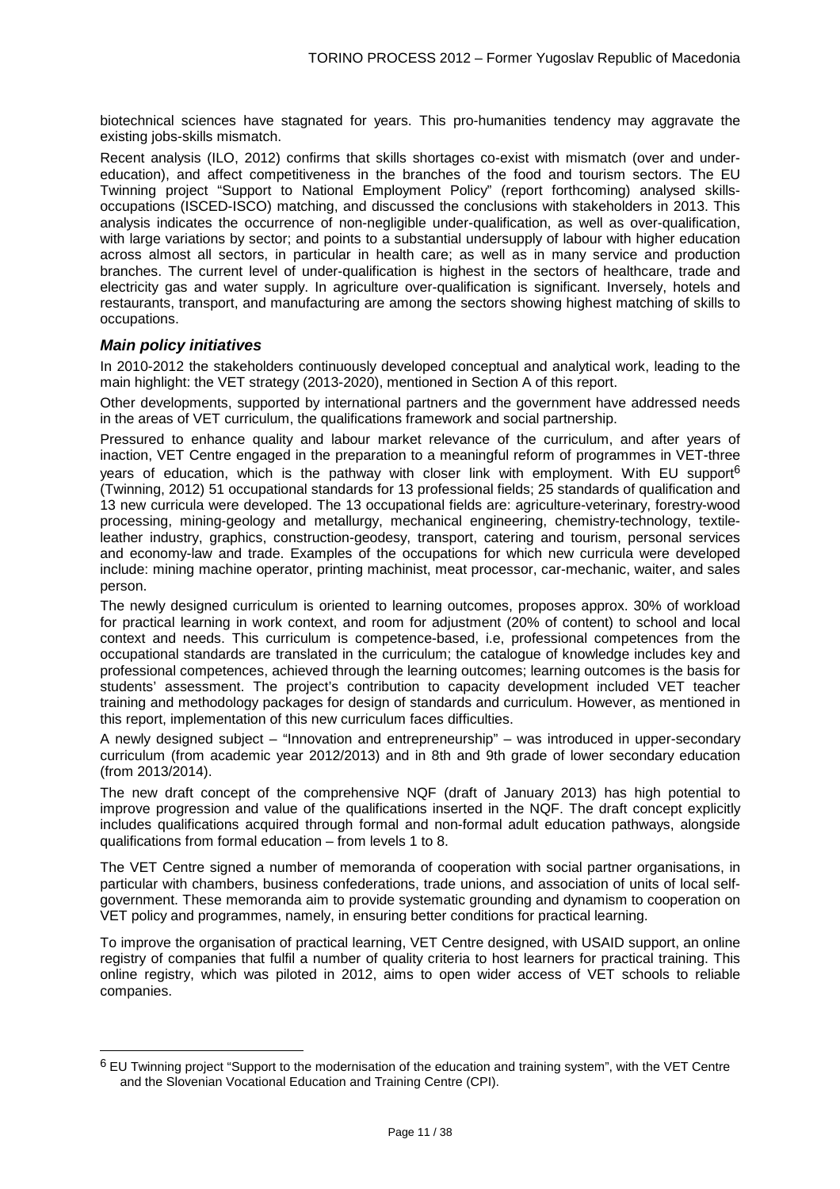biotechnical sciences have stagnated for years. This pro-humanities tendency may aggravate the existing jobs-skills mismatch.

Recent analysis (ILO, 2012) confirms that skills shortages co-exist with mismatch (over and under-education), and affect competitiveness in the branches of the food and tourism sectors. The EU Twinning project "Support to National Employment Policy" (report forthcoming) analysed skills-occupations (ISCED-ISCO) matching, and discussed the conclusions with stakeholders in 2013. This analysis indicates the occurrence of non-negligible under-qualification, as well as over-qualification, with large variations by sector; and points to a substantial undersupply of labour with higher education across almost all sectors, in particular in health care; as well as in many service and production branches. The current level of under-qualification is highest in the sectors of healthcare, trade and electricity gas and water supply. In agriculture over-qualification is significant. Inversely, hotels and restaurants, transport, and manufacturing are among the sectors showing highest matching of skills to occupations.

### *Main policy initiatives*

In 2010-2012 the stakeholders continuously developed conceptual and analytical work, leading to the main highlight: the VET strategy (2013-2020), mentioned in Section A of this report.

Other developments, supported by international partners and the government have addressed needs in the areas of VET curriculum, the qualifications framework and social partnership.

Pressured to enhance quality and labour market relevance of the curriculum, and after years of inaction, VET Centre engaged in the preparation to a meaningful reform of programmes in VET-three years of education, which is the pathway with closer link with employment. With EU support[6] (Twinning, 2012) 51 occupational standards for 13 professional fields; 25 standards of qualification and 13 new curricula were developed. The 13 occupational fields are: agriculture-veterinary, forestry-wood processing, mining-geology and metallurgy, mechanical engineering, chemistry-technology, textile-leather industry, graphics, construction-geodesy, transport, catering and tourism, personal services and economy-law and trade. Examples of the occupations for which new curricula were developed include: mining machine operator, printing machinist, meat processor, car-mechanic, waiter, and sales person.

The newly designed curriculum is oriented to learning outcomes, proposes approx. 30% of workload for practical learning in work context, and room for adjustment (20% of content) to school and local context and needs. This curriculum is competence-based, i.e, professional competences from the occupational standards are translated in the curriculum; the catalogue of knowledge includes key and professional competences, achieved through the learning outcomes; learning outcomes is the basis for students' assessment. The project's contribution to capacity development included VET teacher training and methodology packages for design of standards and curriculum. However, as mentioned in this report, implementation of this new curriculum faces difficulties.

A newly designed subject – "Innovation and entrepreneurship" – was introduced in upper-secondary curriculum (from academic year 2012/2013) and in 8th and 9th grade of lower secondary education (from 2013/2014).

The new draft concept of the comprehensive NQF (draft of January 2013) has high potential to improve progression and value of the qualifications inserted in the NQF. The draft concept explicitly includes qualifications acquired through formal and non-formal adult education pathways, alongside qualifications from formal education – from levels 1 to 8.

The VET Centre signed a number of memoranda of cooperation with social partner organisations, in particular with chambers, business confederations, trade unions, and association of units of local self-government. These memoranda aim to provide systematic grounding and dynamism to cooperation on VET policy and programmes, namely, in ensuring better conditions for practical learning.

To improve the organisation of practical learning, VET Centre designed, with USAID support, an online registry of companies that fulfil a number of quality criteria to host learners for practical training. This online registry, which was piloted in 2012, aims to open wider access of VET schools to reliable companies.

---

[6] EU Twinning project "Support to the modernisation of the education and training system", with the VET Centre and the Slovenian Vocational Education and Training Centre (CPI).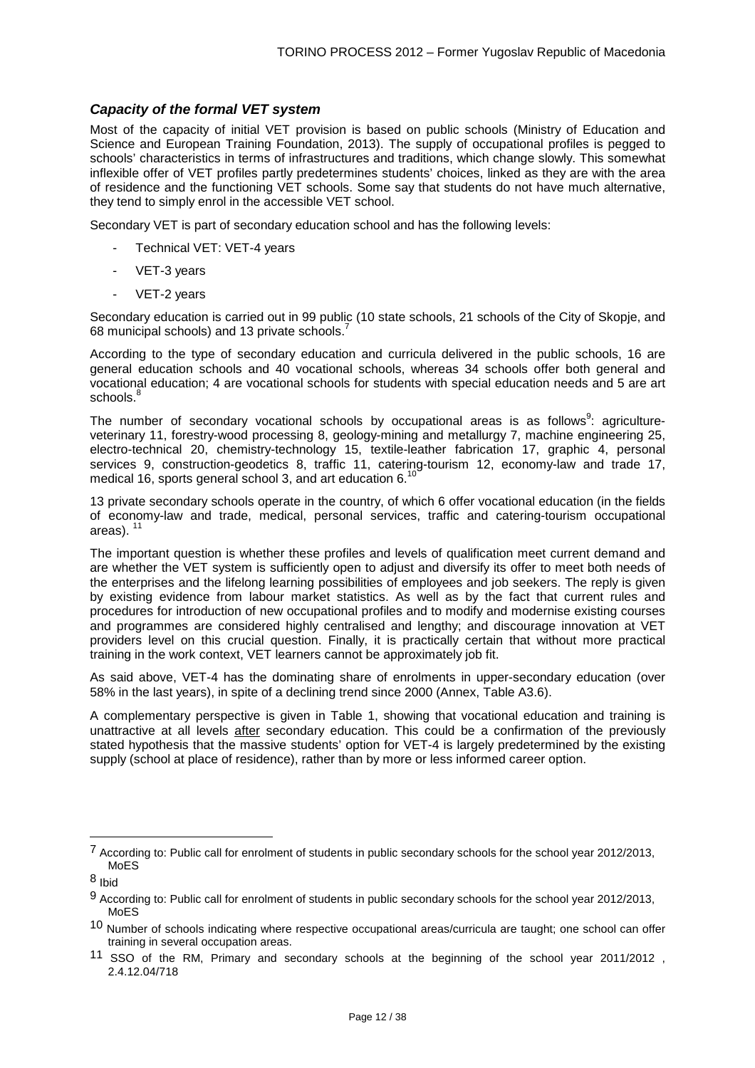### ***Capacity of the formal VET system***

Most of the capacity of initial VET provision is based on public schools (Ministry of Education and Science and European Training Foundation, 2013). The supply of occupational profiles is pegged to schools' characteristics in terms of infrastructures and traditions, which change slowly. This somewhat inflexible offer of VET profiles partly predetermines students' choices, linked as they are with the area of residence and the functioning VET schools. Some say that students do not have much alternative, they tend to simply enrol in the accessible VET school.

Secondary VET is part of secondary education school and has the following levels:

- Technical VET: VET-4 years
- VET-3 years
- VET-2 years

Secondary education is carried out in 99 public (10 state schools, 21 schools of the City of Skopje, and 68 municipal schools) and 13 private schools.[7]

According to the type of secondary education and curricula delivered in the public schools, 16 are general education schools and 40 vocational schools, whereas 34 schools offer both general and vocational education; 4 are vocational schools for students with special education needs and 5 are art schools.[8]

The number of secondary vocational schools by occupational areas is as follows[9]: agriculture-veterinary 11, forestry-wood processing 8, geology-mining and metallurgy 7, machine engineering 25, electro-technical 20, chemistry-technology 15, textile-leather fabrication 17, graphic 4, personal services 9, construction-geodetics 8, traffic 11, catering-tourism 12, economy-law and trade 17, medical 16, sports general school 3, and art education 6.[10]

13 private secondary schools operate in the country, of which 6 offer vocational education (in the fields of economy-law and trade, medical, personal services, traffic and catering-tourism occupational areas). [11]

The important question is whether these profiles and levels of qualification meet current demand and are whether the VET system is sufficiently open to adjust and diversify its offer to meet both needs of the enterprises and the lifelong learning possibilities of employees and job seekers. The reply is given by existing evidence from labour market statistics. As well as by the fact that current rules and procedures for introduction of new occupational profiles and to modify and modernise existing courses and programmes are considered highly centralised and lengthy; and discourage innovation at VET providers level on this crucial question. Finally, it is practically certain that without more practical training in the work context, VET learners cannot be approximately job fit.

As said above, VET-4 has the dominating share of enrolments in upper-secondary education (over 58% in the last years), in spite of a declining trend since 2000 (Annex, Table A3.6).

A complementary perspective is given in Table 1, showing that vocational education and training is unattractive at all levels after secondary education. This could be a confirmation of the previously stated hypothesis that the massive students' option for VET-4 is largely predetermined by the existing supply (school at place of residence), rather than by more or less informed career option.

---

[7] According to: Public call for enrolment of students in public secondary schools for the school year 2012/2013, MoES

[8] Ibid

[9] According to: Public call for enrolment of students in public secondary schools for the school year 2012/2013, MoES

[10] Number of schools indicating where respective occupational areas/curricula are taught; one school can offer training in several occupation areas.

[11] SSO of the RM, Primary and secondary schools at the beginning of the school year 2011/2012 , 2.4.12.04/718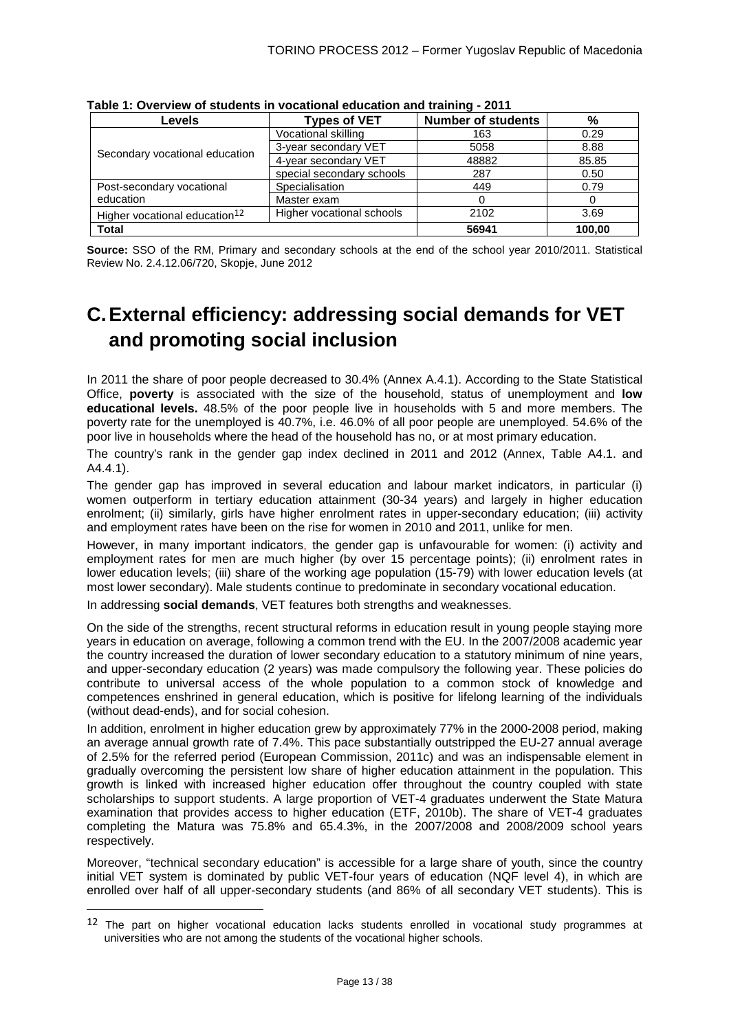**Table 1: Overview of students in vocational education and training - 2011**

| Levels | Types of VET | Number of students | % |
|---|---|---|---|
| Secondary vocational education | Vocational skilling | 163 | 0.29 |
| | 3-year secondary VET | 5058 | 8.88 |
| | 4-year secondary VET | 48882 | 85.85 |
| | special secondary schools | 287 | 0.50 |
| Post-secondary vocational education | Specialisation | 449 | 0.79 |
| | Master exam | 0 | 0 |
| Higher vocational education[12] | Higher vocational schools | 2102 | 3.69 |
| **Total** | | **56941** | **100,00** |

**Source:** SSO of the RM, Primary and secondary schools at the end of the school year 2010/2011. Statistical Review No. 2.4.12.06/720, Skopje, June 2012

# C. External efficiency: addressing social demands for VET and promoting social inclusion

In 2011 the share of poor people decreased to 30.4% (Annex A.4.1). According to the State Statistical Office, **poverty** is associated with the size of the household, status of unemployment and **low educational levels.** 48.5% of the poor people live in households with 5 and more members. The poverty rate for the unemployed is 40.7%, i.e. 46.0% of all poor people are unemployed. 54.6% of the poor live in households where the head of the household has no, or at most primary education.

The country's rank in the gender gap index declined in 2011 and 2012 (Annex, Table A4.1. and A4.4.1).

The gender gap has improved in several education and labour market indicators, in particular (i) women outperform in tertiary education attainment (30-34 years) and largely in higher education enrolment; (ii) similarly, girls have higher enrolment rates in upper-secondary education; (iii) activity and employment rates have been on the rise for women in 2010 and 2011, unlike for men.

However, in many important indicators, the gender gap is unfavourable for women: (i) activity and employment rates for men are much higher (by over 15 percentage points); (ii) enrolment rates in lower education levels; (iii) share of the working age population (15-79) with lower education levels (at most lower secondary). Male students continue to predominate in secondary vocational education.

In addressing **social demands**, VET features both strengths and weaknesses.

On the side of the strengths, recent structural reforms in education result in young people staying more years in education on average, following a common trend with the EU. In the 2007/2008 academic year the country increased the duration of lower secondary education to a statutory minimum of nine years, and upper-secondary education (2 years) was made compulsory the following year. These policies do contribute to universal access of the whole population to a common stock of knowledge and competences enshrined in general education, which is positive for lifelong learning of the individuals (without dead-ends), and for social cohesion.

In addition, enrolment in higher education grew by approximately 77% in the 2000-2008 period, making an average annual growth rate of 7.4%. This pace substantially outstripped the EU-27 annual average of 2.5% for the referred period (European Commission, 2011c) and was an indispensable element in gradually overcoming the persistent low share of higher education attainment in the population. This growth is linked with increased higher education offer throughout the country coupled with state scholarships to support students. A large proportion of VET-4 graduates underwent the State Matura examination that provides access to higher education (ETF, 2010b). The share of VET-4 graduates completing the Matura was 75.8% and 65.4.3%, in the 2007/2008 and 2008/2009 school years respectively.

Moreover, "technical secondary education" is accessible for a large share of youth, since the country initial VET system is dominated by public VET-four years of education (NQF level 4), in which are enrolled over half of all upper-secondary students (and 86% of all secondary VET students). This is

[12] The part on higher vocational education lacks students enrolled in vocational study programmes at universities who are not among the students of the vocational higher schools.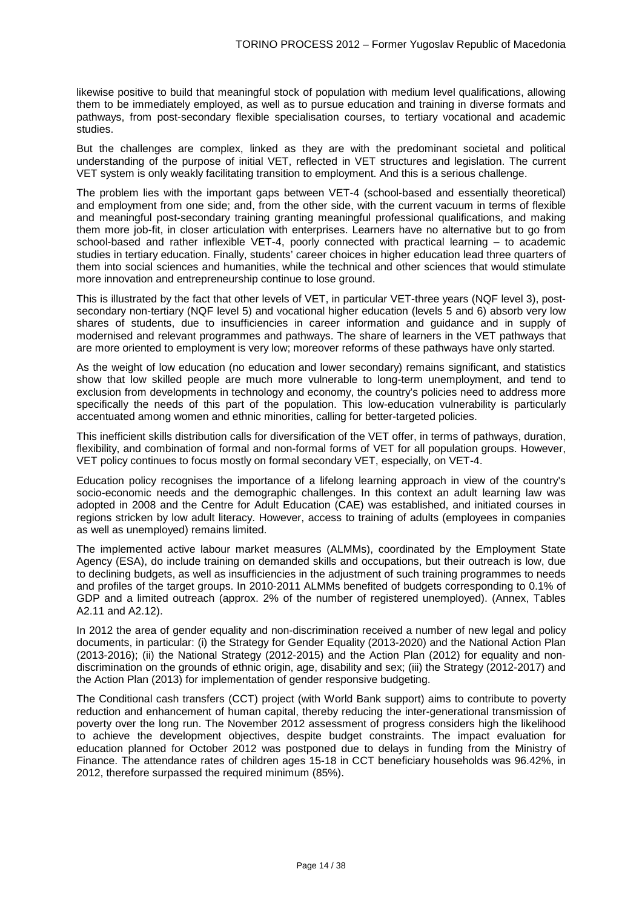likewise positive to build that meaningful stock of population with medium level qualifications, allowing them to be immediately employed, as well as to pursue education and training in diverse formats and pathways, from post-secondary flexible specialisation courses, to tertiary vocational and academic studies.

But the challenges are complex, linked as they are with the predominant societal and political understanding of the purpose of initial VET, reflected in VET structures and legislation. The current VET system is only weakly facilitating transition to employment. And this is a serious challenge.

The problem lies with the important gaps between VET-4 (school-based and essentially theoretical) and employment from one side; and, from the other side, with the current vacuum in terms of flexible and meaningful post-secondary training granting meaningful professional qualifications, and making them more job-fit, in closer articulation with enterprises. Learners have no alternative but to go from school-based and rather inflexible VET-4, poorly connected with practical learning – to academic studies in tertiary education. Finally, students' career choices in higher education lead three quarters of them into social sciences and humanities, while the technical and other sciences that would stimulate more innovation and entrepreneurship continue to lose ground.

This is illustrated by the fact that other levels of VET, in particular VET-three years (NQF level 3), post-secondary non-tertiary (NQF level 5) and vocational higher education (levels 5 and 6) absorb very low shares of students, due to insufficiencies in career information and guidance and in supply of modernised and relevant programmes and pathways. The share of learners in the VET pathways that are more oriented to employment is very low; moreover reforms of these pathways have only started.

As the weight of low education (no education and lower secondary) remains significant, and statistics show that low skilled people are much more vulnerable to long-term unemployment, and tend to exclusion from developments in technology and economy, the country's policies need to address more specifically the needs of this part of the population. This low-education vulnerability is particularly accentuated among women and ethnic minorities, calling for better-targeted policies.

This inefficient skills distribution calls for diversification of the VET offer, in terms of pathways, duration, flexibility, and combination of formal and non-formal forms of VET for all population groups. However, VET policy continues to focus mostly on formal secondary VET, especially, on VET-4.

Education policy recognises the importance of a lifelong learning approach in view of the country's socio-economic needs and the demographic challenges. In this context an adult learning law was adopted in 2008 and the Centre for Adult Education (CAE) was established, and initiated courses in regions stricken by low adult literacy. However, access to training of adults (employees in companies as well as unemployed) remains limited.

The implemented active labour market measures (ALMMs), coordinated by the Employment State Agency (ESA), do include training on demanded skills and occupations, but their outreach is low, due to declining budgets, as well as insufficiencies in the adjustment of such training programmes to needs and profiles of the target groups. In 2010-2011 ALMMs benefited of budgets corresponding to 0.1% of GDP and a limited outreach (approx. 2% of the number of registered unemployed). (Annex, Tables A2.11 and A2.12).

In 2012 the area of gender equality and non-discrimination received a number of new legal and policy documents, in particular: (i) the Strategy for Gender Equality (2013-2020) and the National Action Plan (2013-2016); (ii) the National Strategy (2012-2015) and the Action Plan (2012) for equality and non-discrimination on the grounds of ethnic origin, age, disability and sex; (iii) the Strategy (2012-2017) and the Action Plan (2013) for implementation of gender responsive budgeting.

The Conditional cash transfers (CCT) project (with World Bank support) aims to contribute to poverty reduction and enhancement of human capital, thereby reducing the inter-generational transmission of poverty over the long run. The November 2012 assessment of progress considers high the likelihood to achieve the development objectives, despite budget constraints. The impact evaluation for education planned for October 2012 was postponed due to delays in funding from the Ministry of Finance. The attendance rates of children ages 15-18 in CCT beneficiary households was 96.42%, in 2012, therefore surpassed the required minimum (85%).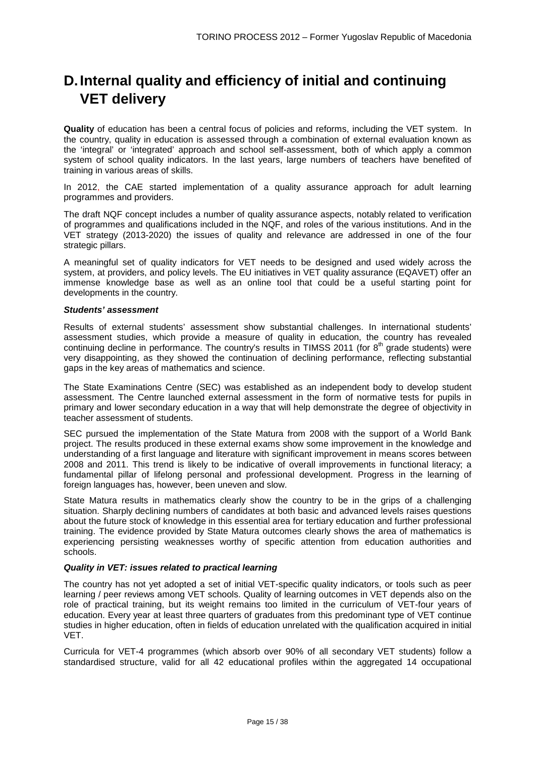# D. Internal quality and efficiency of initial and continuing VET delivery

**Quality** of education has been a central focus of policies and reforms, including the VET system. In the country, quality in education is assessed through a combination of external evaluation known as the 'integral' or 'integrated' approach and school self-assessment, both of which apply a common system of school quality indicators. In the last years, large numbers of teachers have benefited of training in various areas of skills.

In 2012, the CAE started implementation of a quality assurance approach for adult learning programmes and providers.

The draft NQF concept includes a number of quality assurance aspects, notably related to verification of programmes and qualifications included in the NQF, and roles of the various institutions. And in the VET strategy (2013-2020) the issues of quality and relevance are addressed in one of the four strategic pillars.

A meaningful set of quality indicators for VET needs to be designed and used widely across the system, at providers, and policy levels. The EU initiatives in VET quality assurance (EQAVET) offer an immense knowledge base as well as an online tool that could be a useful starting point for developments in the country.

***Students' assessment***

Results of external students' assessment show substantial challenges. In international students' assessment studies, which provide a measure of quality in education, the country has revealed continuing decline in performance. The country's results in TIMSS 2011 (for 8th grade students) were very disappointing, as they showed the continuation of declining performance, reflecting substantial gaps in the key areas of mathematics and science.

The State Examinations Centre (SEC) was established as an independent body to develop student assessment. The Centre launched external assessment in the form of normative tests for pupils in primary and lower secondary education in a way that will help demonstrate the degree of objectivity in teacher assessment of students.

SEC pursued the implementation of the State Matura from 2008 with the support of a World Bank project. The results produced in these external exams show some improvement in the knowledge and understanding of a first language and literature with significant improvement in means scores between 2008 and 2011. This trend is likely to be indicative of overall improvements in functional literacy; a fundamental pillar of lifelong personal and professional development. Progress in the learning of foreign languages has, however, been uneven and slow.

State Matura results in mathematics clearly show the country to be in the grips of a challenging situation. Sharply declining numbers of candidates at both basic and advanced levels raises questions about the future stock of knowledge in this essential area for tertiary education and further professional training. The evidence provided by State Matura outcomes clearly shows the area of mathematics is experiencing persisting weaknesses worthy of specific attention from education authorities and schools.

***Quality in VET: issues related to practical learning***

The country has not yet adopted a set of initial VET-specific quality indicators, or tools such as peer learning / peer reviews among VET schools. Quality of learning outcomes in VET depends also on the role of practical training, but its weight remains too limited in the curriculum of VET-four years of education. Every year at least three quarters of graduates from this predominant type of VET continue studies in higher education, often in fields of education unrelated with the qualification acquired in initial VET.

Curricula for VET-4 programmes (which absorb over 90% of all secondary VET students) follow a standardised structure, valid for all 42 educational profiles within the aggregated 14 occupational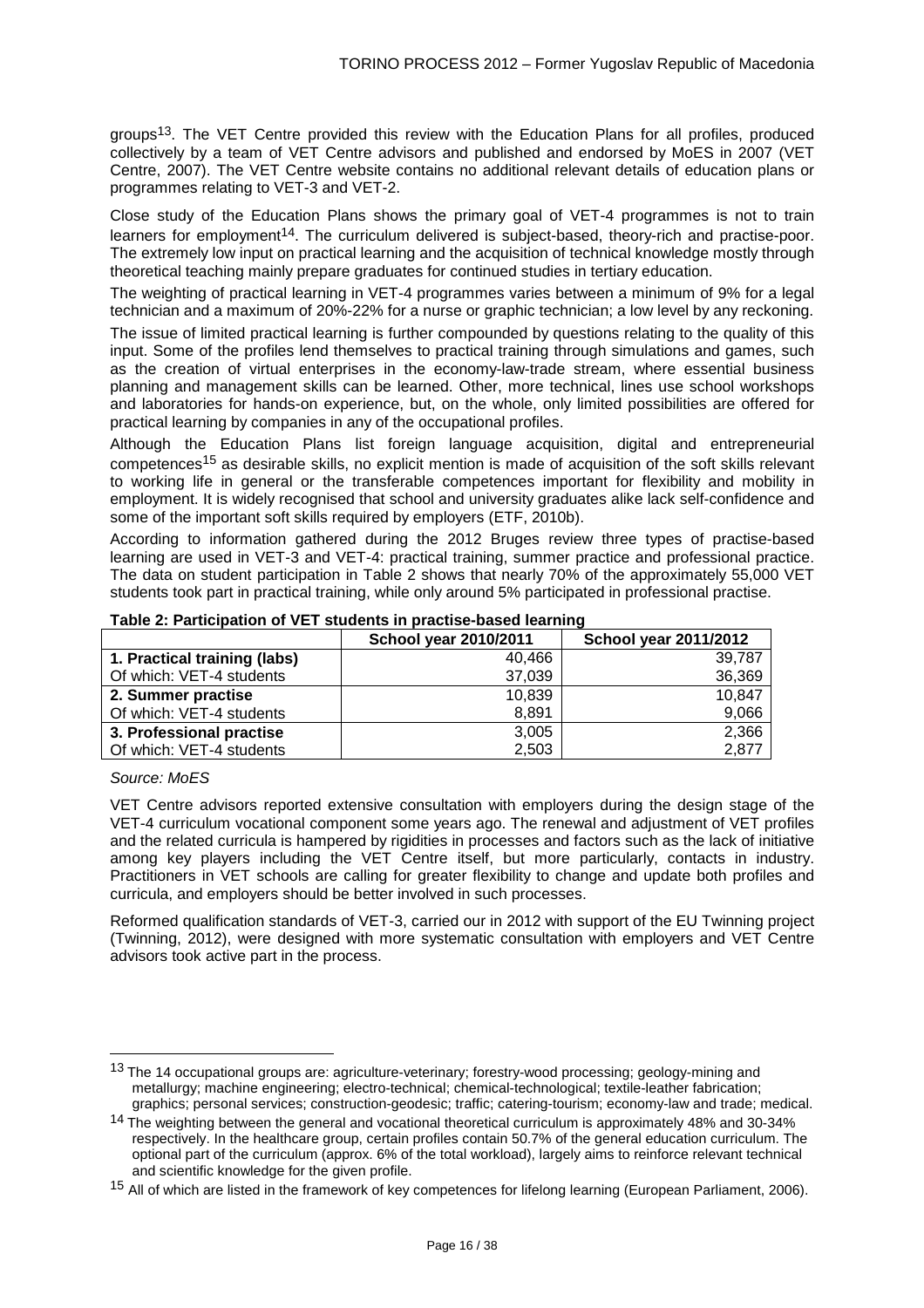groups[13]. The VET Centre provided this review with the Education Plans for all profiles, produced collectively by a team of VET Centre advisors and published and endorsed by MoES in 2007 (VET Centre, 2007). The VET Centre website contains no additional relevant details of education plans or programmes relating to VET-3 and VET-2.

Close study of the Education Plans shows the primary goal of VET-4 programmes is not to train learners for employment[14]. The curriculum delivered is subject-based, theory-rich and practise-poor. The extremely low input on practical learning and the acquisition of technical knowledge mostly through theoretical teaching mainly prepare graduates for continued studies in tertiary education.

The weighting of practical learning in VET-4 programmes varies between a minimum of 9% for a legal technician and a maximum of 20%-22% for a nurse or graphic technician; a low level by any reckoning.

The issue of limited practical learning is further compounded by questions relating to the quality of this input. Some of the profiles lend themselves to practical training through simulations and games, such as the creation of virtual enterprises in the economy-law-trade stream, where essential business planning and management skills can be learned. Other, more technical, lines use school workshops and laboratories for hands-on experience, but, on the whole, only limited possibilities are offered for practical learning by companies in any of the occupational profiles.

Although the Education Plans list foreign language acquisition, digital and entrepreneurial competences[15] as desirable skills, no explicit mention is made of acquisition of the soft skills relevant to working life in general or the transferable competences important for flexibility and mobility in employment. It is widely recognised that school and university graduates alike lack self-confidence and some of the important soft skills required by employers (ETF, 2010b).

According to information gathered during the 2012 Bruges review three types of practise-based learning are used in VET-3 and VET-4: practical training, summer practice and professional practice. The data on student participation in Table 2 shows that nearly 70% of the approximately 55,000 VET students took part in practical training, while only around 5% participated in professional practise.

**Table 2: Participation of VET students in practise-based learning**

| | School year 2010/2011 | School year 2011/2012 |
|---|---|---|
| **1. Practical training (labs)** | 40,466 | 39,787 |
| Of which: VET-4 students | 37,039 | 36,369 |
| **2. Summer practise** | 10,839 | 10,847 |
| Of which: VET-4 students | 8,891 | 9,066 |
| **3. Professional practise** | 3,005 | 2,366 |
| Of which: VET-4 students | 2,503 | 2,877 |

*Source: MoES*

VET Centre advisors reported extensive consultation with employers during the design stage of the VET-4 curriculum vocational component some years ago. The renewal and adjustment of VET profiles and the related curricula is hampered by rigidities in processes and factors such as the lack of initiative among key players including the VET Centre itself, but more particularly, contacts in industry. Practitioners in VET schools are calling for greater flexibility to change and update both profiles and curricula, and employers should be better involved in such processes.

Reformed qualification standards of VET-3, carried our in 2012 with support of the EU Twinning project (Twinning, 2012), were designed with more systematic consultation with employers and VET Centre advisors took active part in the process.

---

[13] The 14 occupational groups are: agriculture-veterinary; forestry-wood processing; geology-mining and metallurgy; machine engineering; electro-technical; chemical-technological; textile-leather fabrication; graphics; personal services; construction-geodesic; traffic; catering-tourism; economy-law and trade; medical.

[14] The weighting between the general and vocational theoretical curriculum is approximately 48% and 30-34% respectively. In the healthcare group, certain profiles contain 50.7% of the general education curriculum. The optional part of the curriculum (approx. 6% of the total workload), largely aims to reinforce relevant technical and scientific knowledge for the given profile.

[15] All of which are listed in the framework of key competences for lifelong learning (European Parliament, 2006).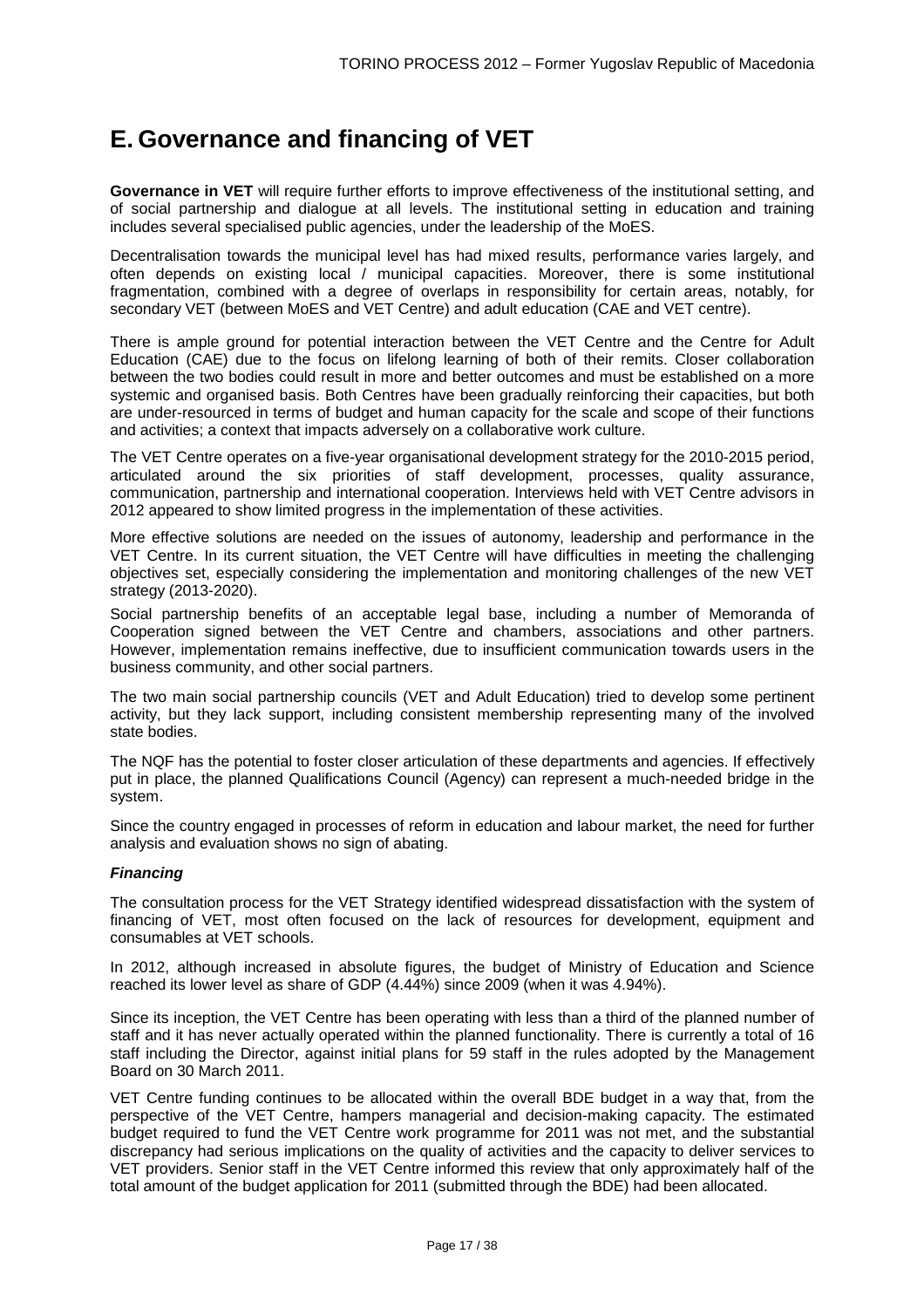# E. Governance and financing of VET

**Governance in VET** will require further efforts to improve effectiveness of the institutional setting, and of social partnership and dialogue at all levels. The institutional setting in education and training includes several specialised public agencies, under the leadership of the MoES.

Decentralisation towards the municipal level has had mixed results, performance varies largely, and often depends on existing local / municipal capacities. Moreover, there is some institutional fragmentation, combined with a degree of overlaps in responsibility for certain areas, notably, for secondary VET (between MoES and VET Centre) and adult education (CAE and VET centre).

There is ample ground for potential interaction between the VET Centre and the Centre for Adult Education (CAE) due to the focus on lifelong learning of both of their remits. Closer collaboration between the two bodies could result in more and better outcomes and must be established on a more systemic and organised basis. Both Centres have been gradually reinforcing their capacities, but both are under-resourced in terms of budget and human capacity for the scale and scope of their functions and activities; a context that impacts adversely on a collaborative work culture.

The VET Centre operates on a five-year organisational development strategy for the 2010-2015 period, articulated around the six priorities of staff development, processes, quality assurance, communication, partnership and international cooperation. Interviews held with VET Centre advisors in 2012 appeared to show limited progress in the implementation of these activities.

More effective solutions are needed on the issues of autonomy, leadership and performance in the VET Centre. In its current situation, the VET Centre will have difficulties in meeting the challenging objectives set, especially considering the implementation and monitoring challenges of the new VET strategy (2013-2020).

Social partnership benefits of an acceptable legal base, including a number of Memoranda of Cooperation signed between the VET Centre and chambers, associations and other partners. However, implementation remains ineffective, due to insufficient communication towards users in the business community, and other social partners.

The two main social partnership councils (VET and Adult Education) tried to develop some pertinent activity, but they lack support, including consistent membership representing many of the involved state bodies.

The NQF has the potential to foster closer articulation of these departments and agencies. If effectively put in place, the planned Qualifications Council (Agency) can represent a much-needed bridge in the system.

Since the country engaged in processes of reform in education and labour market, the need for further analysis and evaluation shows no sign of abating.

### *Financing*

The consultation process for the VET Strategy identified widespread dissatisfaction with the system of financing of VET, most often focused on the lack of resources for development, equipment and consumables at VET schools.

In 2012, although increased in absolute figures, the budget of Ministry of Education and Science reached its lower level as share of GDP (4.44%) since 2009 (when it was 4.94%).

Since its inception, the VET Centre has been operating with less than a third of the planned number of staff and it has never actually operated within the planned functionality. There is currently a total of 16 staff including the Director, against initial plans for 59 staff in the rules adopted by the Management Board on 30 March 2011.

VET Centre funding continues to be allocated within the overall BDE budget in a way that, from the perspective of the VET Centre, hampers managerial and decision-making capacity. The estimated budget required to fund the VET Centre work programme for 2011 was not met, and the substantial discrepancy had serious implications on the quality of activities and the capacity to deliver services to VET providers. Senior staff in the VET Centre informed this review that only approximately half of the total amount of the budget application for 2011 (submitted through the BDE) had been allocated.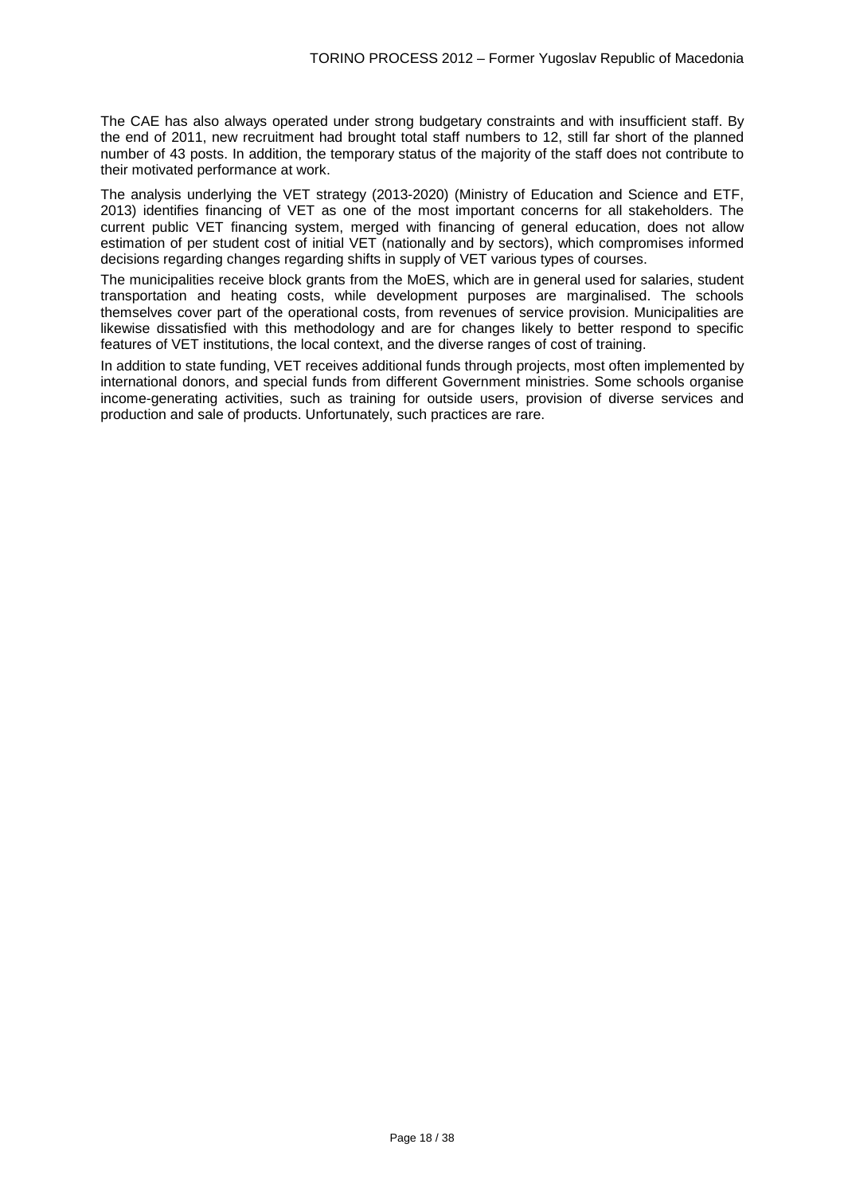The CAE has also always operated under strong budgetary constraints and with insufficient staff. By the end of 2011, new recruitment had brought total staff numbers to 12, still far short of the planned number of 43 posts. In addition, the temporary status of the majority of the staff does not contribute to their motivated performance at work.

The analysis underlying the VET strategy (2013-2020) (Ministry of Education and Science and ETF, 2013) identifies financing of VET as one of the most important concerns for all stakeholders. The current public VET financing system, merged with financing of general education, does not allow estimation of per student cost of initial VET (nationally and by sectors), which compromises informed decisions regarding changes regarding shifts in supply of VET various types of courses.

The municipalities receive block grants from the MoES, which are in general used for salaries, student transportation and heating costs, while development purposes are marginalised. The schools themselves cover part of the operational costs, from revenues of service provision. Municipalities are likewise dissatisfied with this methodology and are for changes likely to better respond to specific features of VET institutions, the local context, and the diverse ranges of cost of training.

In addition to state funding, VET receives additional funds through projects, most often implemented by international donors, and special funds from different Government ministries. Some schools organise income-generating activities, such as training for outside users, provision of diverse services and production and sale of products. Unfortunately, such practices are rare.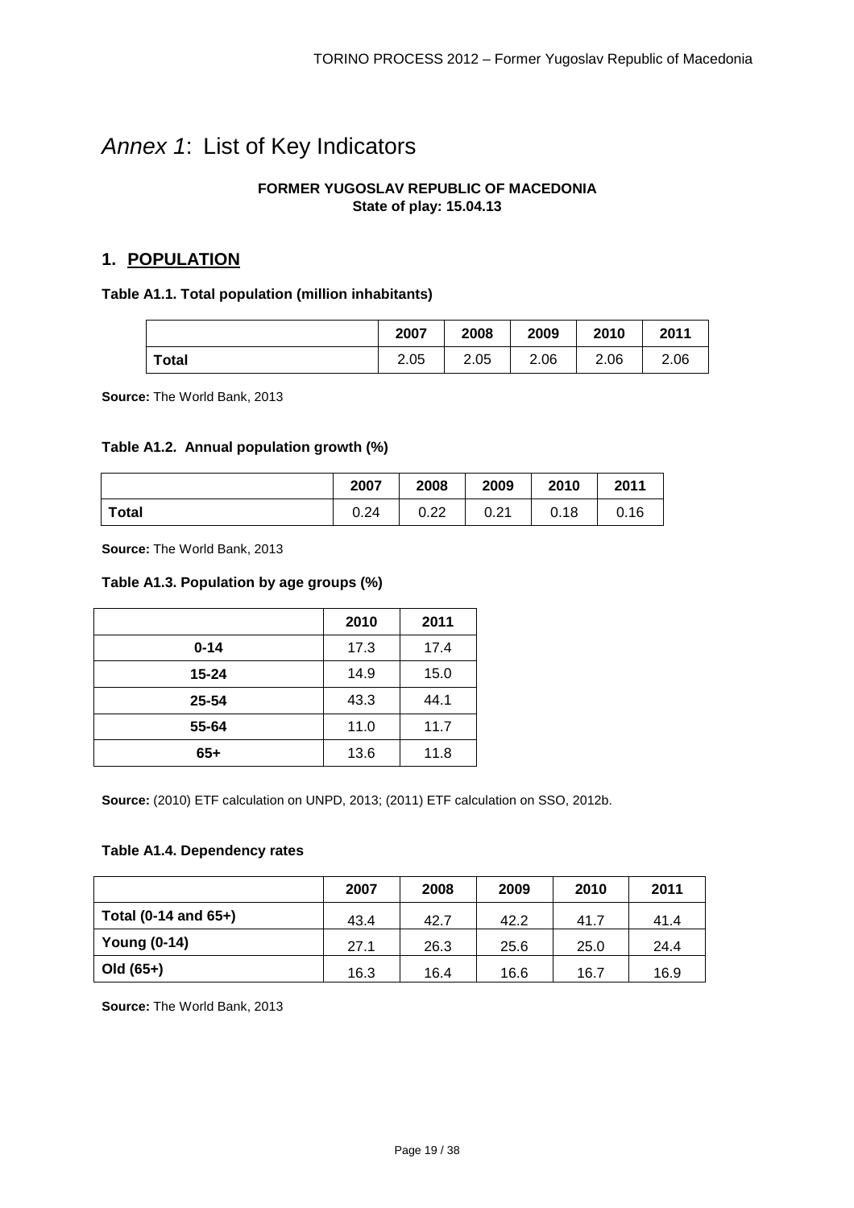# *Annex 1*: List of Key Indicators

**FORMER YUGOSLAV REPUBLIC OF MACEDONIA**
**State of play: 15.04.13**

## 1. POPULATION

**Table A1.1. Total population (million inhabitants)**

| | 2007 | 2008 | 2009 | 2010 | 2011 |
|---|---|---|---|---|---|
| **Total** | 2.05 | 2.05 | 2.06 | 2.06 | 2.06 |

**Source:** The World Bank, 2013

**Table A1.2. Annual population growth (%)**

| | 2007 | 2008 | 2009 | 2010 | 2011 |
|---|---|---|---|---|---|
| **Total** | 0.24 | 0.22 | 0.21 | 0.18 | 0.16 |

**Source:** The World Bank, 2013

**Table A1.3. Population by age groups (%)**

| | 2010 | 2011 |
|---|---|---|
| **0-14** | 17.3 | 17.4 |
| **15-24** | 14.9 | 15.0 |
| **25-54** | 43.3 | 44.1 |
| **55-64** | 11.0 | 11.7 |
| **65+** | 13.6 | 11.8 |

**Source:** (2010) ETF calculation on UNPD, 2013; (2011) ETF calculation on SSO, 2012b.

**Table A1.4. Dependency rates**

| | 2007 | 2008 | 2009 | 2010 | 2011 |
|---|---|---|---|---|---|
| **Total (0-14 and 65+)** | 43.4 | 42.7 | 42.2 | 41.7 | 41.4 |
| **Young (0-14)** | 27.1 | 26.3 | 25.6 | 25.0 | 24.4 |
| **Old (65+)** | 16.3 | 16.4 | 16.6 | 16.7 | 16.9 |

**Source:** The World Bank, 2013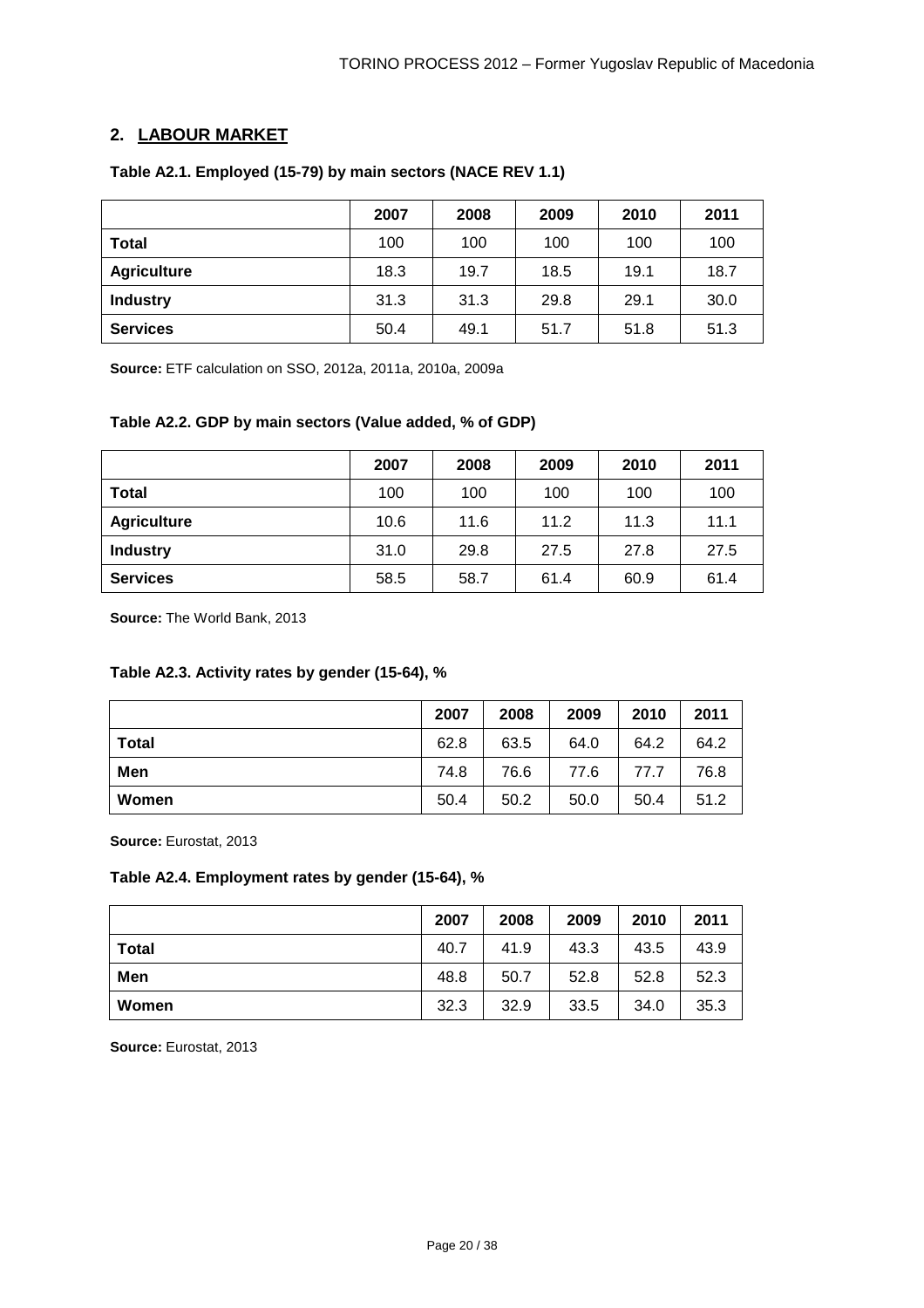## 2. LABOUR MARKET

**Table A2.1. Employed (15-79) by main sectors (NACE REV 1.1)**

| | 2007 | 2008 | 2009 | 2010 | 2011 |
|---|---|---|---|---|---|
| **Total** | 100 | 100 | 100 | 100 | 100 |
| **Agriculture** | 18.3 | 19.7 | 18.5 | 19.1 | 18.7 |
| **Industry** | 31.3 | 31.3 | 29.8 | 29.1 | 30.0 |
| **Services** | 50.4 | 49.1 | 51.7 | 51.8 | 51.3 |

**Source:** ETF calculation on SSO, 2012a, 2011a, 2010a, 2009a

**Table A2.2. GDP by main sectors (Value added, % of GDP)**

| | 2007 | 2008 | 2009 | 2010 | 2011 |
|---|---|---|---|---|---|
| **Total** | 100 | 100 | 100 | 100 | 100 |
| **Agriculture** | 10.6 | 11.6 | 11.2 | 11.3 | 11.1 |
| **Industry** | 31.0 | 29.8 | 27.5 | 27.8 | 27.5 |
| **Services** | 58.5 | 58.7 | 61.4 | 60.9 | 61.4 |

**Source:** The World Bank, 2013

**Table A2.3. Activity rates by gender (15-64), %**

| | 2007 | 2008 | 2009 | 2010 | 2011 |
|---|---|---|---|---|---|
| **Total** | 62.8 | 63.5 | 64.0 | 64.2 | 64.2 |
| **Men** | 74.8 | 76.6 | 77.6 | 77.7 | 76.8 |
| **Women** | 50.4 | 50.2 | 50.0 | 50.4 | 51.2 |

**Source:** Eurostat, 2013

**Table A2.4. Employment rates by gender (15-64), %**

| | 2007 | 2008 | 2009 | 2010 | 2011 |
|---|---|---|---|---|---|
| **Total** | 40.7 | 41.9 | 43.3 | 43.5 | 43.9 |
| **Men** | 48.8 | 50.7 | 52.8 | 52.8 | 52.3 |
| **Women** | 32.3 | 32.9 | 33.5 | 34.0 | 35.3 |

**Source:** Eurostat, 2013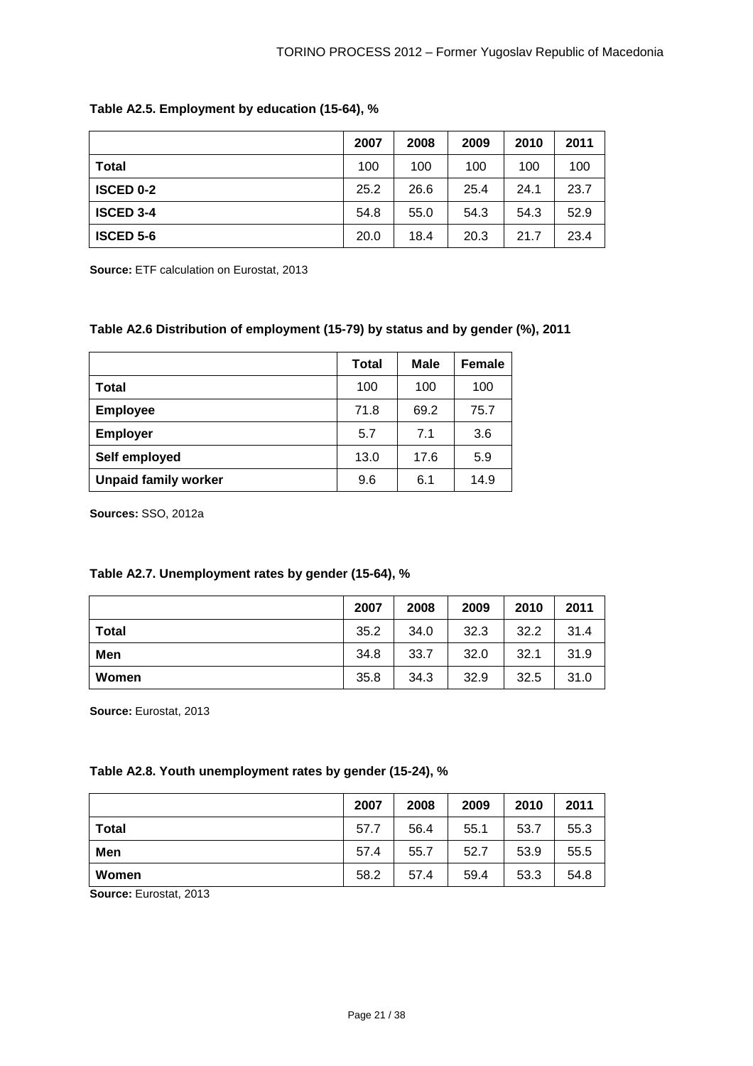**Table A2.5. Employment by education (15-64), %**

| | 2007 | 2008 | 2009 | 2010 | 2011 |
|---|---|---|---|---|---|
| **Total** | 100 | 100 | 100 | 100 | 100 |
| **ISCED 0-2** | 25.2 | 26.6 | 25.4 | 24.1 | 23.7 |
| **ISCED 3-4** | 54.8 | 55.0 | 54.3 | 54.3 | 52.9 |
| **ISCED 5-6** | 20.0 | 18.4 | 20.3 | 21.7 | 23.4 |

**Source:** ETF calculation on Eurostat, 2013

**Table A2.6 Distribution of employment (15-79) by status and by gender (%), 2011**

| | Total | Male | Female |
|---|---|---|---|
| **Total** | 100 | 100 | 100 |
| **Employee** | 71.8 | 69.2 | 75.7 |
| **Employer** | 5.7 | 7.1 | 3.6 |
| **Self employed** | 13.0 | 17.6 | 5.9 |
| **Unpaid family worker** | 9.6 | 6.1 | 14.9 |

**Sources:** SSO, 2012a

**Table A2.7. Unemployment rates by gender (15-64), %**

| | 2007 | 2008 | 2009 | 2010 | 2011 |
|---|---|---|---|---|---|
| **Total** | 35.2 | 34.0 | 32.3 | 32.2 | 31.4 |
| **Men** | 34.8 | 33.7 | 32.0 | 32.1 | 31.9 |
| **Women** | 35.8 | 34.3 | 32.9 | 32.5 | 31.0 |

**Source:** Eurostat, 2013

**Table A2.8. Youth unemployment rates by gender (15-24), %**

| | 2007 | 2008 | 2009 | 2010 | 2011 |
|---|---|---|---|---|---|
| **Total** | 57.7 | 56.4 | 55.1 | 53.7 | 55.3 |
| **Men** | 57.4 | 55.7 | 52.7 | 53.9 | 55.5 |
| **Women** | 58.2 | 57.4 | 59.4 | 53.3 | 54.8 |

**Source:** Eurostat, 2013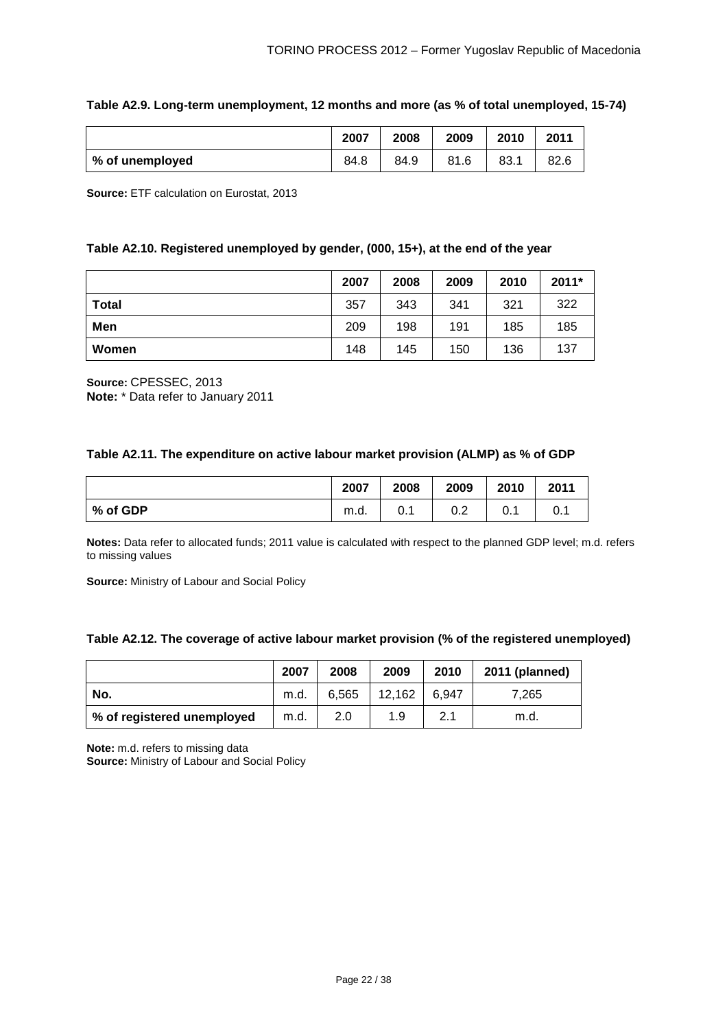**Table A2.9. Long-term unemployment, 12 months and more (as % of total unemployed, 15-74)**

| | 2007 | 2008 | 2009 | 2010 | 2011 |
|---|---|---|---|---|---|
| % of unemployed | 84.8 | 84.9 | 81.6 | 83.1 | 82.6 |

**Source:** ETF calculation on Eurostat, 2013

**Table A2.10. Registered unemployed by gender, (000, 15+), at the end of the year**

| | 2007 | 2008 | 2009 | 2010 | 2011* |
|---|---|---|---|---|---|
| **Total** | 357 | 343 | 341 | 321 | 322 |
| **Men** | 209 | 198 | 191 | 185 | 185 |
| **Women** | 148 | 145 | 150 | 136 | 137 |

**Source:** CPESSEC, 2013
**Note:** * Data refer to January 2011

**Table A2.11. The expenditure on active labour market provision (ALMP) as % of GDP**

| | 2007 | 2008 | 2009 | 2010 | 2011 |
|---|---|---|---|---|---|
| % of GDP | m.d. | 0.1 | 0.2 | 0.1 | 0.1 |

**Notes:** Data refer to allocated funds; 2011 value is calculated with respect to the planned GDP level; m.d. refers to missing values

**Source:** Ministry of Labour and Social Policy

**Table A2.12. The coverage of active labour market provision (% of the registered unemployed)**

| | 2007 | 2008 | 2009 | 2010 | 2011 (planned) |
|---|---|---|---|---|---|
| No. | m.d. | 6,565 | 12,162 | 6,947 | 7,265 |
| % of registered unemployed | m.d. | 2.0 | 1.9 | 2.1 | m.d. |

**Note:** m.d. refers to missing data
**Source:** Ministry of Labour and Social Policy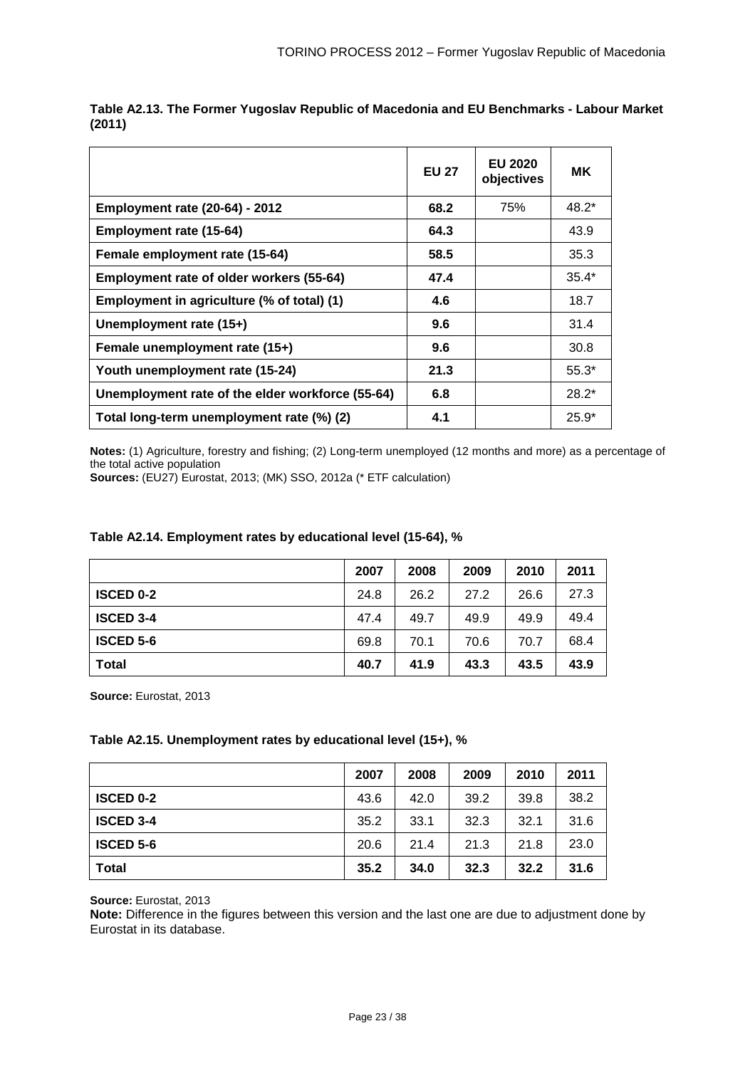**Table A2.13. The Former Yugoslav Republic of Macedonia and EU Benchmarks - Labour Market (2011)**

| | EU 27 | EU 2020 objectives | MK |
|---|---|---|---|
| **Employment rate (20-64) - 2012** | **68.2** | 75% | 48.2* |
| **Employment rate (15-64)** | **64.3** | | 43.9 |
| **Female employment rate (15-64)** | **58.5** | | 35.3 |
| **Employment rate of older workers (55-64)** | **47.4** | | 35.4* |
| **Employment in agriculture (% of total) (1)** | **4.6** | | 18.7 |
| **Unemployment rate (15+)** | **9.6** | | 31.4 |
| **Female unemployment rate (15+)** | **9.6** | | 30.8 |
| **Youth unemployment rate (15-24)** | **21.3** | | 55.3* |
| **Unemployment rate of the elder workforce (55-64)** | **6.8** | | 28.2* |
| **Total long-term unemployment rate (%) (2)** | **4.1** | | 25.9* |

**Notes:** (1) Agriculture, forestry and fishing; (2) Long-term unemployed (12 months and more) as a percentage of the total active population
**Sources:** (EU27) Eurostat, 2013; (MK) SSO, 2012a (* ETF calculation)

**Table A2.14. Employment rates by educational level (15-64), %**

| | 2007 | 2008 | 2009 | 2010 | 2011 |
|---|---|---|---|---|---|
| **ISCED 0-2** | 24.8 | 26.2 | 27.2 | 26.6 | 27.3 |
| **ISCED 3-4** | 47.4 | 49.7 | 49.9 | 49.9 | 49.4 |
| **ISCED 5-6** | 69.8 | 70.1 | 70.6 | 70.7 | 68.4 |
| **Total** | **40.7** | **41.9** | **43.3** | **43.5** | **43.9** |

**Source:** Eurostat, 2013

**Table A2.15. Unemployment rates by educational level (15+), %**

| | 2007 | 2008 | 2009 | 2010 | 2011 |
|---|---|---|---|---|---|
| **ISCED 0-2** | 43.6 | 42.0 | 39.2 | 39.8 | 38.2 |
| **ISCED 3-4** | 35.2 | 33.1 | 32.3 | 32.1 | 31.6 |
| **ISCED 5-6** | 20.6 | 21.4 | 21.3 | 21.8 | 23.0 |
| **Total** | **35.2** | **34.0** | **32.3** | **32.2** | **31.6** |

**Source:** Eurostat, 2013
**Note:** Difference in the figures between this version and the last one are due to adjustment done by Eurostat in its database.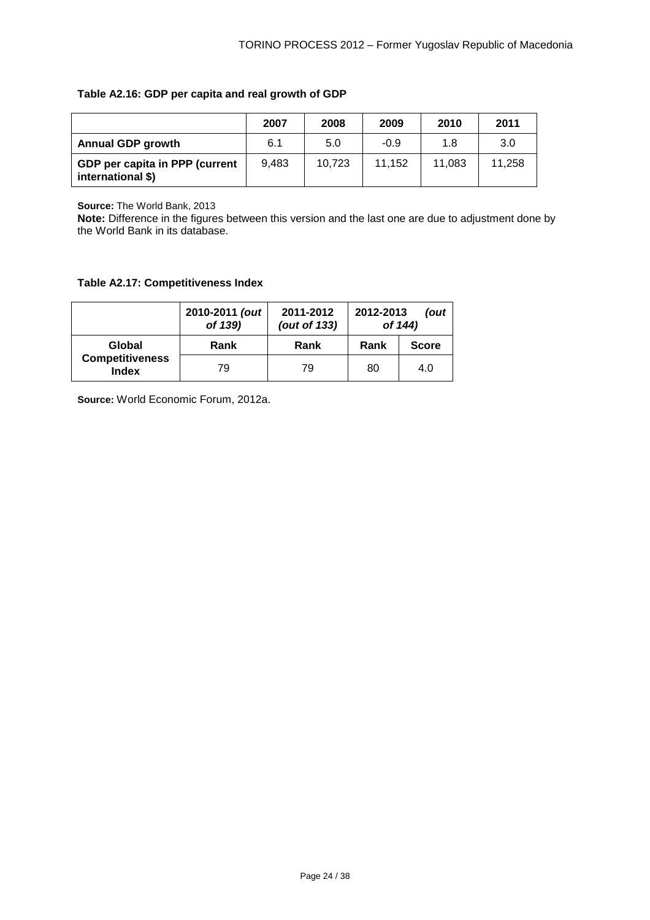**Table A2.16: GDP per capita and real growth of GDP**

| | 2007 | 2008 | 2009 | 2010 | 2011 |
|---|---|---|---|---|---|
| **Annual GDP growth** | 6.1 | 5.0 | -0.9 | 1.8 | 3.0 |
| **GDP per capita in PPP (current international $)** | 9,483 | 10,723 | 11,152 | 11,083 | 11,258 |

**Source:** The World Bank, 2013

**Note:** Difference in the figures between this version and the last one are due to adjustment done by the World Bank in its database.

**Table A2.17: Competitiveness Index**

| | **2010-2011** ***(out of 139)*** | **2011-2012** ***(out of 133)*** | **2012-2013** ***(out of 144)*** | |
|---|---|---|---|---|
| **Global Competitiveness Index** | **Rank** | **Rank** | **Rank** | **Score** |
| | 79 | 79 | 80 | 4.0 |

**Source:** World Economic Forum, 2012a.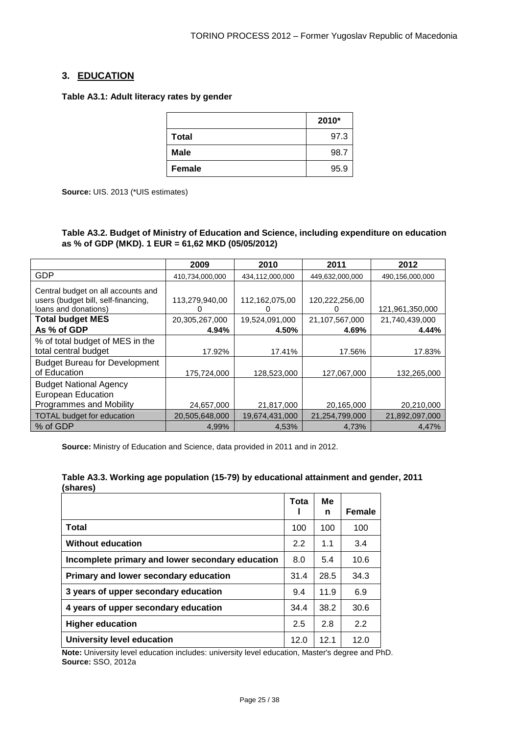## 3. EDUCATION

**Table A3.1: Adult literacy rates by gender**

| | 2010* |
|---|---|
| **Total** | 97.3 |
| **Male** | 98.7 |
| **Female** | 95.9 |

**Source:** UIS. 2013 (*UIS estimates)

**Table A3.2. Budget of Ministry of Education and Science, including expenditure on education as % of GDP (MKD). 1 EUR = 61,62 MKD (05/05/2012)**

| | 2009 | 2010 | 2011 | 2012 |
|---|---|---|---|---|
| GDP | 410,734,000,000 | 434,112,000,000 | 449,632,000,000 | 490,156,000,000 |
| Central budget on all accounts and users (budget bill, self-financing, loans and donations) | 113,279,940,000 | 112,162,075,000 | 120,222,256,000 | 121,961,350,000 |
| **Total budget MES** | 20,305,267,000 | 19,524,091,000 | 21,107,567,000 | 21,740,439,000 |
| **As % of GDP** | **4.94%** | **4.50%** | **4.69%** | **4.44%** |
| % of total budget of MES in the total central budget | 17.92% | 17.41% | 17.56% | 17.83% |
| Budget Bureau for Development of Education | 175,724,000 | 128,523,000 | 127,067,000 | 132,265,000 |
| Budget National Agency European Education Programmes and Mobility | 24,657,000 | 21,817,000 | 20,165,000 | 20,210,000 |
| TOTAL budget for education | 20,505,648,000 | 19,674,431,000 | 21,254,799,000 | 21,892,097,000 |
| % of GDP | 4,99% | 4,53% | 4,73% | 4,47% |

**Source:** Ministry of Education and Science, data provided in 2011 and in 2012.

**Table A3.3. Working age population (15-79) by educational attainment and gender, 2011 (shares)**

| | Total | Men | Female |
|---|---|---|---|
| **Total** | 100 | 100 | 100 |
| **Without education** | 2.2 | 1.1 | 3.4 |
| **Incomplete primary and lower secondary education** | 8.0 | 5.4 | 10.6 |
| **Primary and lower secondary education** | 31.4 | 28.5 | 34.3 |
| **3 years of upper secondary education** | 9.4 | 11.9 | 6.9 |
| **4 years of upper secondary education** | 34.4 | 38.2 | 30.6 |
| **Higher education** | 2.5 | 2.8 | 2.2 |
| **University level education** | 12.0 | 12.1 | 12.0 |

**Note:** University level education includes: university level education, Master's degree and PhD.
**Source:** SSO, 2012a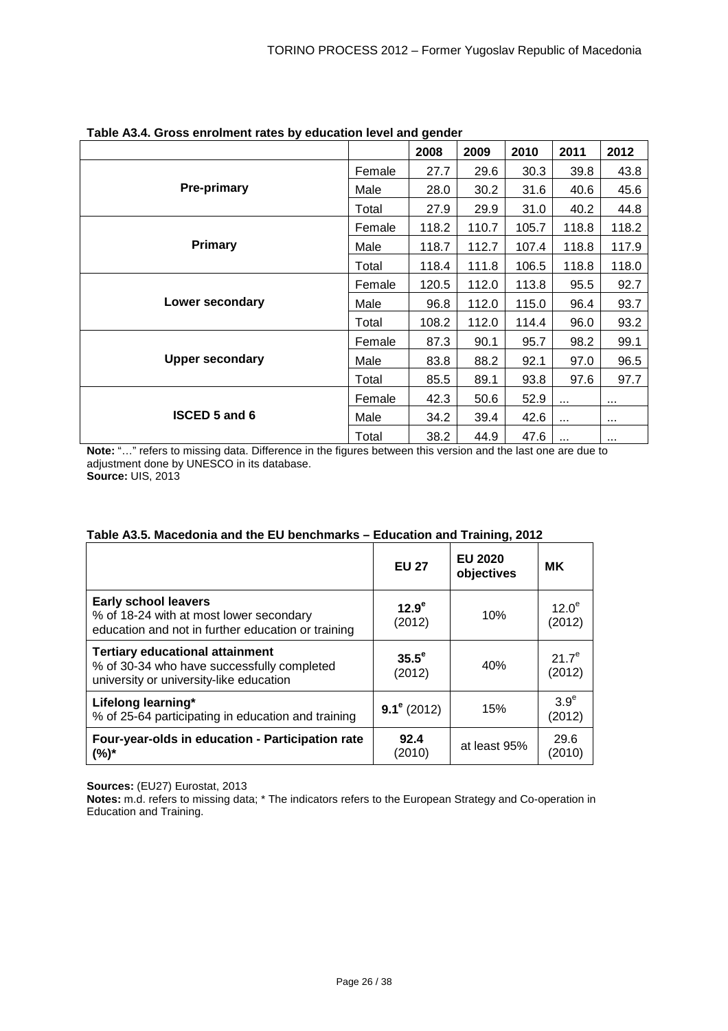**Table A3.4. Gross enrolment rates by education level and gender**

| | | 2008 | 2009 | 2010 | 2011 | 2012 |
|---|---|---|---|---|---|---|
| **Pre-primary** | Female | 27.7 | 29.6 | 30.3 | 39.8 | 43.8 |
| | Male | 28.0 | 30.2 | 31.6 | 40.6 | 45.6 |
| | Total | 27.9 | 29.9 | 31.0 | 40.2 | 44.8 |
| **Primary** | Female | 118.2 | 110.7 | 105.7 | 118.8 | 118.2 |
| | Male | 118.7 | 112.7 | 107.4 | 118.8 | 117.9 |
| | Total | 118.4 | 111.8 | 106.5 | 118.8 | 118.0 |
| **Lower secondary** | Female | 120.5 | 112.0 | 113.8 | 95.5 | 92.7 |
| | Male | 96.8 | 112.0 | 115.0 | 96.4 | 93.7 |
| | Total | 108.2 | 112.0 | 114.4 | 96.0 | 93.2 |
| **Upper secondary** | Female | 87.3 | 90.1 | 95.7 | 98.2 | 99.1 |
| | Male | 83.8 | 88.2 | 92.1 | 97.0 | 96.5 |
| | Total | 85.5 | 89.1 | 93.8 | 97.6 | 97.7 |
| **ISCED 5 and 6** | Female | 42.3 | 50.6 | 52.9 | ... | ... |
| | Male | 34.2 | 39.4 | 42.6 | ... | ... |
| | Total | 38.2 | 44.9 | 47.6 | ... | ... |

**Note:** "…" refers to missing data. Difference in the figures between this version and the last one are due to adjustment done by UNESCO in its database.
**Source:** UIS, 2013

**Table A3.5. Macedonia and the EU benchmarks – Education and Training, 2012**

| | EU 27 | EU 2020 objectives | MK |
|---|---|---|---|
| **Early school leavers** % of 18-24 with at most lower secondary education and not in further education or training | **12.9**[e] (2012) | 10% | 12.0[e] (2012) |
| **Tertiary educational attainment** % of 30-34 who have successfully completed university or university-like education | **35.5**[e] (2012) | 40% | 21.7[e] (2012) |
| **Lifelong learning*** % of 25-64 participating in education and training | **9.1**[e] (2012) | 15% | 3.9[e] (2012) |
| **Four-year-olds in education - Participation rate (%)*** | **92.4** (2010) | at least 95% | 29.6 (2010) |

**Sources:** (EU27) Eurostat, 2013
**Notes:** m.d. refers to missing data; * The indicators refers to the European Strategy and Co-operation in Education and Training.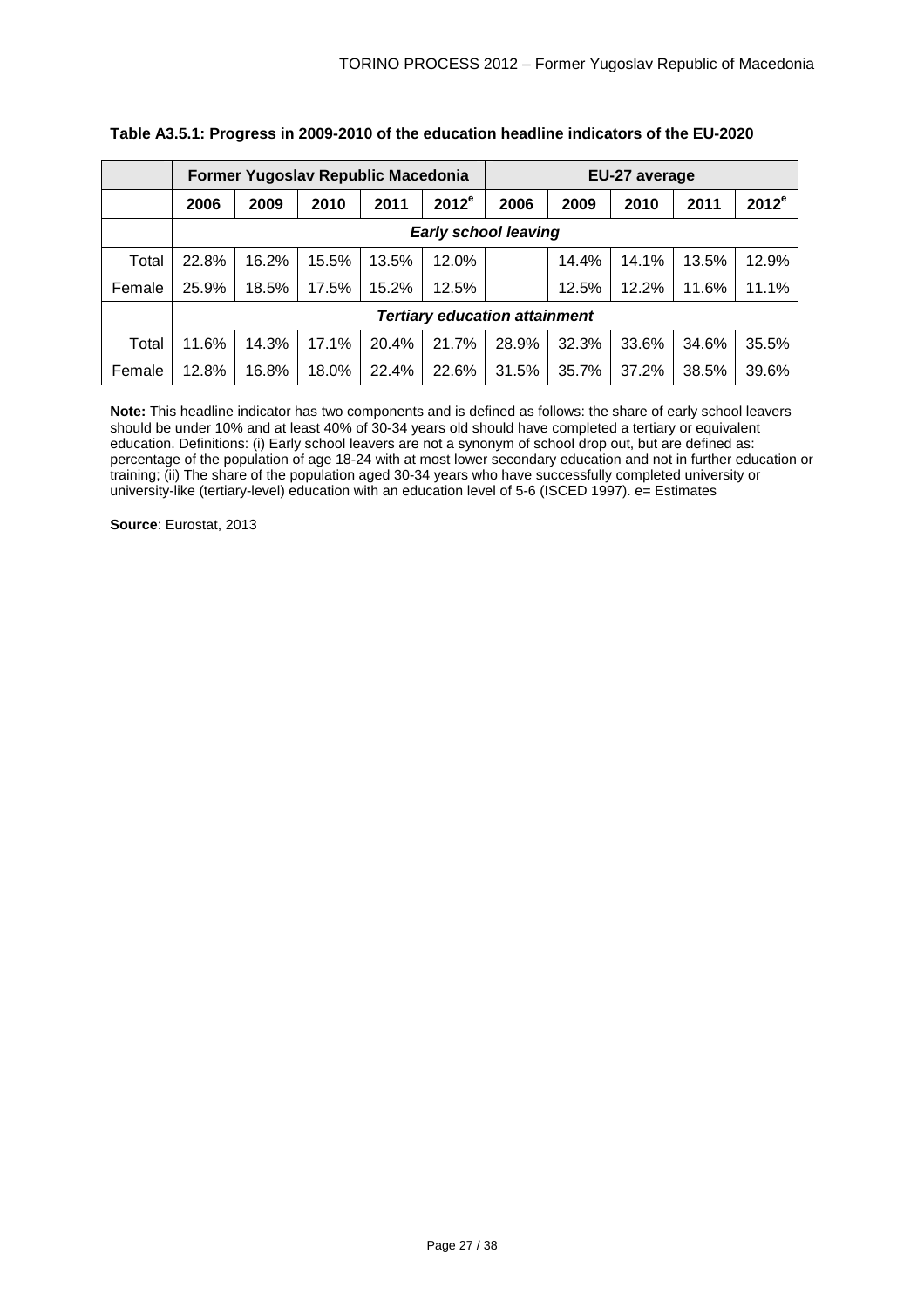**Table A3.5.1: Progress in 2009-2010 of the education headline indicators of the EU-2020**

| | Former Yugoslav Republic Macedonia | | | | | EU-27 average | | | | |
|---|---|---|---|---|---|---|---|---|---|---|
| | **2006** | **2009** | **2010** | **2011** | **2012$^{e}$** | **2006** | **2009** | **2010** | **2011** | **2012$^{e}$** |
| | ***Early school leaving*** | | | | | | | | | |
| Total | 22.8% | 16.2% | 15.5% | 13.5% | 12.0% | | 14.4% | 14.1% | 13.5% | 12.9% |
| Female | 25.9% | 18.5% | 17.5% | 15.2% | 12.5% | | 12.5% | 12.2% | 11.6% | 11.1% |
| | ***Tertiary education attainment*** | | | | | | | | | |
| Total | 11.6% | 14.3% | 17.1% | 20.4% | 21.7% | 28.9% | 32.3% | 33.6% | 34.6% | 35.5% |
| Female | 12.8% | 16.8% | 18.0% | 22.4% | 22.6% | 31.5% | 35.7% | 37.2% | 38.5% | 39.6% |

**Note:** This headline indicator has two components and is defined as follows: the share of early school leavers should be under 10% and at least 40% of 30-34 years old should have completed a tertiary or equivalent education. Definitions: (i) Early school leavers are not a synonym of school drop out, but are defined as: percentage of the population of age 18-24 with at most lower secondary education and not in further education or training; (ii) The share of the population aged 30-34 years who have successfully completed university or university-like (tertiary-level) education with an education level of 5-6 (ISCED 1997). e= Estimates

**Source**: Eurostat, 2013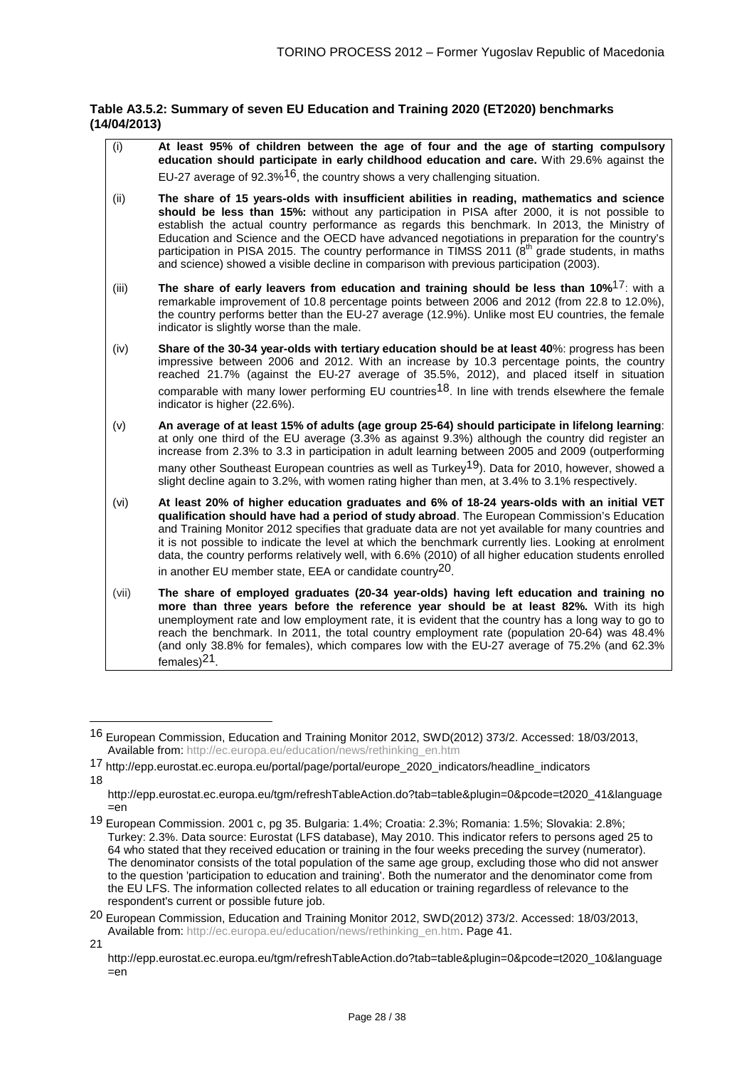**Table A3.5.2: Summary of seven EU Education and Training 2020 (ET2020) benchmarks (14/04/2013)**

| | |
|---|---|
| (i) | **At least 95% of children between the age of four and the age of starting compulsory education should participate in early childhood education and care.** With 29.6% against the EU-27 average of 92.3%[16], the country shows a very challenging situation. |
| (ii) | **The share of 15 years-olds with insufficient abilities in reading, mathematics and science should be less than 15%:** without any participation in PISA after 2000, it is not possible to establish the actual country performance as regards this benchmark. In 2013, the Ministry of Education and Science and the OECD have advanced negotiations in preparation for the country's participation in PISA 2015. The country performance in TIMSS 2011 (8th grade students, in maths and science) showed a visible decline in comparison with previous participation (2003). |
| (iii) | **The share of early leavers from education and training should be less than 10%**[17]: with a remarkable improvement of 10.8 percentage points between 2006 and 2012 (from 22.8 to 12.0%), the country performs better than the EU-27 average (12.9%). Unlike most EU countries, the female indicator is slightly worse than the male. |
| (iv) | **Share of the 30-34 year-olds with tertiary education should be at least 40**%: progress has been impressive between 2006 and 2012. With an increase by 10.3 percentage points, the country reached 21.7% (against the EU-27 average of 35.5%, 2012), and placed itself in situation comparable with many lower performing EU countries[18]. In line with trends elsewhere the female indicator is higher (22.6%). |
| (v) | **An average of at least 15% of adults (age group 25-64) should participate in lifelong learning**: at only one third of the EU average (3.3% as against 9.3%) although the country did register an increase from 2.3% to 3.3 in participation in adult learning between 2005 and 2009 (outperforming many other Southeast European countries as well as Turkey[19]). Data for 2010, however, showed a slight decline again to 3.2%, with women rating higher than men, at 3.4% to 3.1% respectively. |
| (vi) | **At least 20% of higher education graduates and 6% of 18-24 years-olds with an initial VET qualification should have had a period of study abroad**. The European Commission's Education and Training Monitor 2012 specifies that graduate data are not yet available for many countries and it is not possible to indicate the level at which the benchmark currently lies. Looking at enrolment data, the country performs relatively well, with 6.6% (2010) of all higher education students enrolled in another EU member state, EEA or candidate country[20]. |
| (vii) | **The share of employed graduates (20-34 year-olds) having left education and training no more than three years before the reference year should be at least 82%.** With its high unemployment rate and low employment rate, it is evident that the country has a long way to go to reach the benchmark. In 2011, the total country employment rate (population 20-64) was 48.4% (and only 38.8% for females), which compares low with the EU-27 average of 75.2% (and 62.3% females)[21]. |

---

[16] European Commission, Education and Training Monitor 2012, SWD(2012) 373/2. Accessed: 18/03/2013, Available from: http://ec.europa.eu/education/news/rethinking_en.htm

[17] http://epp.eurostat.ec.europa.eu/portal/page/portal/europe_2020_indicators/headline_indicators

[18] http://epp.eurostat.ec.europa.eu/tgm/refreshTableAction.do?tab=table&plugin=0&pcode=t2020_41&language=en

[19] European Commission. 2001 c, pg 35. Bulgaria: 1.4%; Croatia: 2.3%; Romania: 1.5%; Slovakia: 2.8%; Turkey: 2.3%. Data source: Eurostat (LFS database), May 2010. This indicator refers to persons aged 25 to 64 who stated that they received education or training in the four weeks preceding the survey (numerator). The denominator consists of the total population of the same age group, excluding those who did not answer to the question 'participation to education and training'. Both the numerator and the denominator come from the EU LFS. The information collected relates to all education or training regardless of relevance to the respondent's current or possible future job.

[20] European Commission, Education and Training Monitor 2012, SWD(2012) 373/2. Accessed: 18/03/2013, Available from: http://ec.europa.eu/education/news/rethinking_en.htm. Page 41.

[21] http://epp.eurostat.ec.europa.eu/tgm/refreshTableAction.do?tab=table&plugin=0&pcode=t2020_10&language=en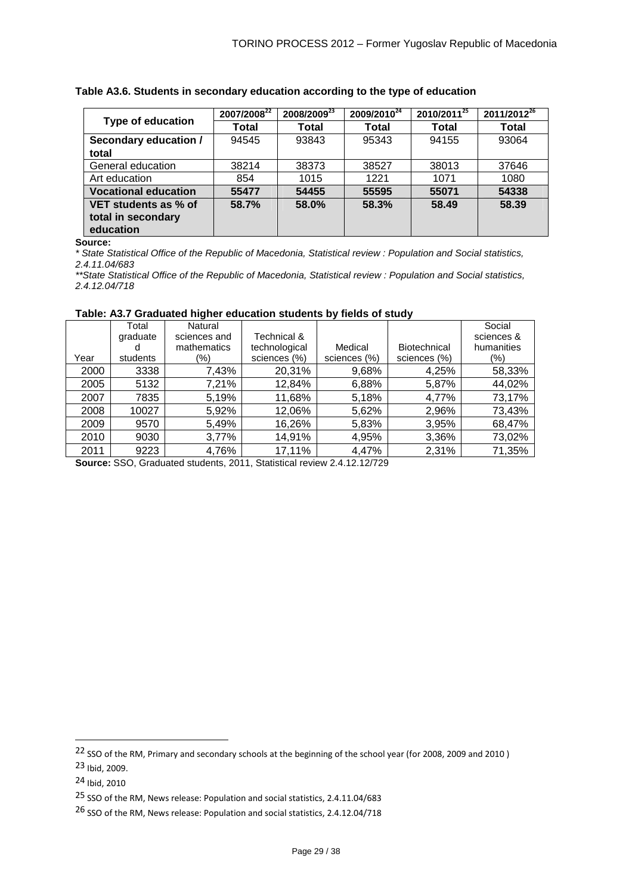**Table A3.6. Students in secondary education according to the type of education**

| Type of education | 2007/2008[22] | 2008/2009[23] | 2009/2010[24] | 2010/2011[25] | 2011/2012[26] |
|---|---|---|---|---|---|
| | Total | Total | Total | Total | Total |
| **Secondary education / total** | 94545 | 93843 | 95343 | 94155 | 93064 |
| General education | 38214 | 38373 | 38527 | 38013 | 37646 |
| Art education | 854 | 1015 | 1221 | 1071 | 1080 |
| **Vocational education** | **55477** | **54455** | **55595** | **55071** | **54338** |
| **VET students as % of total in secondary education** | **58.7%** | **58.0%** | **58.3%** | **58.49** | **58.39** |

**Source:**

*\* State Statistical Office of the Republic of Macedonia, Statistical review : Population and Social statistics, 2.4.11.04/683*

*\*\*State Statistical Office of the Republic of Macedonia, Statistical review : Population and Social statistics, 2.4.12.04/718*

**Table: A3.7 Graduated higher education students by fields of study**

| Year | Total graduated students | Natural sciences and mathematics (%) | Technical & technological sciences (%) | Medical sciences (%) | Biotechnical sciences (%) | Social sciences & humanities (%) |
|---|---|---|---|---|---|---|
| 2000 | 3338 | 7,43% | 20,31% | 9,68% | 4,25% | 58,33% |
| 2005 | 5132 | 7,21% | 12,84% | 6,88% | 5,87% | 44,02% |
| 2007 | 7835 | 5,19% | 11,68% | 5,18% | 4,77% | 73,17% |
| 2008 | 10027 | 5,92% | 12,06% | 5,62% | 2,96% | 73,43% |
| 2009 | 9570 | 5,49% | 16,26% | 5,83% | 3,95% | 68,47% |
| 2010 | 9030 | 3,77% | 14,91% | 4,95% | 3,36% | 73,02% |
| 2011 | 9223 | 4,76% | 17,11% | 4,47% | 2,31% | 71,35% |

**Source:** SSO, Graduated students, 2011, Statistical review 2.4.12.12/729

[22] SSO of the RM, Primary and secondary schools at the beginning of the school year (for 2008, 2009 and 2010 )

[23] Ibid, 2009.

[24] Ibid, 2010

[25] SSO of the RM, News release: Population and social statistics, 2.4.11.04/683

[26] SSO of the RM, News release: Population and social statistics, 2.4.12.04/718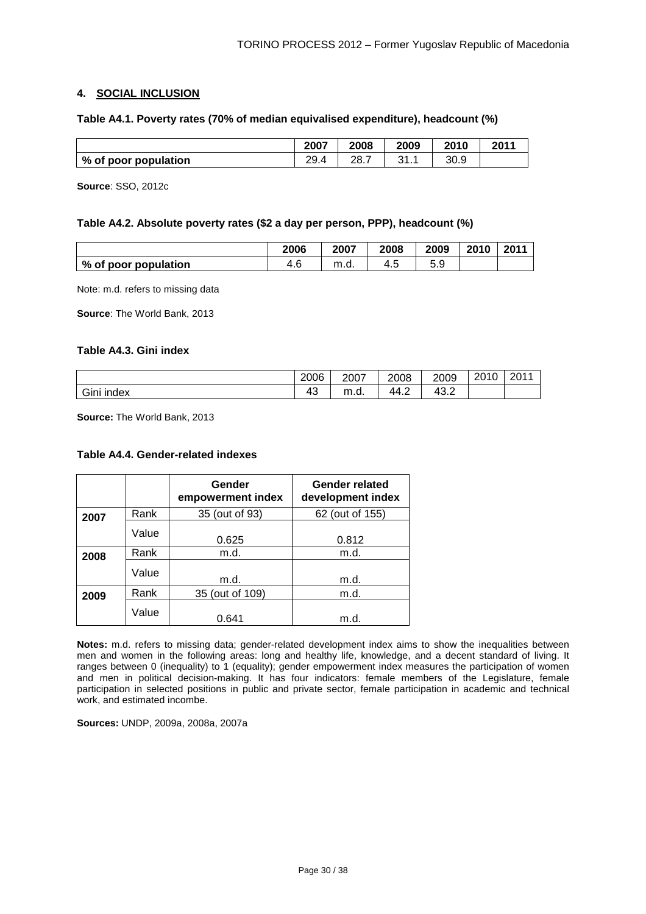## 4. SOCIAL INCLUSION

**Table A4.1. Poverty rates (70% of median equivalised expenditure), headcount (%)**

| | 2007 | 2008 | 2009 | 2010 | 2011 |
|---|---|---|---|---|---|
| **% of poor population** | 29.4 | 28.7 | 31.1 | 30.9 | |

**Source**: SSO, 2012c

**Table A4.2. Absolute poverty rates ($2 a day per person, PPP), headcount (%)**

| | 2006 | 2007 | 2008 | 2009 | 2010 | 2011 |
|---|---|---|---|---|---|---|
| **% of poor population** | 4.6 | m.d. | 4.5 | 5.9 | | |

Note: m.d. refers to missing data

**Source**: The World Bank, 2013

**Table A4.3. Gini index**

| | 2006 | 2007 | 2008 | 2009 | 2010 | 2011 |
|---|---|---|---|---|---|---|
| Gini index | 43 | m.d. | 44.2 | 43.2 | | |

**Source:** The World Bank, 2013

**Table A4.4. Gender-related indexes**

| | | Gender empowerment index | Gender related development index |
|---|---|---|---|
| **2007** | Rank | 35 (out of 93) | 62 (out of 155) |
| | Value | 0.625 | 0.812 |
| **2008** | Rank | m.d. | m.d. |
| | Value | m.d. | m.d. |
| **2009** | Rank | 35 (out of 109) | m.d. |
| | Value | 0.641 | m.d. |

**Notes:** m.d. refers to missing data; gender-related development index aims to show the inequalities between men and women in the following areas: long and healthy life, knowledge, and a decent standard of living. It ranges between 0 (inequality) to 1 (equality); gender empowerment index measures the participation of women and men in political decision-making. It has four indicators: female members of the Legislature, female participation in selected positions in public and private sector, female participation in academic and technical work, and estimated incombe.

**Sources:** UNDP, 2009a, 2008a, 2007a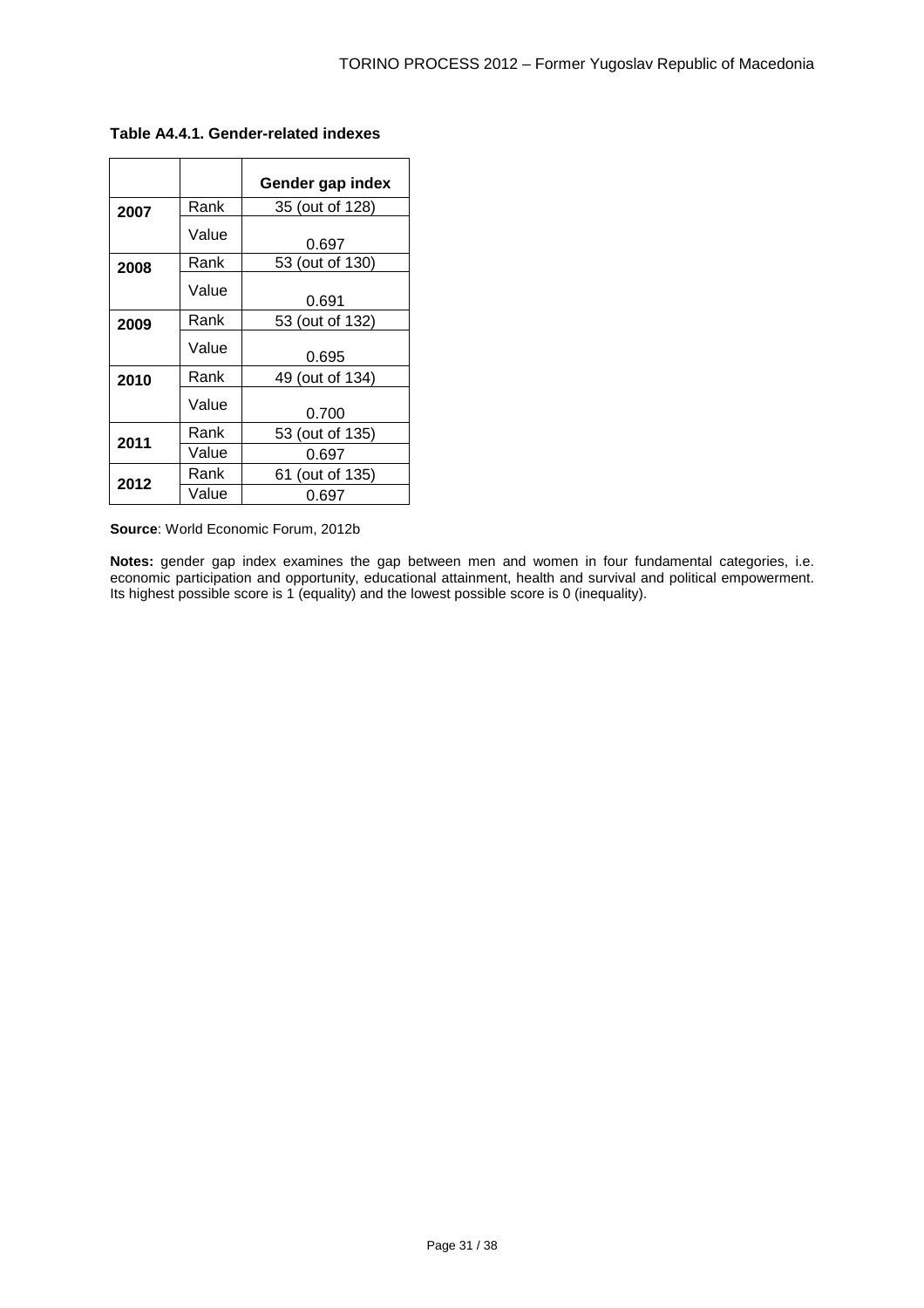**Table A4.4.1. Gender-related indexes**

| | | Gender gap index |
|---|---|---|
| **2007** | Rank | 35 (out of 128) |
| | Value | 0.697 |
| **2008** | Rank | 53 (out of 130) |
| | Value | 0.691 |
| **2009** | Rank | 53 (out of 132) |
| | Value | 0.695 |
| **2010** | Rank | 49 (out of 134) |
| | Value | 0.700 |
| **2011** | Rank | 53 (out of 135) |
| | Value | 0.697 |
| **2012** | Rank | 61 (out of 135) |
| | Value | 0.697 |

**Source**: World Economic Forum, 2012b

**Notes:** gender gap index examines the gap between men and women in four fundamental categories, i.e. economic participation and opportunity, educational attainment, health and survival and political empowerment. Its highest possible score is 1 (equality) and the lowest possible score is 0 (inequality).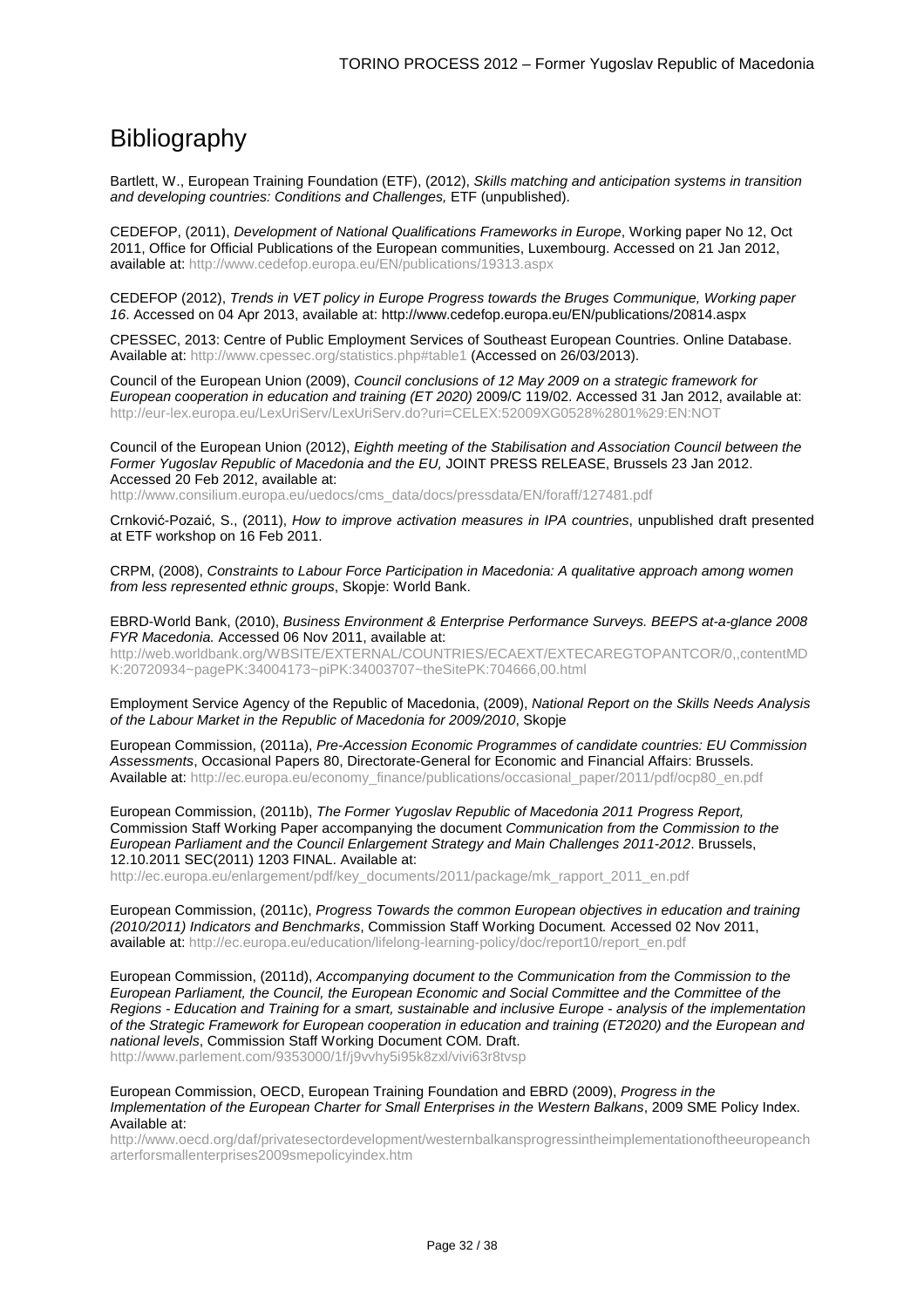# Bibliography

Bartlett, W., European Training Foundation (ETF), (2012), *Skills matching and anticipation systems in transition and developing countries: Conditions and Challenges,* ETF (unpublished).

CEDEFOP, (2011), *Development of National Qualifications Frameworks in Europe*, Working paper No 12, Oct 2011, Office for Official Publications of the European communities, Luxembourg. Accessed on 21 Jan 2012, available at: http://www.cedefop.europa.eu/EN/publications/19313.aspx

CEDEFOP (2012), *Trends in VET policy in Europe Progress towards the Bruges Communique, Working paper 16*. Accessed on 04 Apr 2013, available at: http://www.cedefop.europa.eu/EN/publications/20814.aspx

CPESSEC, 2013: Centre of Public Employment Services of Southeast European Countries. Online Database. Available at: http://www.cpessec.org/statistics.php#table1 (Accessed on 26/03/2013).

Council of the European Union (2009), *Council conclusions of 12 May 2009 on a strategic framework for European cooperation in education and training (ET 2020)* 2009/C 119/02. Accessed 31 Jan 2012, available at: http://eur-lex.europa.eu/LexUriServ/LexUriServ.do?uri=CELEX:52009XG0528%2801%29:EN:NOT

Council of the European Union (2012), *Eighth meeting of the Stabilisation and Association Council between the Former Yugoslav Republic of Macedonia and the EU,* JOINT PRESS RELEASE, Brussels 23 Jan 2012. Accessed 20 Feb 2012, available at: http://www.consilium.europa.eu/uedocs/cms_data/docs/pressdata/EN/foraff/127481.pdf

Crnković-Pozaić, S., (2011), *How to improve activation measures in IPA countries*, unpublished draft presented at ETF workshop on 16 Feb 2011.

CRPM, (2008), *Constraints to Labour Force Participation in Macedonia: A qualitative approach among women from less represented ethnic groups*, Skopje: World Bank.

EBRD-World Bank, (2010), *Business Environment & Enterprise Performance Surveys. BEEPS at-a-glance 2008 FYR Macedonia.* Accessed 06 Nov 2011, available at: http://web.worldbank.org/WBSITE/EXTERNAL/COUNTRIES/ECAEXT/EXTECAREGTOPANTCOR/0,,contentMDK:20720934~pagePK:34004173~piPK:34003707~theSitePK:704666,00.html

Employment Service Agency of the Republic of Macedonia, (2009), *National Report on the Skills Needs Analysis of the Labour Market in the Republic of Macedonia for 2009/2010*, Skopje

European Commission, (2011a), *Pre-Accession Economic Programmes of candidate countries: EU Commission Assessments*, Occasional Papers 80, Directorate-General for Economic and Financial Affairs: Brussels. Available at: http://ec.europa.eu/economy_finance/publications/occasional_paper/2011/pdf/ocp80_en.pdf

European Commission, (2011b), *The Former Yugoslav Republic of Macedonia 2011 Progress Report,* Commission Staff Working Paper accompanying the document *Communication from the Commission to the European Parliament and the Council Enlargement Strategy and Main Challenges 2011-2012*. Brussels, 12.10.2011 SEC(2011) 1203 FINAL. Available at: http://ec.europa.eu/enlargement/pdf/key_documents/2011/package/mk_rapport_2011_en.pdf

European Commission, (2011c), *Progress Towards the common European objectives in education and training (2010/2011) Indicators and Benchmarks*, Commission Staff Working Document*.* Accessed 02 Nov 2011, available at: http://ec.europa.eu/education/lifelong-learning-policy/doc/report10/report_en.pdf

European Commission, (2011d), *Accompanying document to the Communication from the Commission to the European Parliament, the Council, the European Economic and Social Committee and the Committee of the Regions - Education and Training for a smart, sustainable and inclusive Europe - analysis of the implementation of the Strategic Framework for European cooperation in education and training (ET2020) and the European and national levels*, Commission Staff Working Document COM. Draft. http://www.parlement.com/9353000/1f/j9vvhy5i95k8zxl/vivi63r8tvsp

European Commission, OECD, European Training Foundation and EBRD (2009), *Progress in the Implementation of the European Charter for Small Enterprises in the Western Balkans*, 2009 SME Policy Index. Available at: http://www.oecd.org/daf/privatesectordevelopment/westernbalkansprogressintheimplementationoftheeuropeancharterforsmallenterprises2009smepolicyindex.htm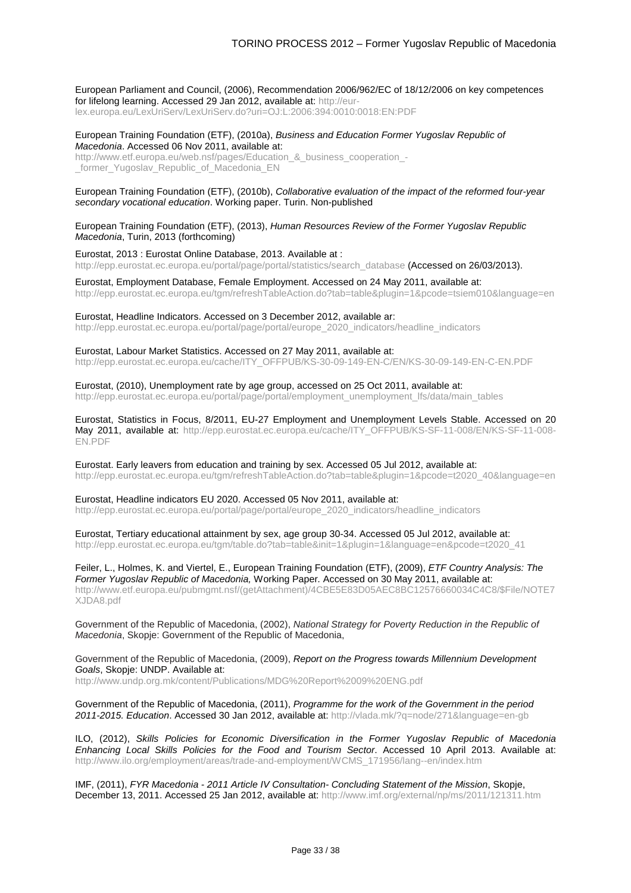European Parliament and Council, (2006), Recommendation 2006/962/EC of 18/12/2006 on key competences for lifelong learning. Accessed 29 Jan 2012, available at: http://eur-lex.europa.eu/LexUriServ/LexUriServ.do?uri=OJ:L:2006:394:0010:0018:EN:PDF

European Training Foundation (ETF), (2010a), *Business and Education Former Yugoslav Republic of Macedonia*. Accessed 06 Nov 2011, available at: http://www.etf.europa.eu/web.nsf/pages/Education_&_business_cooperation_-_former_Yugoslav_Republic_of_Macedonia_EN

European Training Foundation (ETF), (2010b), *Collaborative evaluation of the impact of the reformed four-year secondary vocational education*. Working paper. Turin. Non-published

European Training Foundation (ETF), (2013), *Human Resources Review of the Former Yugoslav Republic Macedonia*, Turin, 2013 (forthcoming)

Eurostat, 2013 : Eurostat Online Database, 2013. Available at : http://epp.eurostat.ec.europa.eu/portal/page/portal/statistics/search_database (Accessed on 26/03/2013).

Eurostat, Employment Database, Female Employment. Accessed on 24 May 2011, available at: http://epp.eurostat.ec.europa.eu/tgm/refreshTableAction.do?tab=table&plugin=1&pcode=tsiem010&language=en

Eurostat, Headline Indicators. Accessed on 3 December 2012, available ar: http://epp.eurostat.ec.europa.eu/portal/page/portal/europe_2020_indicators/headline_indicators

Eurostat, Labour Market Statistics. Accessed on 27 May 2011, available at: http://epp.eurostat.ec.europa.eu/cache/ITY_OFFPUB/KS-30-09-149-EN-C/EN/KS-30-09-149-EN-C-EN.PDF

Eurostat, (2010), Unemployment rate by age group, accessed on 25 Oct 2011, available at: http://epp.eurostat.ec.europa.eu/portal/page/portal/employment_unemployment_lfs/data/main_tables

Eurostat, Statistics in Focus, 8/2011, EU-27 Employment and Unemployment Levels Stable. Accessed on 20 May 2011, available at: http://epp.eurostat.ec.europa.eu/cache/ITY_OFFPUB/KS-SF-11-008/EN/KS-SF-11-008-EN.PDF

Eurostat. Early leavers from education and training by sex. Accessed 05 Jul 2012, available at: http://epp.eurostat.ec.europa.eu/tgm/refreshTableAction.do?tab=table&plugin=1&pcode=t2020_40&language=en

Eurostat, Headline indicators EU 2020. Accessed 05 Nov 2011, available at: http://epp.eurostat.ec.europa.eu/portal/page/portal/europe_2020_indicators/headline_indicators

Eurostat, Tertiary educational attainment by sex, age group 30-34. Accessed 05 Jul 2012, available at: http://epp.eurostat.ec.europa.eu/tgm/table.do?tab=table&init=1&plugin=1&language=en&pcode=t2020_41

Feiler, L., Holmes, K. and Viertel, E., European Training Foundation (ETF), (2009), *ETF Country Analysis: The Former Yugoslav Republic of Macedonia,* Working Paper. Accessed on 30 May 2011, available at: http://www.etf.europa.eu/pubmgmt.nsf/(getAttachment)/4CBE5E83D05AEC8BC12576660034C4C8/$File/NOTE7XJDA8.pdf

Government of the Republic of Macedonia, (2002), *National Strategy for Poverty Reduction in the Republic of Macedonia*, Skopje: Government of the Republic of Macedonia,

Government of the Republic of Macedonia, (2009), *Report on the Progress towards Millennium Development Goals*, Skopje: UNDP. Available at: http://www.undp.org.mk/content/Publications/MDG%20Report%2009%20ENG.pdf

Government of the Republic of Macedonia, (2011), *Programme for the work of the Government in the period 2011-2015. Education*. Accessed 30 Jan 2012, available at: http://vlada.mk/?q=node/271&language=en-gb

ILO, (2012), *Skills Policies for Economic Diversification in the Former Yugoslav Republic of Macedonia Enhancing Local Skills Policies for the Food and Tourism Sector*. Accessed 10 April 2013. Available at: http://www.ilo.org/employment/areas/trade-and-employment/WCMS_171956/lang--en/index.htm

IMF, (2011), *FYR Macedonia - 2011 Article IV Consultation- Concluding Statement of the Mission*, Skopje, December 13, 2011. Accessed 25 Jan 2012, available at: http://www.imf.org/external/np/ms/2011/121311.htm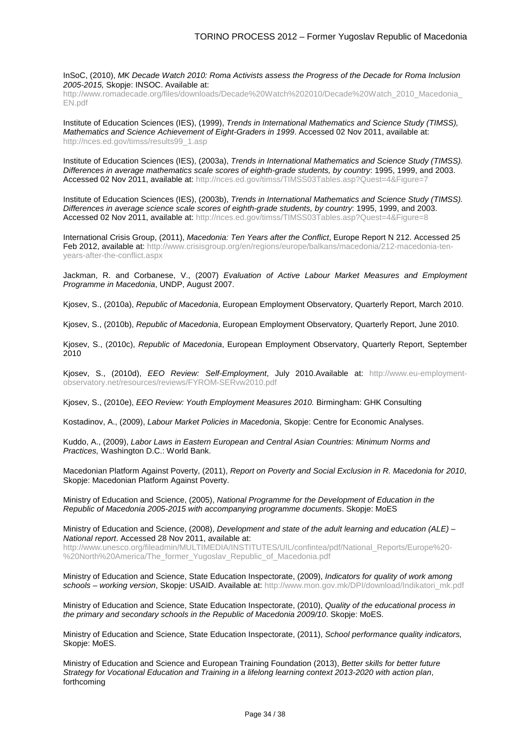InSoC, (2010), *MK Decade Watch 2010: Roma Activists assess the Progress of the Decade for Roma Inclusion 2005-2015,* Skopje: INSOC. Available at: http://www.romadecade.org/files/downloads/Decade%20Watch%202010/Decade%20Watch_2010_Macedonia_EN.pdf

Institute of Education Sciences (IES), (1999), *Trends in International Mathematics and Science Study (TIMSS), Mathematics and Science Achievement of Eight-Graders in 1999*. Accessed 02 Nov 2011, available at: http://nces.ed.gov/timss/results99_1.asp

Institute of Education Sciences (IES), (2003a), *Trends in International Mathematics and Science Study (TIMSS). Differences in average mathematics scale scores of eighth-grade students, by country*: 1995, 1999, and 2003. Accessed 02 Nov 2011, available at: http://nces.ed.gov/timss/TIMSS03Tables.asp?Quest=4&Figure=7

Institute of Education Sciences (IES), (2003b), *Trends in International Mathematics and Science Study (TIMSS). Differences in average science scale scores of eighth-grade students, by country*: 1995, 1999, and 2003. Accessed 02 Nov 2011, available at: http://nces.ed.gov/timss/TIMSS03Tables.asp?Quest=4&Figure=8

International Crisis Group, (2011), *Macedonia: Ten Years after the Conflict*, Europe Report N 212. Accessed 25 Feb 2012, available at: http://www.crisisgroup.org/en/regions/europe/balkans/macedonia/212-macedonia-ten-years-after-the-conflict.aspx

Jackman, R. and Corbanese, V., (2007) *Evaluation of Active Labour Market Measures and Employment Programme in Macedonia*, UNDP, August 2007.

Kjosev, S., (2010a), *Republic of Macedonia*, European Employment Observatory, Quarterly Report, March 2010.

Kjosev, S., (2010b), *Republic of Macedonia*, European Employment Observatory, Quarterly Report, June 2010.

Kjosev, S., (2010c), *Republic of Macedonia*, European Employment Observatory, Quarterly Report, September 2010

Kjosev, S., (2010d), *EEO Review: Self-Employment*, July 2010.Available at: http://www.eu-employment-observatory.net/resources/reviews/FYROM-SERvw2010.pdf

Kjosev, S., (2010e), *EEO Review: Youth Employment Measures 2010.* Birmingham: GHK Consulting

Kostadinov, A., (2009), *Labour Market Policies in Macedonia*, Skopje: Centre for Economic Analyses.

Kuddo, A., (2009), *Labor Laws in Eastern European and Central Asian Countries: Minimum Norms and Practices,* Washington D.C.: World Bank.

Macedonian Platform Against Poverty, (2011), *Report on Poverty and Social Exclusion in R. Macedonia for 2010*, Skopje: Macedonian Platform Against Poverty.

Ministry of Education and Science, (2005), *National Programme for the Development of Education in the Republic of Macedonia 2005-2015 with accompanying programme documents*. Skopje: MoES

Ministry of Education and Science, (2008), *Development and state of the adult learning and education (ALE) – National report*. Accessed 28 Nov 2011, available at: http://www.unesco.org/fileadmin/MULTIMEDIA/INSTITUTES/UIL/confintea/pdf/National_Reports/Europe%20-%20North%20America/The_former_Yugoslav_Republic_of_Macedonia.pdf

Ministry of Education and Science, State Education Inspectorate, (2009), *Indicators for quality of work among schools – working version*, Skopje: USAID. Available at: http://www.mon.gov.mk/DPI/download/Indikatori_mk.pdf

Ministry of Education and Science, State Education Inspectorate, (2010), *Quality of the educational process in the primary and secondary schools in the Republic of Macedonia 2009/10*. Skopje: MoES.

Ministry of Education and Science, State Education Inspectorate, (2011), *School performance quality indicators,* Skopje: MoES.

Ministry of Education and Science and European Training Foundation (2013), *Better skills for better future Strategy for Vocational Education and Training in a lifelong learning context 2013-2020 with action plan*, forthcoming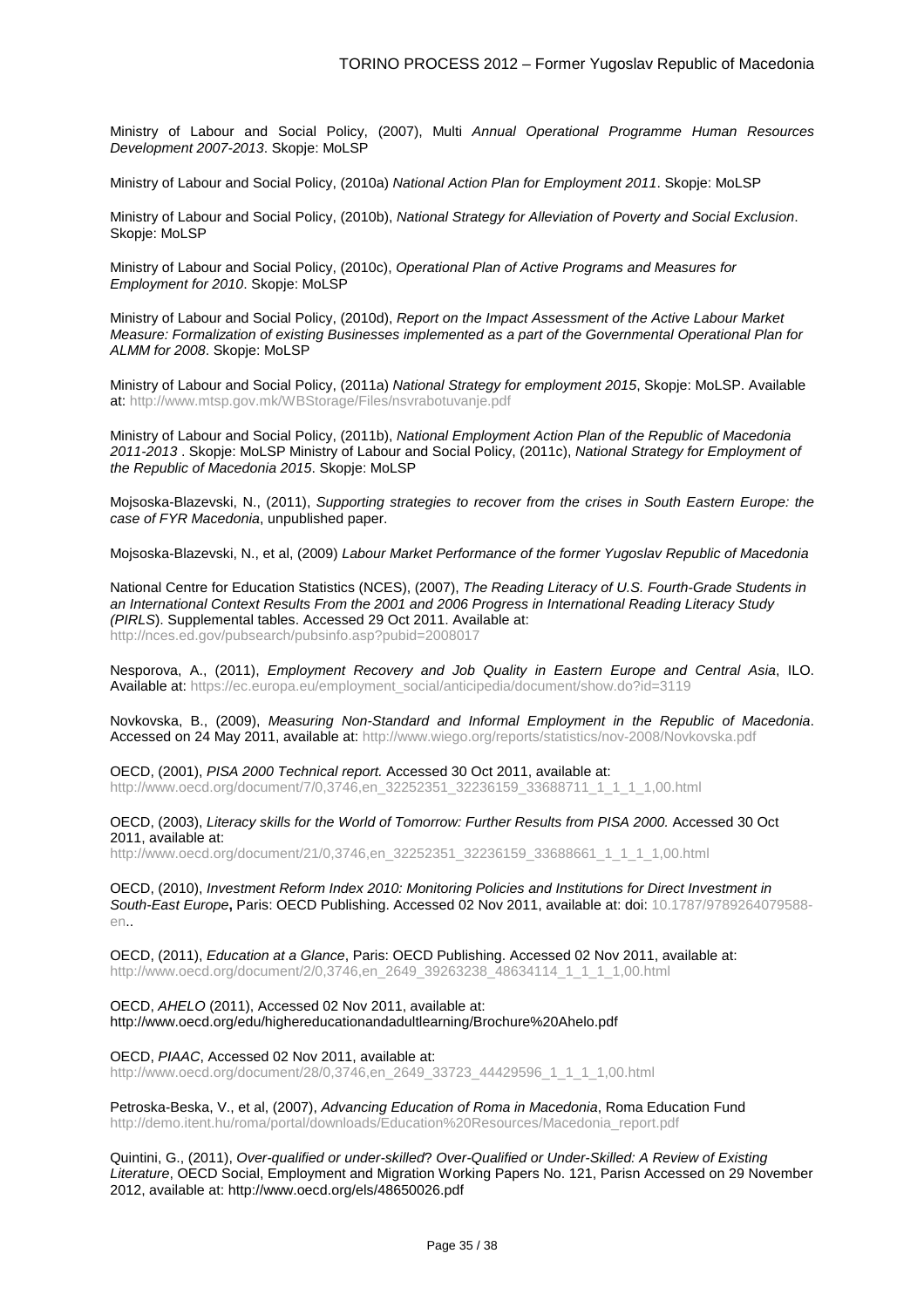Ministry of Labour and Social Policy, (2007), Multi *Annual Operational Programme Human Resources Development 2007-2013*. Skopje: MoLSP

Ministry of Labour and Social Policy, (2010a) *National Action Plan for Employment 2011*. Skopje: MoLSP

Ministry of Labour and Social Policy, (2010b), *National Strategy for Alleviation of Poverty and Social Exclusion*. Skopje: MoLSP

Ministry of Labour and Social Policy, (2010c), *Operational Plan of Active Programs and Measures for Employment for 2010*. Skopje: MoLSP

Ministry of Labour and Social Policy, (2010d), *Report on the Impact Assessment of the Active Labour Market Measure: Formalization of existing Businesses implemented as a part of the Governmental Operational Plan for ALMM for 2008*. Skopje: MoLSP

Ministry of Labour and Social Policy, (2011a) *National Strategy for employment 2015*, Skopje: MoLSP. Available at: http://www.mtsp.gov.mk/WBStorage/Files/nsvrabotuvanje.pdf

Ministry of Labour and Social Policy, (2011b), *National Employment Action Plan of the Republic of Macedonia 2011-2013* . Skopje: MoLSP Ministry of Labour and Social Policy, (2011c), *National Strategy for Employment of the Republic of Macedonia 2015*. Skopje: MoLSP

Mojsoska-Blazevski, N., (2011), *Supporting strategies to recover from the crises in South Eastern Europe: the case of FYR Macedonia*, unpublished paper.

Mojsoska-Blazevski, N., et al, (2009) *Labour Market Performance of the former Yugoslav Republic of Macedonia*

National Centre for Education Statistics (NCES), (2007), *The Reading Literacy of U.S. Fourth-Grade Students in an International Context Results From the 2001 and 2006 Progress in International Reading Literacy Study (PIRLS*). Supplemental tables. Accessed 29 Oct 2011. Available at: http://nces.ed.gov/pubsearch/pubsinfo.asp?pubid=2008017

Nesporova, A., (2011), *Employment Recovery and Job Quality in Eastern Europe and Central Asia*, ILO. Available at: https://ec.europa.eu/employment_social/anticipedia/document/show.do?id=3119

Novkovska, B., (2009), *Measuring Non-Standard and Informal Employment in the Republic of Macedonia*. Accessed on 24 May 2011, available at: http://www.wiego.org/reports/statistics/nov-2008/Novkovska.pdf

OECD, (2001), *PISA 2000 Technical report.* Accessed 30 Oct 2011, available at: http://www.oecd.org/document/7/0,3746,en_32252351_32236159_33688711_1_1_1_1,00.html

OECD, (2003), *Literacy skills for the World of Tomorrow: Further Results from PISA 2000.* Accessed 30 Oct 2011, available at: http://www.oecd.org/document/21/0,3746,en_32252351_32236159_33688661_1_1_1_1,00.html

OECD, (2010), *Investment Reform Index 2010: Monitoring Policies and Institutions for Direct Investment in South-East Europe***,** Paris: OECD Publishing. Accessed 02 Nov 2011, available at: doi: 10.1787/9789264079588-en..

OECD, (2011), *Education at a Glance*, Paris: OECD Publishing. Accessed 02 Nov 2011, available at: http://www.oecd.org/document/2/0,3746,en_2649_39263238_48634114_1_1_1_1,00.html

OECD, *AHELO* (2011), Accessed 02 Nov 2011, available at: http://www.oecd.org/edu/highereducationandadultlearning/Brochure%20Ahelo.pdf

OECD, *PIAAC*, Accessed 02 Nov 2011, available at: http://www.oecd.org/document/28/0,3746,en_2649_33723_44429596_1_1_1_1,00.html

Petroska-Beska, V., et al, (2007), *Advancing Education of Roma in Macedonia*, Roma Education Fund http://demo.itent.hu/roma/portal/downloads/Education%20Resources/Macedonia_report.pdf

Quintini, G., (2011), *Over-qualified or under-skilled*? *Over-Qualified or Under-Skilled: A Review of Existing Literature*, OECD Social, Employment and Migration Working Papers No. 121, Parisn Accessed on 29 November 2012, available at: http://www.oecd.org/els/48650026.pdf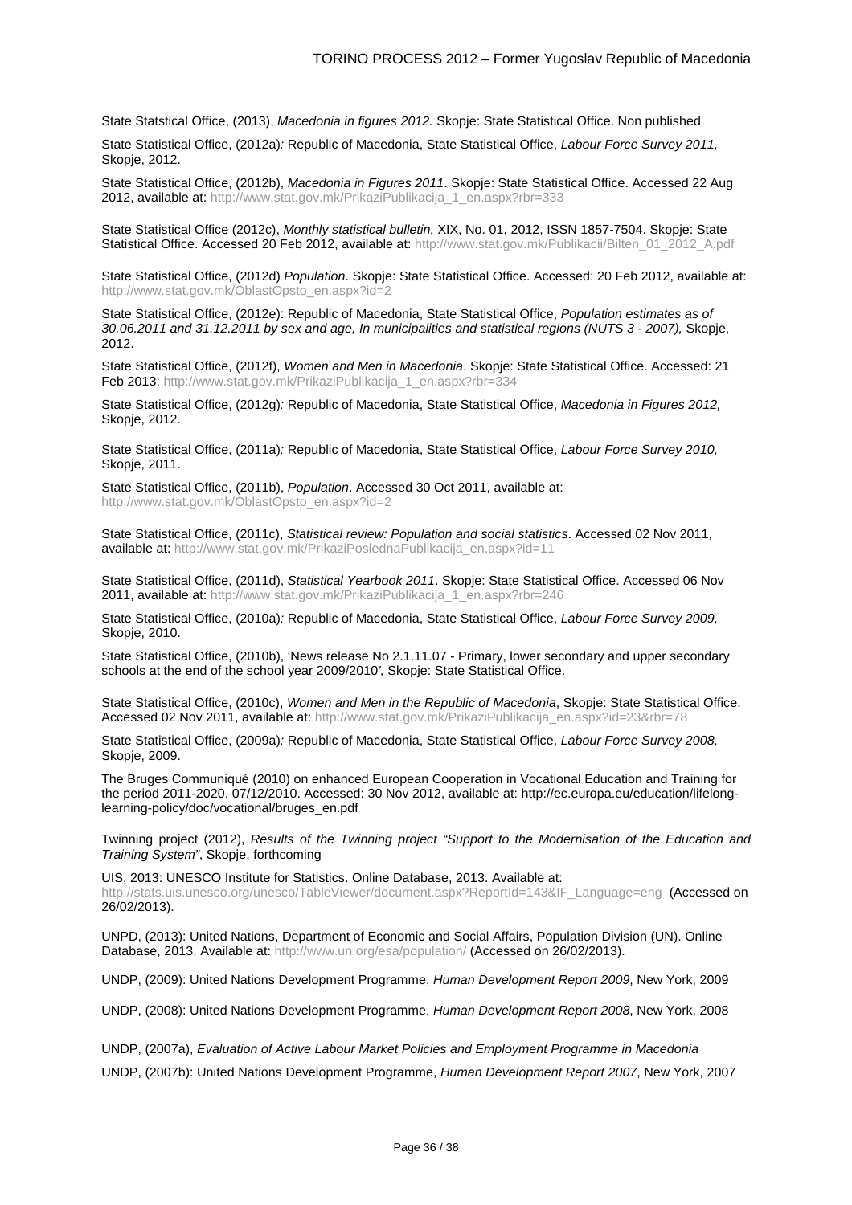State Statstical Office, (2013), *Macedonia in figures 2012.* Skopje: State Statistical Office. Non published

State Statistical Office, (2012a)*:* Republic of Macedonia, State Statistical Office, *Labour Force Survey 2011,* Skopje, 2012.

State Statistical Office, (2012b), *Macedonia in Figures 2011*. Skopje: State Statistical Office. Accessed 22 Aug 2012, available at: http://www.stat.gov.mk/PrikaziPublikacija_1_en.aspx?rbr=333

State Statistical Office (2012c), *Monthly statistical bulletin,* XIX, No. 01, 2012, ISSN 1857-7504. Skopje: State Statistical Office. Accessed 20 Feb 2012, available at: http://www.stat.gov.mk/Publikacii/Bilten_01_2012_A.pdf

State Statistical Office, (2012d) *Population*. Skopje: State Statistical Office. Accessed: 20 Feb 2012, available at: http://www.stat.gov.mk/OblastOpsto_en.aspx?id=2

State Statistical Office, (2012e): Republic of Macedonia, State Statistical Office, *Population estimates as of 30.06.2011 and 31.12.2011 by sex and age, In municipalities and statistical regions (NUTS 3 - 2007),* Skopje, 2012.

State Statistical Office, (2012f), *Women and Men in Macedonia*. Skopje: State Statistical Office. Accessed: 21 Feb 2013: http://www.stat.gov.mk/PrikaziPublikacija_1_en.aspx?rbr=334

State Statistical Office, (2012g)*:* Republic of Macedonia, State Statistical Office, *Macedonia in Figures 2012,* Skopje, 2012.

State Statistical Office, (2011a)*:* Republic of Macedonia, State Statistical Office, *Labour Force Survey 2010,* Skopje, 2011.

State Statistical Office, (2011b), *Population*. Accessed 30 Oct 2011, available at: http://www.stat.gov.mk/OblastOpsto_en.aspx?id=2

State Statistical Office, (2011c), *Statistical review: Population and social statistics*. Accessed 02 Nov 2011, available at: http://www.stat.gov.mk/PrikaziPoslednaPublikacija_en.aspx?id=11

State Statistical Office, (2011d), *Statistical Yearbook 2011*. Skopje: State Statistical Office. Accessed 06 Nov 2011, available at: http://www.stat.gov.mk/PrikaziPublikacija_1_en.aspx?rbr=246

State Statistical Office, (2010a)*:* Republic of Macedonia, State Statistical Office, *Labour Force Survey 2009,* Skopje, 2010.

State Statistical Office, (2010b), 'News release No 2.1.11.07 - Primary, lower secondary and upper secondary schools at the end of the school year 2009/2010*',* Skopje: State Statistical Office.

State Statistical Office, (2010c), *Women and Men in the Republic of Macedonia*, Skopje: State Statistical Office. Accessed 02 Nov 2011, available at: http://www.stat.gov.mk/PrikaziPublikacija_en.aspx?id=23&rbr=78

State Statistical Office, (2009a)*:* Republic of Macedonia, State Statistical Office, *Labour Force Survey 2008,* Skopje, 2009.

The Bruges Communiqué (2010) on enhanced European Cooperation in Vocational Education and Training for the period 2011-2020. 07/12/2010. Accessed: 30 Nov 2012, available at: http://ec.europa.eu/education/lifelong-learning-policy/doc/vocational/bruges_en.pdf

Twinning project (2012), *Results of the Twinning project "Support to the Modernisation of the Education and Training System"*, Skopje, forthcoming

UIS, 2013: UNESCO Institute for Statistics. Online Database, 2013. Available at: http://stats.uis.unesco.org/unesco/TableViewer/document.aspx?ReportId=143&IF_Language=eng (Accessed on 26/02/2013).

UNPD, (2013): United Nations, Department of Economic and Social Affairs, Population Division (UN). Online Database, 2013. Available at: http://www.un.org/esa/population/ (Accessed on 26/02/2013).

UNDP, (2009): United Nations Development Programme, *Human Development Report 2009*, New York, 2009

UNDP, (2008): United Nations Development Programme, *Human Development Report 2008*, New York, 2008

UNDP, (2007a), *Evaluation of Active Labour Market Policies and Employment Programme in Macedonia*

UNDP, (2007b): United Nations Development Programme, *Human Development Report 2007*, New York, 2007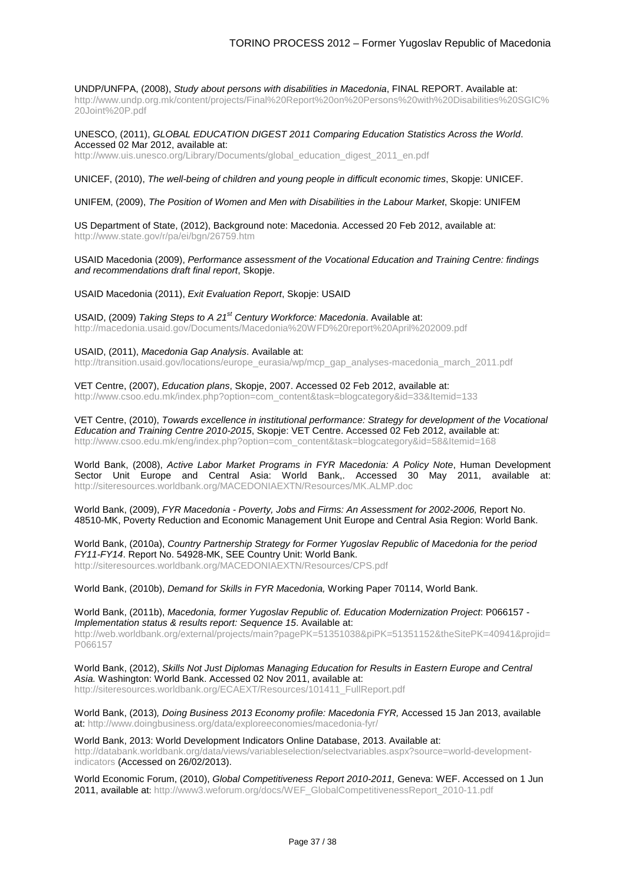UNDP/UNFPA, (2008), *Study about persons with disabilities in Macedonia*, FINAL REPORT. Available at: http://www.undp.org.mk/content/projects/Final%20Report%20on%20Persons%20with%20Disabilities%20SGIC%20Joint%20P.pdf

UNESCO, (2011), *GLOBAL EDUCATION DIGEST 2011 Comparing Education Statistics Across the World*. Accessed 02 Mar 2012, available at: http://www.uis.unesco.org/Library/Documents/global_education_digest_2011_en.pdf

UNICEF, (2010), *The well-being of children and young people in difficult economic times*, Skopje: UNICEF.

UNIFEM, (2009), *The Position of Women and Men with Disabilities in the Labour Market*, Skopje: UNIFEM

US Department of State, (2012), Background note: Macedonia. Accessed 20 Feb 2012, available at: http://www.state.gov/r/pa/ei/bgn/26759.htm

USAID Macedonia (2009), *Performance assessment of the Vocational Education and Training Centre: findings and recommendations draft final report*, Skopje.

USAID Macedonia (2011), *Exit Evaluation Report*, Skopje: USAID

USAID, (2009) *Taking Steps to A 21st Century Workforce: Macedonia*. Available at: http://macedonia.usaid.gov/Documents/Macedonia%20WFD%20report%20April%202009.pdf

USAID, (2011), *Macedonia Gap Analysis*. Available at: http://transition.usaid.gov/locations/europe_eurasia/wp/mcp_gap_analyses-macedonia_march_2011.pdf

VET Centre, (2007), *Education plans*, Skopje, 2007. Accessed 02 Feb 2012, available at: http://www.csoo.edu.mk/index.php?option=com_content&task=blogcategory&id=33&Itemid=133

VET Centre, (2010), *Towards excellence in institutional performance: Strategy for development of the Vocational Education and Training Centre 2010-2015*, Skopje: VET Centre. Accessed 02 Feb 2012, available at: http://www.csoo.edu.mk/eng/index.php?option=com_content&task=blogcategory&id=58&Itemid=168

World Bank, (2008), *Active Labor Market Programs in FYR Macedonia: A Policy Note*, Human Development Sector Unit Europe and Central Asia: World Bank,. Accessed 30 May 2011, available at: http://siteresources.worldbank.org/MACEDONIAEXTN/Resources/MK.ALMP.doc

World Bank, (2009), *FYR Macedonia - Poverty, Jobs and Firms: An Assessment for 2002-2006,* Report No. 48510-MK, Poverty Reduction and Economic Management Unit Europe and Central Asia Region: World Bank.

World Bank, (2010a), *Country Partnership Strategy for Former Yugoslav Republic of Macedonia for the period FY11-FY14*. Report No. 54928-MK, SEE Country Unit: World Bank. http://siteresources.worldbank.org/MACEDONIAEXTN/Resources/CPS.pdf

World Bank, (2010b), *Demand for Skills in FYR Macedonia,* Working Paper 70114, World Bank.

World Bank, (2011b), *Macedonia, former Yugoslav Republic of. Education Modernization Project*: P066157 - *Implementation status & results report: Sequence 15*. Available at: http://web.worldbank.org/external/projects/main?pagePK=51351038&piPK=51351152&theSitePK=40941&projid=P066157

World Bank, (2012), *Skills Not Just Diplomas Managing Education for Results in Eastern Europe and Central Asia.* Washington: World Bank. Accessed 02 Nov 2011, available at: http://siteresources.worldbank.org/ECAEXT/Resources/101411_FullReport.pdf

World Bank, (2013)*, Doing Business 2013 Economy profile: Macedonia FYR,* Accessed 15 Jan 2013, available at: http://www.doingbusiness.org/data/exploreeconomies/macedonia-fyr/

World Bank, 2013: World Development Indicators Online Database, 2013. Available at: http://databank.worldbank.org/data/views/variableselection/selectvariables.aspx?source=world-development-indicators (Accessed on 26/02/2013).

World Economic Forum, (2010), *Global Competitiveness Report 2010-2011,* Geneva: WEF. Accessed on 1 Jun 2011, available at: http://www3.weforum.org/docs/WEF_GlobalCompetitivenessReport_2010-11.pdf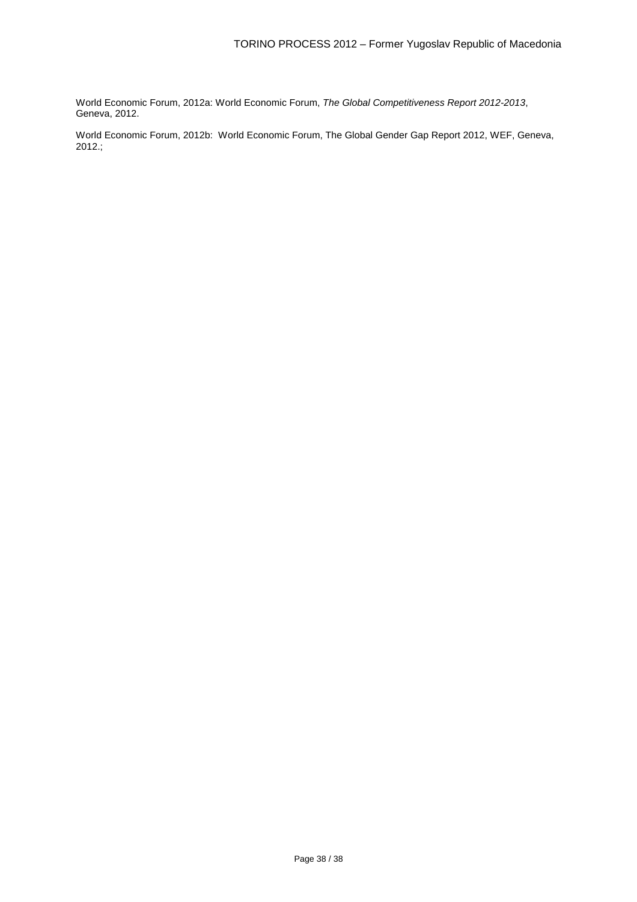World Economic Forum, 2012a: World Economic Forum, *The Global Competitiveness Report 2012-2013*, Geneva, 2012.

World Economic Forum, 2012b: World Economic Forum, The Global Gender Gap Report 2012, WEF, Geneva, 2012.;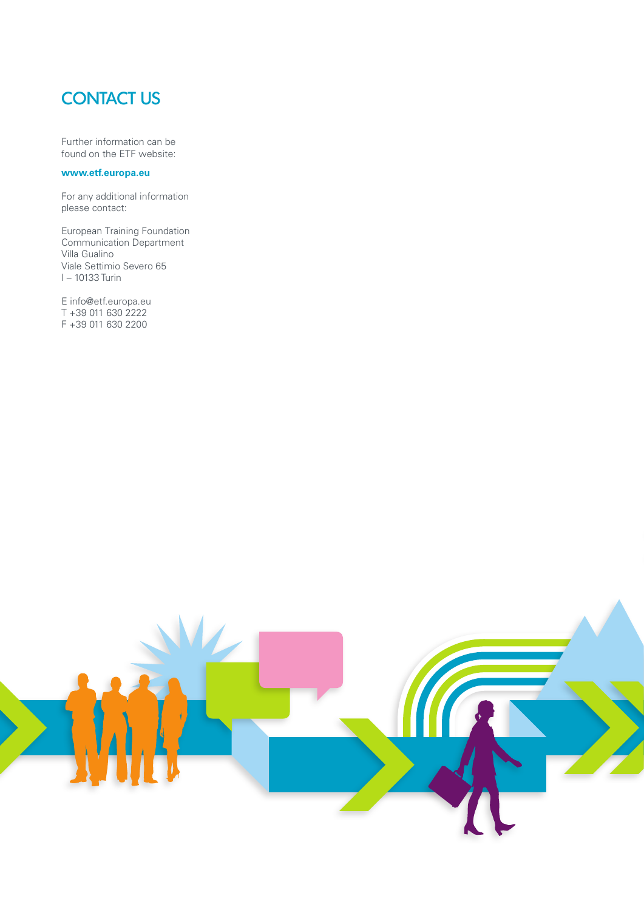# CONTACT US

Further information can be found on the ETF website:

**www.etf.europa.eu**

For any additional information please contact:

European Training Foundation
Communication Department
Villa Gualino
Viale Settimio Severo 65
I – 10133 Turin

E info@etf.europa.eu
T +39 011 630 2222
F +39 011 630 2200